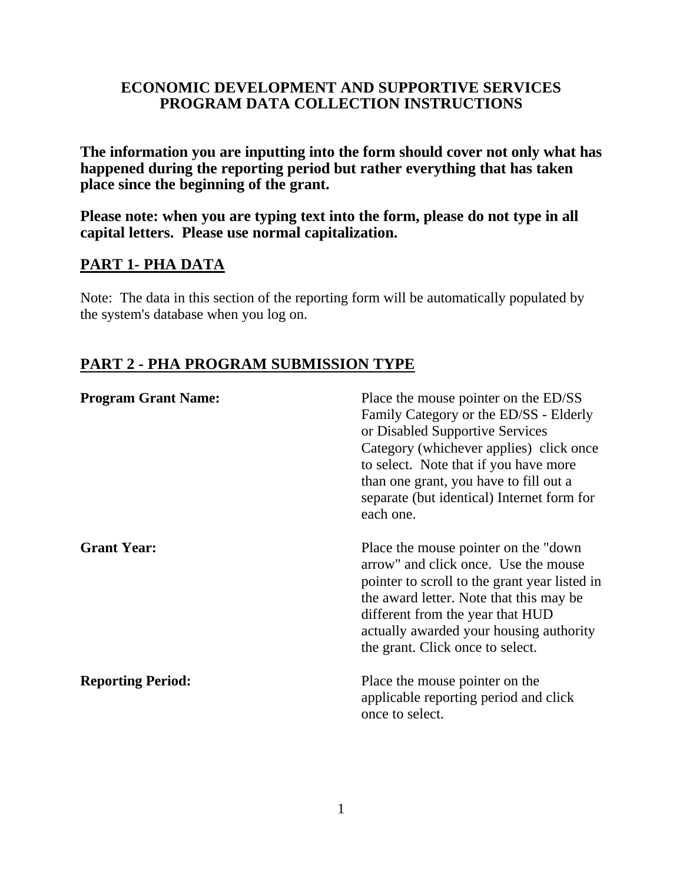# ECONOMIC DEVELOPMENT AND SUPPORTIVE SERVICES PROGRAM DATA COLLECTION INSTRUCTIONS

**The information you are inputting into the form should cover not only what has happened during the reporting period but rather everything that has taken place since the beginning of the grant.**

**Please note: when you are typing text into the form, please do not type in all capital letters. Please use normal capitalization.**

## PART 1- PHA DATA

Note: The data in this section of the reporting form will be automatically populated by the system's database when you log on.

## PART 2 - PHA PROGRAM SUBMISSION TYPE

**Program Grant Name:** Place the mouse pointer on the ED/SS Family Category or the ED/SS - Elderly or Disabled Supportive Services Category (whichever applies) click once to select. Note that if you have more than one grant, you have to fill out a separate (but identical) Internet form for each one.

**Grant Year:** Place the mouse pointer on the "down arrow" and click once. Use the mouse pointer to scroll to the grant year listed in the award letter. Note that this may be different from the year that HUD actually awarded your housing authority the grant. Click once to select.

**Reporting Period:** Place the mouse pointer on the applicable reporting period and click once to select.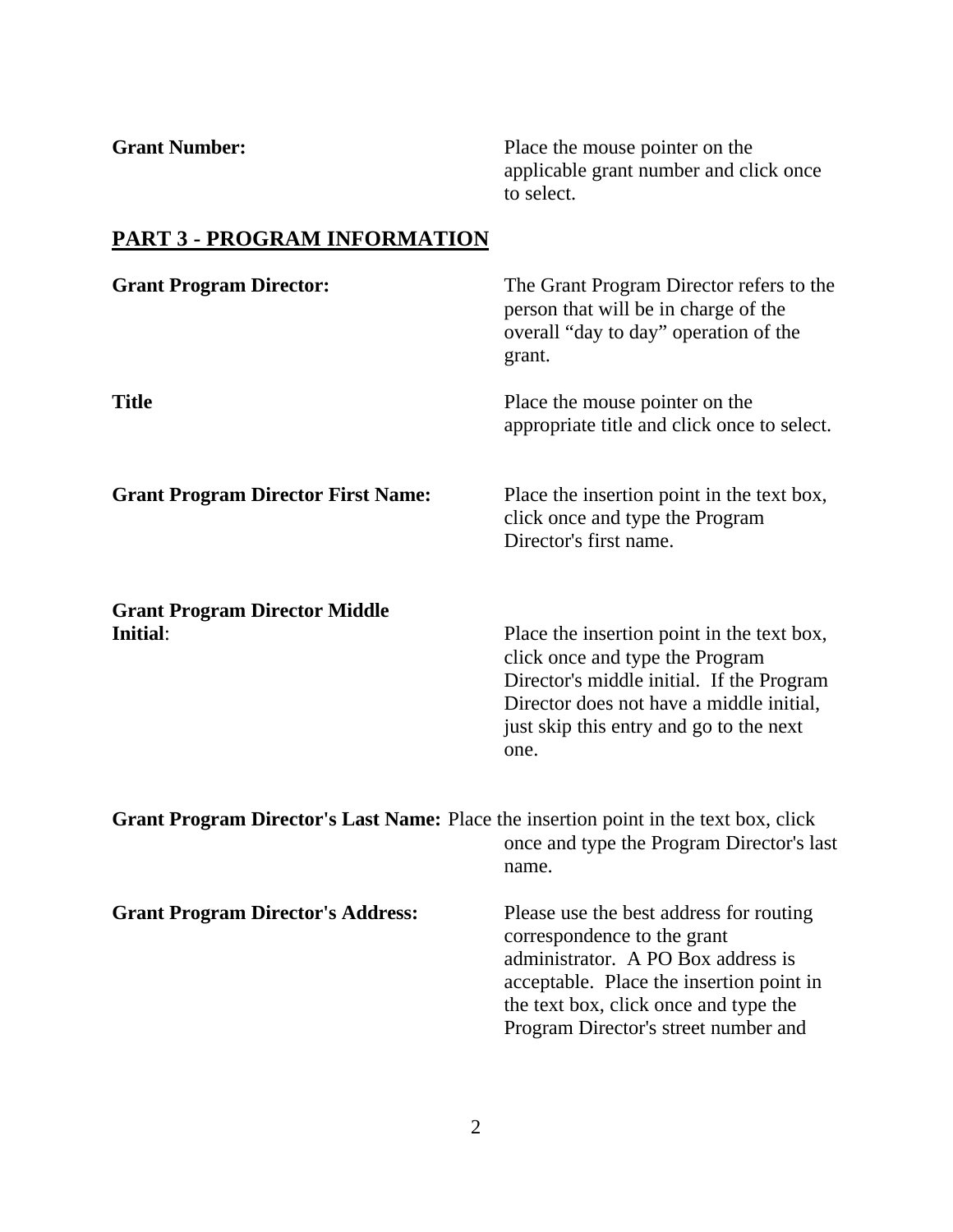**Grant Number:** Place the mouse pointer on the applicable grant number and click once to select.

## PART 3 - PROGRAM INFORMATION

**Grant Program Director:** The Grant Program Director refers to the person that will be in charge of the overall "day to day" operation of the grant.

**Title** Place the mouse pointer on the appropriate title and click once to select.

**Grant Program Director First Name:** Place the insertion point in the text box, click once and type the Program Director's first name.

**Grant Program Director Middle Initial**: Place the insertion point in the text box, click once and type the Program Director's middle initial. If the Program Director does not have a middle initial, just skip this entry and go to the next one.

**Grant Program Director's Last Name:** Place the insertion point in the text box, click once and type the Program Director's last name.

**Grant Program Director's Address:** Please use the best address for routing correspondence to the grant administrator. A PO Box address is acceptable. Place the insertion point in the text box, click once and type the Program Director's street number and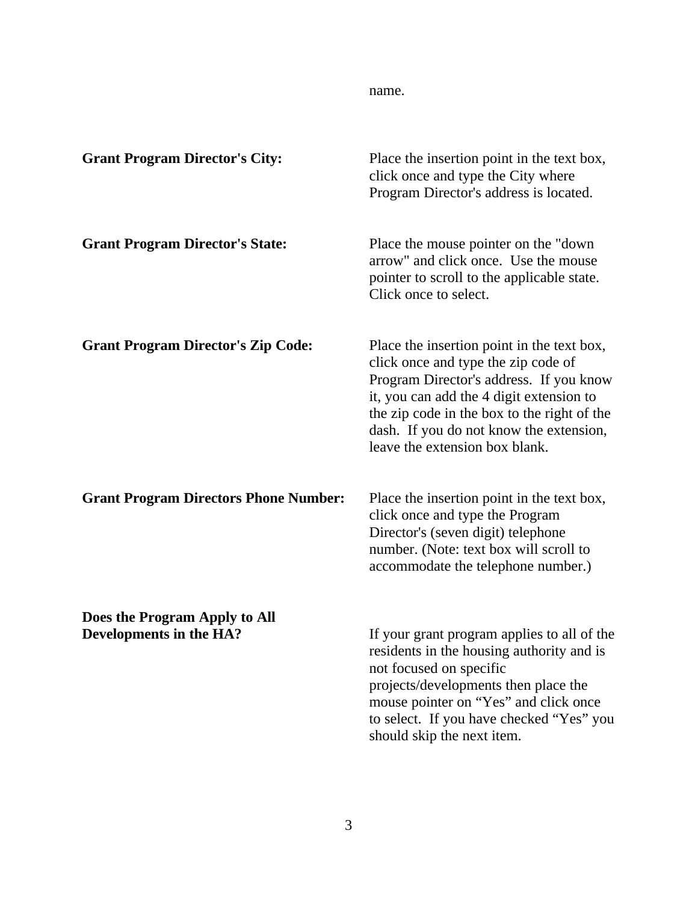name.

**Grant Program Director's City:** Place the insertion point in the text box, click once and type the City where Program Director's address is located.

**Grant Program Director's State:** Place the mouse pointer on the "down arrow" and click once. Use the mouse pointer to scroll to the applicable state. Click once to select.

**Grant Program Director's Zip Code:** Place the insertion point in the text box, click once and type the zip code of Program Director's address. If you know it, you can add the 4 digit extension to the zip code in the box to the right of the dash. If you do not know the extension, leave the extension box blank.

**Grant Program Directors Phone Number:** Place the insertion point in the text box, click once and type the Program Director's (seven digit) telephone number. (Note: text box will scroll to accommodate the telephone number.)

**Does the Program Apply to All Developments in the HA?** If your grant program applies to all of the residents in the housing authority and is not focused on specific projects/developments then place the mouse pointer on "Yes" and click once to select. If you have checked "Yes" you should skip the next item.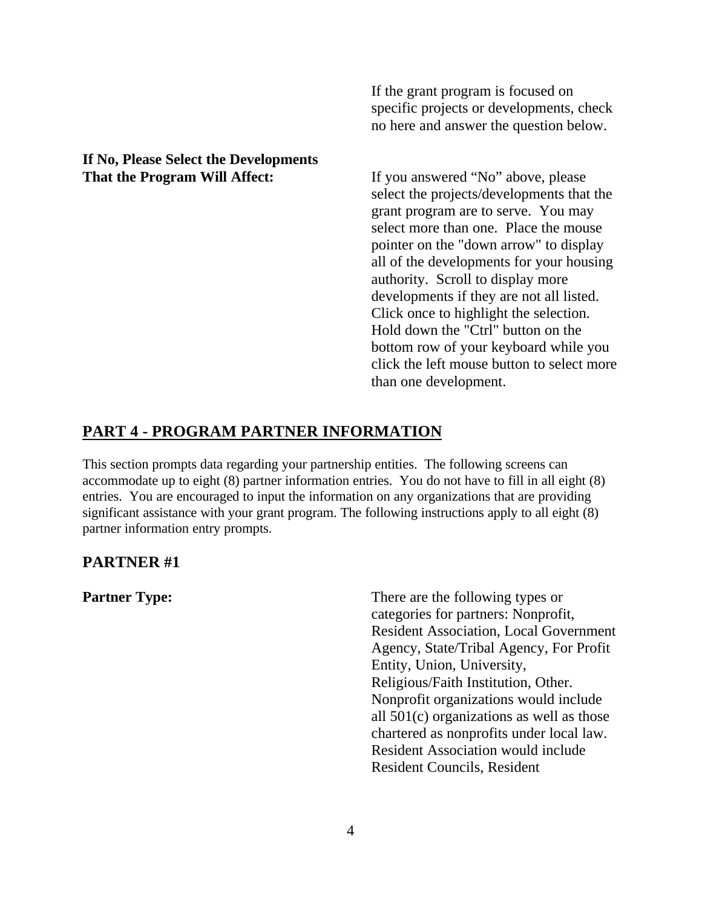If the grant program is focused on specific projects or developments, check no here and answer the question below.

**If No, Please Select the Developments That the Program Will Affect:**

If you answered "No" above, please select the projects/developments that the grant program are to serve. You may select more than one. Place the mouse pointer on the "down arrow" to display all of the developments for your housing authority. Scroll to display more developments if they are not all listed. Click once to highlight the selection. Hold down the "Ctrl" button on the bottom row of your keyboard while you click the left mouse button to select more than one development.

## PART 4 - PROGRAM PARTNER INFORMATION

This section prompts data regarding your partnership entities. The following screens can accommodate up to eight (8) partner information entries. You do not have to fill in all eight (8) entries. You are encouraged to input the information on any organizations that are providing significant assistance with your grant program. The following instructions apply to all eight (8) partner information entry prompts.

### PARTNER #1

**Partner Type:**

There are the following types or categories for partners: Nonprofit, Resident Association, Local Government Agency, State/Tribal Agency, For Profit Entity, Union, University, Religious/Faith Institution, Other. Nonprofit organizations would include all 501(c) organizations as well as those chartered as nonprofits under local law. Resident Association would include Resident Councils, Resident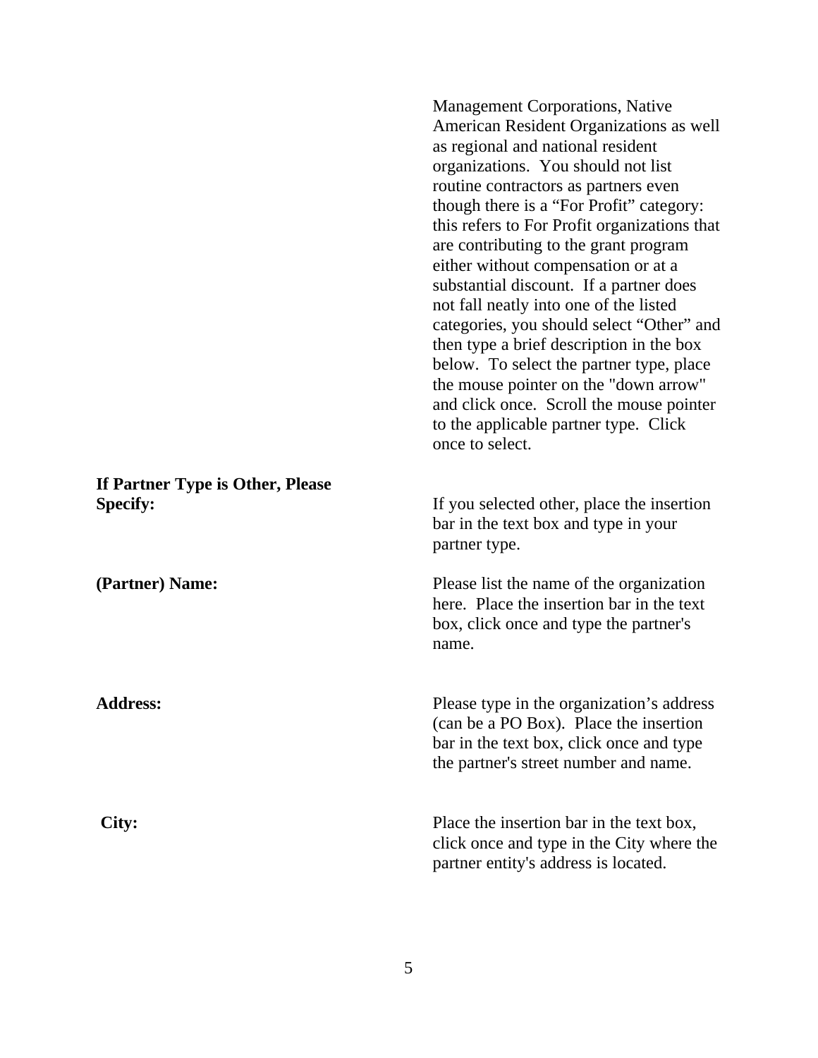| | |
|---|---|
| | Management Corporations, Native American Resident Organizations as well as regional and national resident organizations. You should not list routine contractors as partners even though there is a "For Profit" category: this refers to For Profit organizations that are contributing to the grant program either without compensation or at a substantial discount. If a partner does not fall neatly into one of the listed categories, you should select "Other" and then type a brief description in the box below. To select the partner type, place the mouse pointer on the "down arrow" and click once. Scroll the mouse pointer to the applicable partner type. Click once to select. |
| **If Partner Type is Other, Please Specify:** | If you selected other, place the insertion bar in the text box and type in your partner type. |
| **(Partner) Name:** | Please list the name of the organization here. Place the insertion bar in the text box, click once and type the partner's name. |
| **Address:** | Please type in the organization's address (can be a PO Box). Place the insertion bar in the text box, click once and type the partner's street number and name. |
| **City:** | Place the insertion bar in the text box, click once and type in the City where the partner entity's address is located. |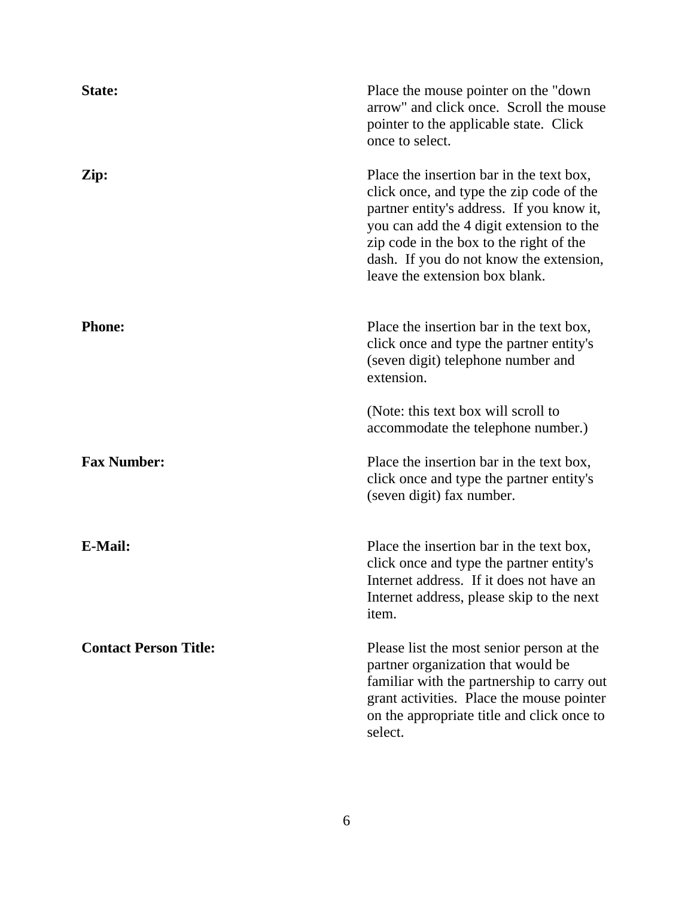**State:** Place the mouse pointer on the "down arrow" and click once. Scroll the mouse pointer to the applicable state. Click once to select.

**Zip:** Place the insertion bar in the text box, click once, and type the zip code of the partner entity's address. If you know it, you can add the 4 digit extension to the zip code in the box to the right of the dash. If you do not know the extension, leave the extension box blank.

**Phone:** Place the insertion bar in the text box, click once and type the partner entity's (seven digit) telephone number and extension.

(Note: this text box will scroll to accommodate the telephone number.)

**Fax Number:** Place the insertion bar in the text box, click once and type the partner entity's (seven digit) fax number.

**E-Mail:** Place the insertion bar in the text box, click once and type the partner entity's Internet address. If it does not have an Internet address, please skip to the next item.

**Contact Person Title:** Please list the most senior person at the partner organization that would be familiar with the partnership to carry out grant activities. Place the mouse pointer on the appropriate title and click once to select.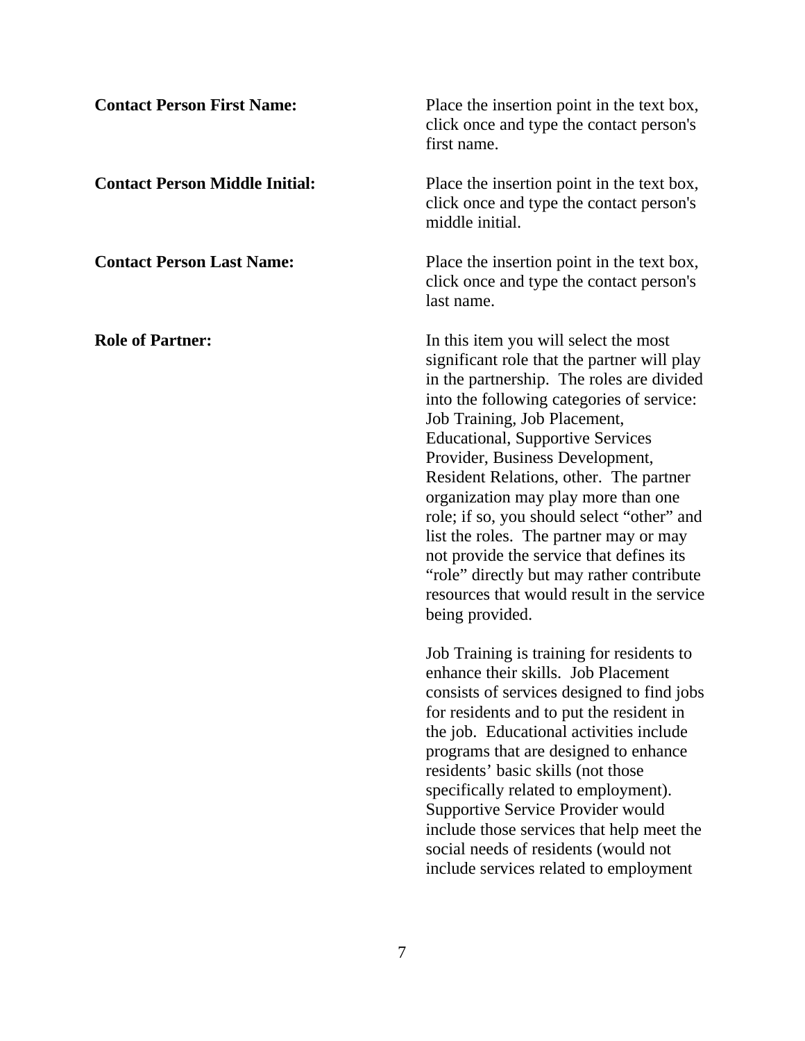**Contact Person First Name:** Place the insertion point in the text box, click once and type the contact person's first name.

**Contact Person Middle Initial:** Place the insertion point in the text box, click once and type the contact person's middle initial.

**Contact Person Last Name:** Place the insertion point in the text box, click once and type the contact person's last name.

**Role of Partner:** In this item you will select the most significant role that the partner will play in the partnership. The roles are divided into the following categories of service: Job Training, Job Placement, Educational, Supportive Services Provider, Business Development, Resident Relations, other. The partner organization may play more than one role; if so, you should select "other" and list the roles. The partner may or may not provide the service that defines its "role" directly but may rather contribute resources that would result in the service being provided.

Job Training is training for residents to enhance their skills. Job Placement consists of services designed to find jobs for residents and to put the resident in the job. Educational activities include programs that are designed to enhance residents' basic skills (not those specifically related to employment). Supportive Service Provider would include those services that help meet the social needs of residents (would not include services related to employment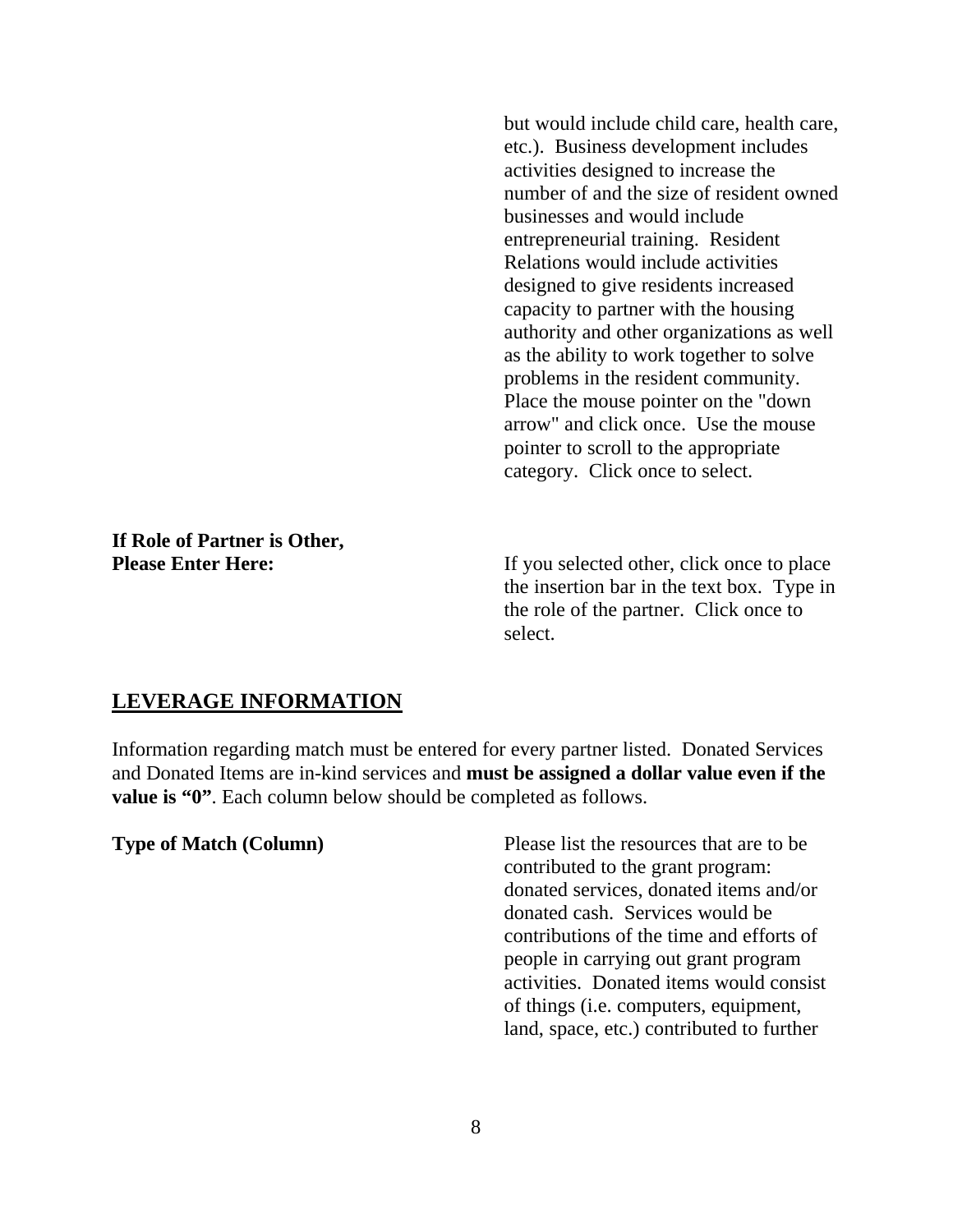but would include child care, health care, etc.). Business development includes activities designed to increase the number of and the size of resident owned businesses and would include entrepreneurial training. Resident Relations would include activities designed to give residents increased capacity to partner with the housing authority and other organizations as well as the ability to work together to solve problems in the resident community. Place the mouse pointer on the "down arrow" and click once. Use the mouse pointer to scroll to the appropriate category. Click once to select.

**If Role of Partner is Other, Please Enter Here:**

If you selected other, click once to place the insertion bar in the text box. Type in the role of the partner. Click once to select.

## LEVERAGE INFORMATION

Information regarding match must be entered for every partner listed. Donated Services and Donated Items are in-kind services and **must be assigned a dollar value even if the value is "0"**. Each column below should be completed as follows.

**Type of Match (Column)**

Please list the resources that are to be contributed to the grant program: donated services, donated items and/or donated cash. Services would be contributions of the time and efforts of people in carrying out grant program activities. Donated items would consist of things (i.e. computers, equipment, land, space, etc.) contributed to further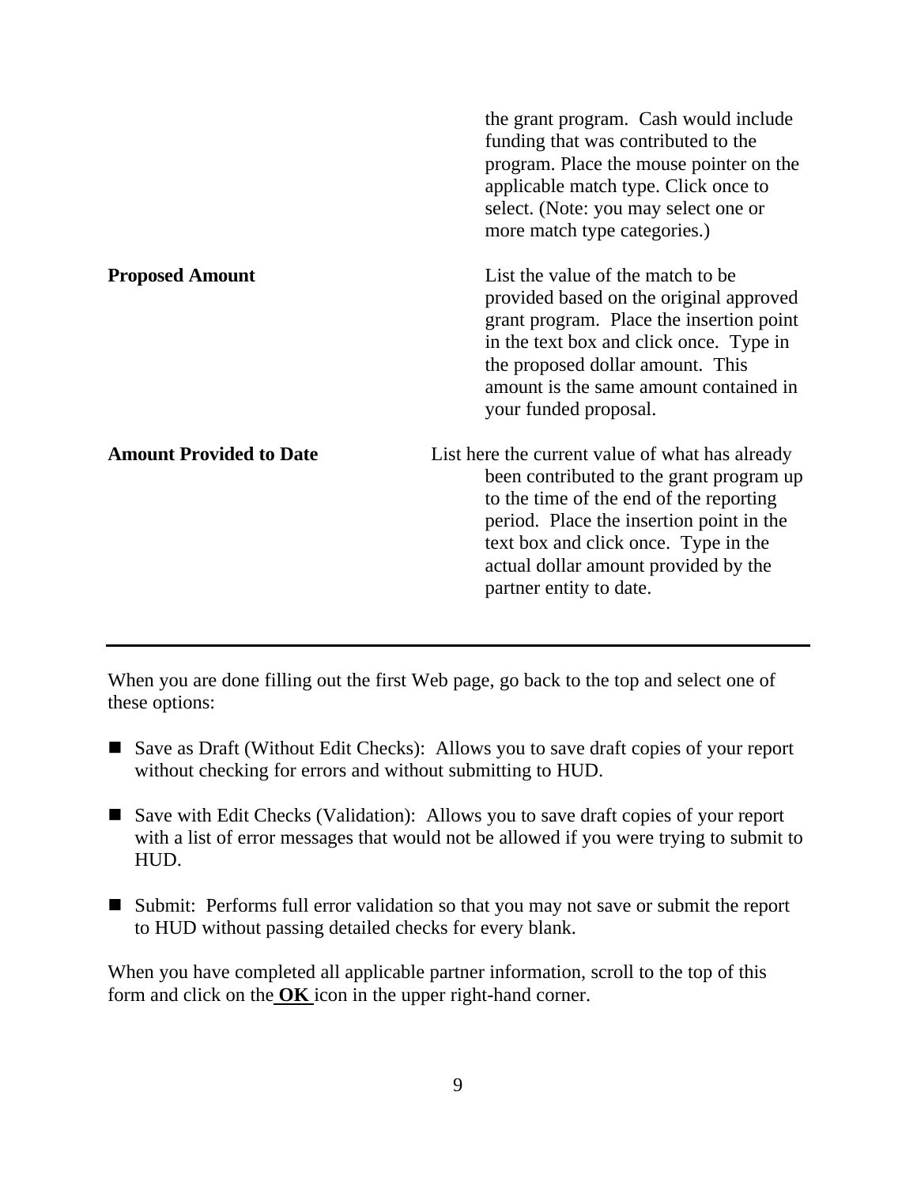the grant program. Cash would include funding that was contributed to the program. Place the mouse pointer on the applicable match type. Click once to select. (Note: you may select one or more match type categories.)

**Proposed Amount**

List the value of the match to be provided based on the original approved grant program. Place the insertion point in the text box and click once. Type in the proposed dollar amount. This amount is the same amount contained in your funded proposal.

**Amount Provided to Date**

List here the current value of what has already been contributed to the grant program up to the time of the end of the reporting period. Place the insertion point in the text box and click once. Type in the actual dollar amount provided by the partner entity to date.

---

When you are done filling out the first Web page, go back to the top and select one of these options:

- Save as Draft (Without Edit Checks): Allows you to save draft copies of your report without checking for errors and without submitting to HUD.
- Save with Edit Checks (Validation): Allows you to save draft copies of your report with a list of error messages that would not be allowed if you were trying to submit to HUD.
- Submit: Performs full error validation so that you may not save or submit the report to HUD without passing detailed checks for every blank.

When you have completed all applicable partner information, scroll to the top of this form and click on the **OK** icon in the upper right-hand corner.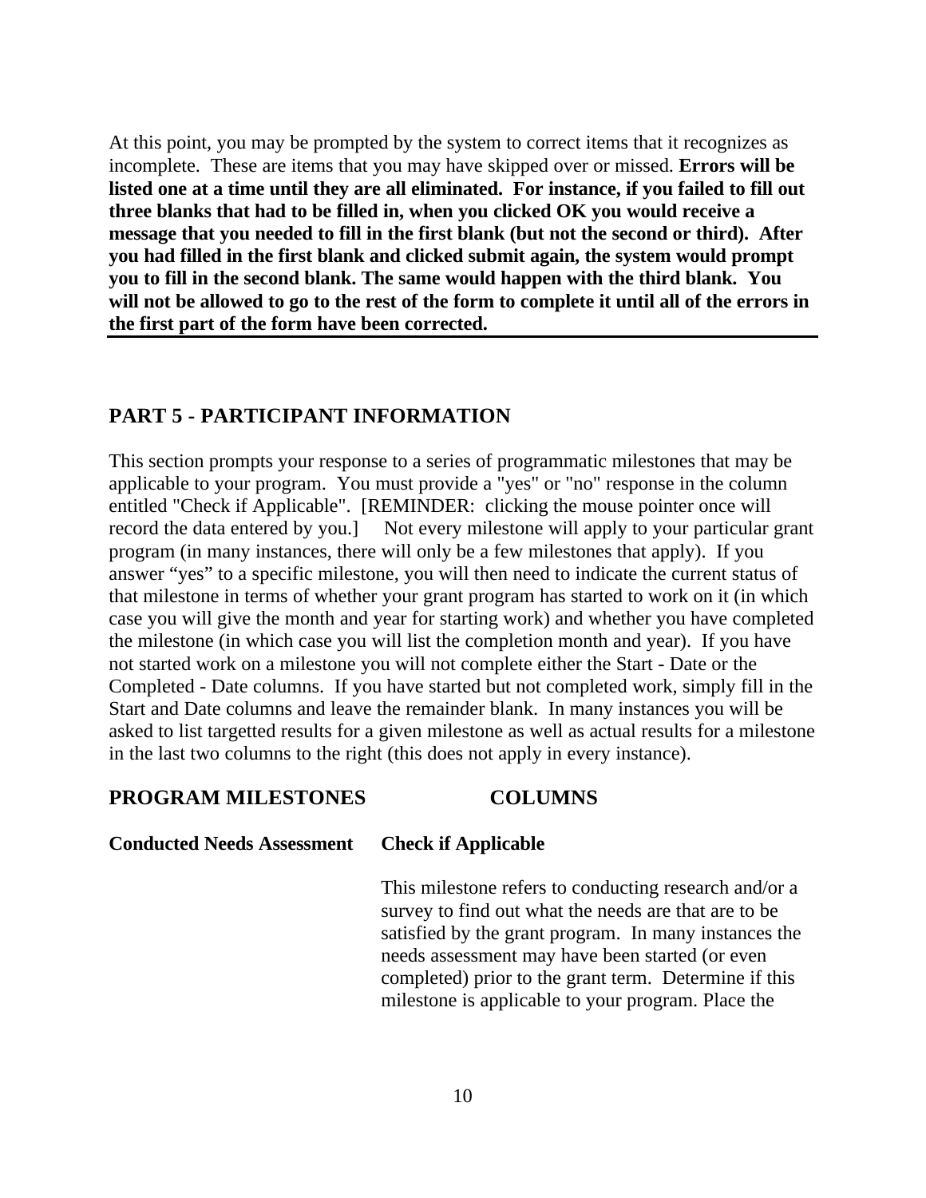At this point, you may be prompted by the system to correct items that it recognizes as incomplete. These are items that you may have skipped over or missed. **Errors will be listed one at a time until they are all eliminated. For instance, if you failed to fill out three blanks that had to be filled in, when you clicked OK you would receive a message that you needed to fill in the first blank (but not the second or third). After you had filled in the first blank and clicked submit again, the system would prompt you to fill in the second blank. The same would happen with the third blank. You will not be allowed to go to the rest of the form to complete it until all of the errors in the first part of the form have been corrected.**

---

## PART 5 - PARTICIPANT INFORMATION

This section prompts your response to a series of programmatic milestones that may be applicable to your program. You must provide a "yes" or "no" response in the column entitled "Check if Applicable". [REMINDER: clicking the mouse pointer once will record the data entered by you.] Not every milestone will apply to your particular grant program (in many instances, there will only be a few milestones that apply). If you answer "yes" to a specific milestone, you will then need to indicate the current status of that milestone in terms of whether your grant program has started to work on it (in which case you will give the month and year for starting work) and whether you have completed the milestone (in which case you will list the completion month and year). If you have not started work on a milestone you will not complete either the Start - Date or the Completed - Date columns. If you have started but not completed work, simply fill in the Start and Date columns and leave the remainder blank. In many instances you will be asked to list targetted results for a given milestone as well as actual results for a milestone in the last two columns to the right (this does not apply in every instance).

| **PROGRAM MILESTONES** | **COLUMNS** |
|---|---|
| **Conducted Needs Assessment** | **Check if Applicable** |
| | This milestone refers to conducting research and/or a survey to find out what the needs are that are to be satisfied by the grant program. In many instances the needs assessment may have been started (or even completed) prior to the grant term. Determine if this milestone is applicable to your program. Place the |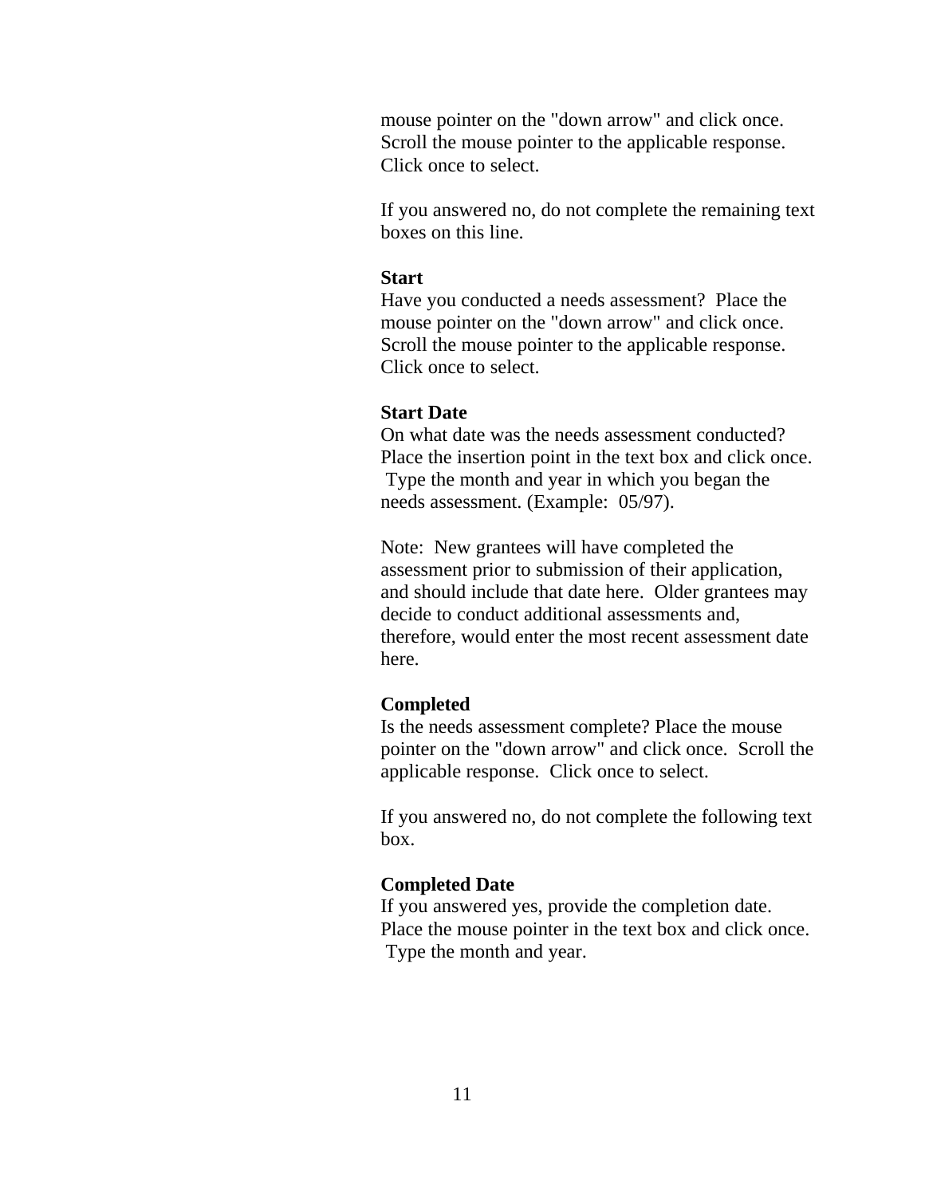mouse pointer on the "down arrow" and click once. Scroll the mouse pointer to the applicable response. Click once to select.

If you answered no, do not complete the remaining text boxes on this line.

**Start**
Have you conducted a needs assessment? Place the mouse pointer on the "down arrow" and click once. Scroll the mouse pointer to the applicable response. Click once to select.

**Start Date**
On what date was the needs assessment conducted? Place the insertion point in the text box and click once. Type the month and year in which you began the needs assessment. (Example: 05/97).

Note: New grantees will have completed the assessment prior to submission of their application, and should include that date here. Older grantees may decide to conduct additional assessments and, therefore, would enter the most recent assessment date here.

**Completed**
Is the needs assessment complete? Place the mouse pointer on the "down arrow" and click once. Scroll the applicable response. Click once to select.

If you answered no, do not complete the following text box.

**Completed Date**
If you answered yes, provide the completion date. Place the mouse pointer in the text box and click once. Type the month and year.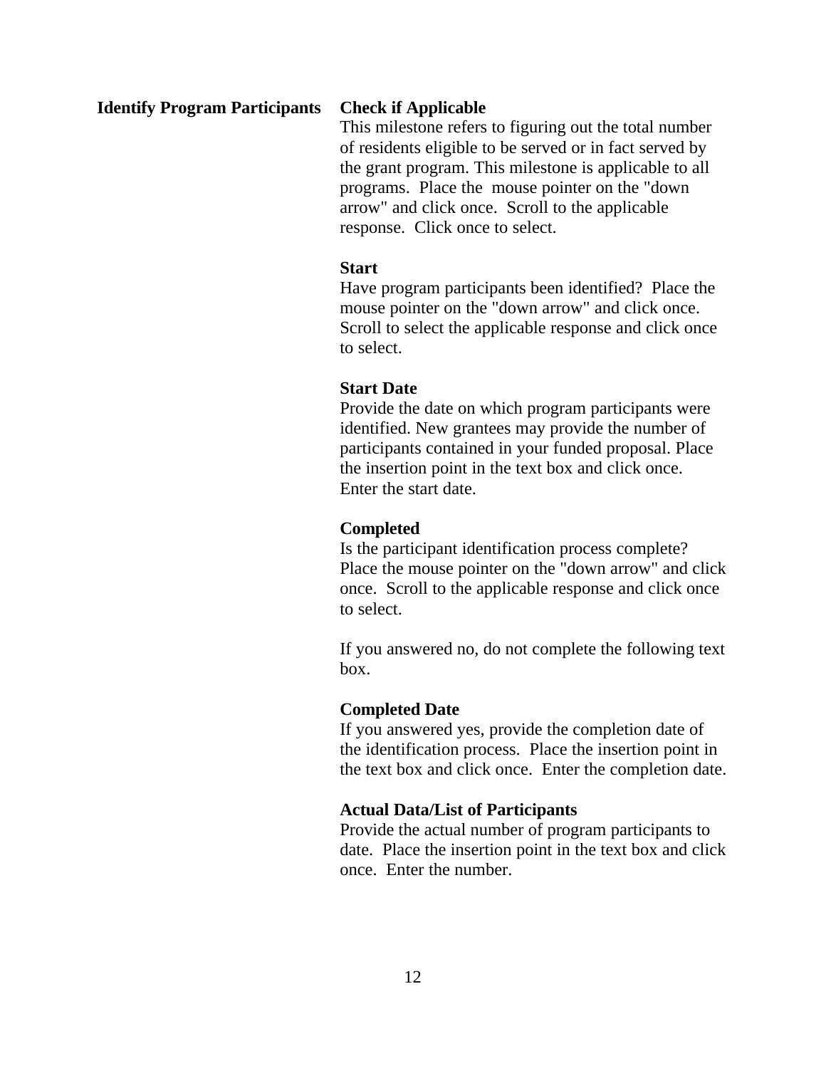**Identify Program Participants**

**Check if Applicable**
This milestone refers to figuring out the total number of residents eligible to be served or in fact served by the grant program. This milestone is applicable to all programs. Place the mouse pointer on the "down arrow" and click once. Scroll to the applicable response. Click once to select.

**Start**
Have program participants been identified? Place the mouse pointer on the "down arrow" and click once. Scroll to select the applicable response and click once to select.

**Start Date**
Provide the date on which program participants were identified. New grantees may provide the number of participants contained in your funded proposal. Place the insertion point in the text box and click once. Enter the start date.

**Completed**
Is the participant identification process complete? Place the mouse pointer on the "down arrow" and click once. Scroll to the applicable response and click once to select.

If you answered no, do not complete the following text box.

**Completed Date**
If you answered yes, provide the completion date of the identification process. Place the insertion point in the text box and click once. Enter the completion date.

**Actual Data/List of Participants**
Provide the actual number of program participants to date. Place the insertion point in the text box and click once. Enter the number.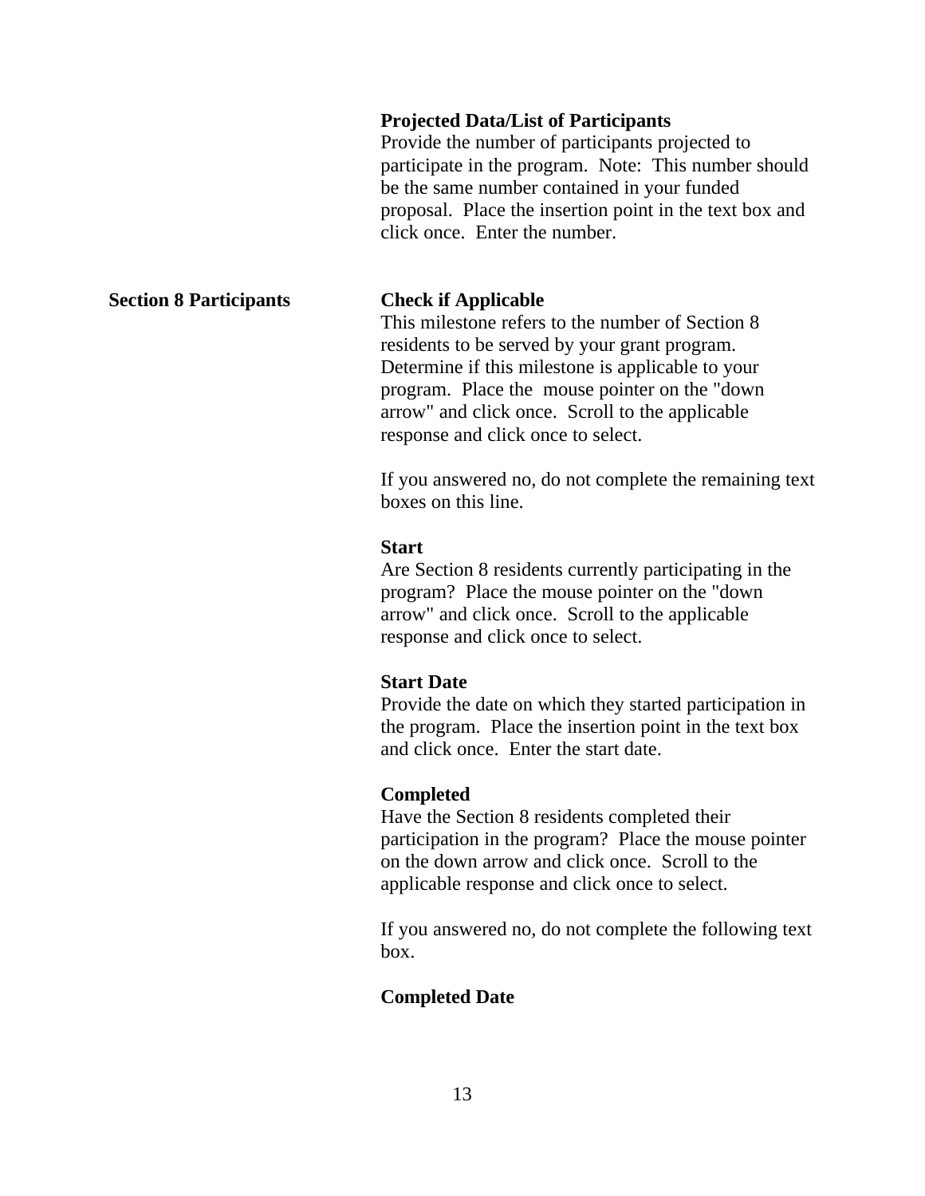**Projected Data/List of Participants**
Provide the number of participants projected to participate in the program. Note: This number should be the same number contained in your funded proposal. Place the insertion point in the text box and click once. Enter the number.

**Section 8 Participants**

**Check if Applicable**
This milestone refers to the number of Section 8 residents to be served by your grant program. Determine if this milestone is applicable to your program. Place the mouse pointer on the "down arrow" and click once. Scroll to the applicable response and click once to select.

If you answered no, do not complete the remaining text boxes on this line.

**Start**
Are Section 8 residents currently participating in the program? Place the mouse pointer on the "down arrow" and click once. Scroll to the applicable response and click once to select.

**Start Date**
Provide the date on which they started participation in the program. Place the insertion point in the text box and click once. Enter the start date.

**Completed**
Have the Section 8 residents completed their participation in the program? Place the mouse pointer on the down arrow and click once. Scroll to the applicable response and click once to select.

If you answered no, do not complete the following text box.

**Completed Date**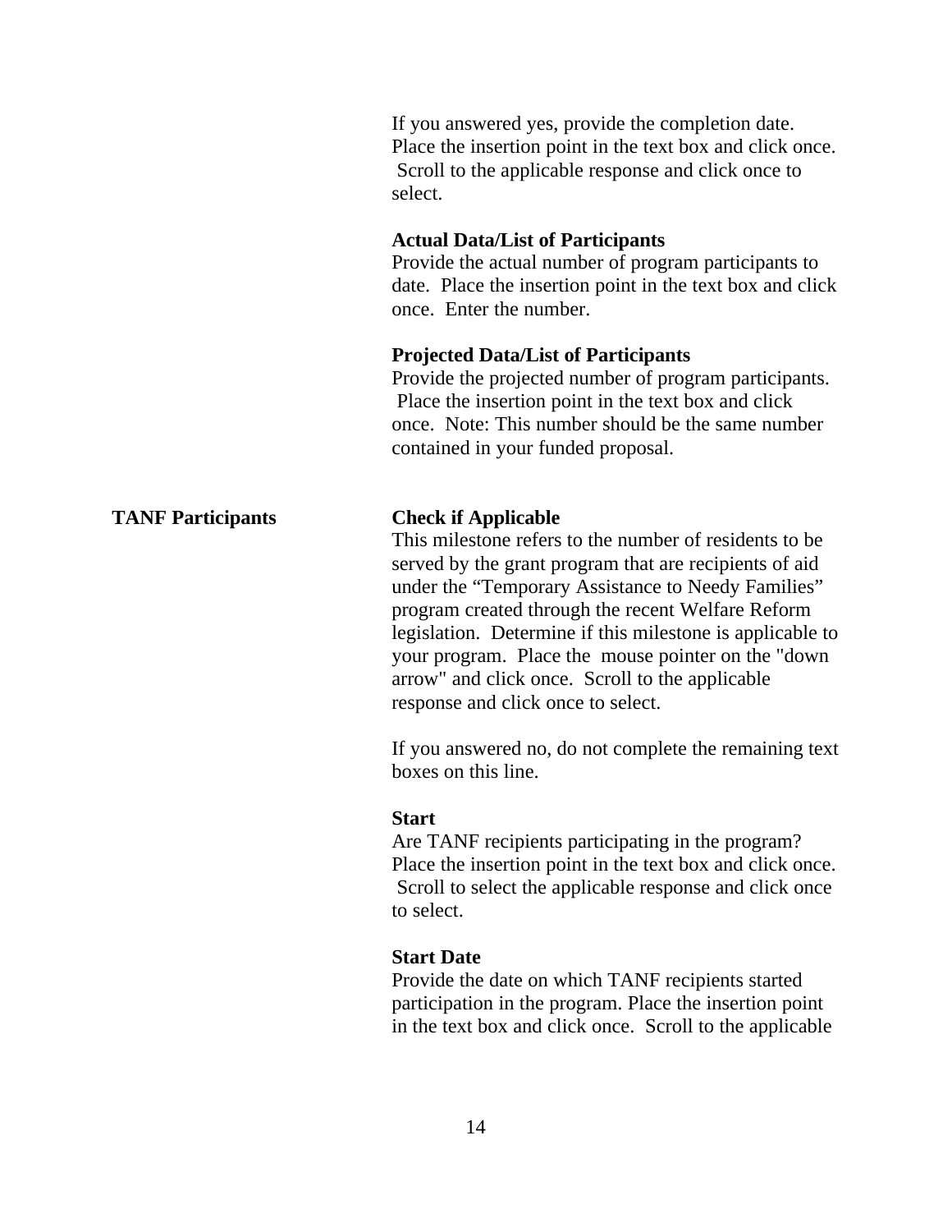If you answered yes, provide the completion date. Place the insertion point in the text box and click once. Scroll to the applicable response and click once to select.

**Actual Data/List of Participants**
Provide the actual number of program participants to date. Place the insertion point in the text box and click once. Enter the number.

**Projected Data/List of Participants**
Provide the projected number of program participants. Place the insertion point in the text box and click once. Note: This number should be the same number contained in your funded proposal.

**TANF Participants**

**Check if Applicable**
This milestone refers to the number of residents to be served by the grant program that are recipients of aid under the "Temporary Assistance to Needy Families" program created through the recent Welfare Reform legislation. Determine if this milestone is applicable to your program. Place the mouse pointer on the "down arrow" and click once. Scroll to the applicable response and click once to select.

If you answered no, do not complete the remaining text boxes on this line.

**Start**
Are TANF recipients participating in the program? Place the insertion point in the text box and click once. Scroll to select the applicable response and click once to select.

**Start Date**
Provide the date on which TANF recipients started participation in the program. Place the insertion point in the text box and click once. Scroll to the applicable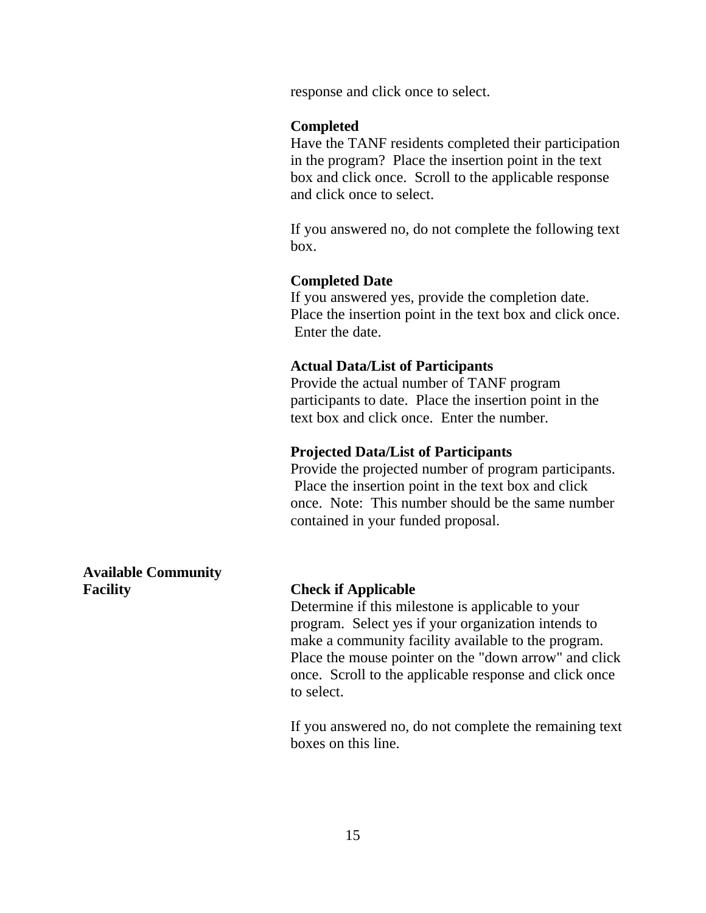response and click once to select.

**Completed**
Have the TANF residents completed their participation in the program? Place the insertion point in the text box and click once. Scroll to the applicable response and click once to select.

If you answered no, do not complete the following text box.

**Completed Date**
If you answered yes, provide the completion date. Place the insertion point in the text box and click once. Enter the date.

**Actual Data/List of Participants**
Provide the actual number of TANF program participants to date. Place the insertion point in the text box and click once. Enter the number.

**Projected Data/List of Participants**
Provide the projected number of program participants. Place the insertion point in the text box and click once. Note: This number should be the same number contained in your funded proposal.

**Available Community Facility**

**Check if Applicable**
Determine if this milestone is applicable to your program. Select yes if your organization intends to make a community facility available to the program. Place the mouse pointer on the "down arrow" and click once. Scroll to the applicable response and click once to select.

If you answered no, do not complete the remaining text boxes on this line.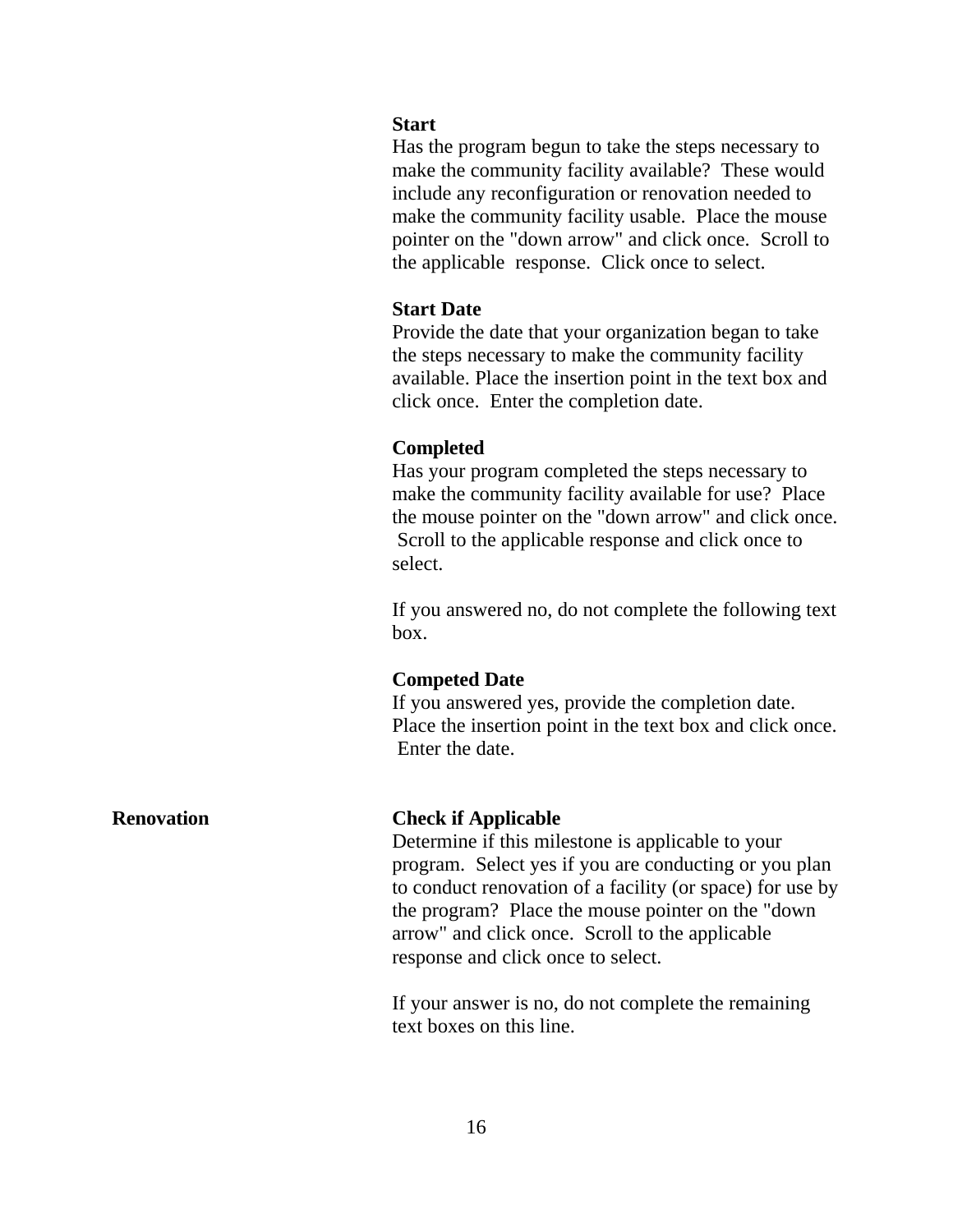**Start**
Has the program begun to take the steps necessary to make the community facility available? These would include any reconfiguration or renovation needed to make the community facility usable. Place the mouse pointer on the "down arrow" and click once. Scroll to the applicable response. Click once to select.

**Start Date**
Provide the date that your organization began to take the steps necessary to make the community facility available. Place the insertion point in the text box and click once. Enter the completion date.

**Completed**
Has your program completed the steps necessary to make the community facility available for use? Place the mouse pointer on the "down arrow" and click once. Scroll to the applicable response and click once to select.

If you answered no, do not complete the following text box.

**Competed Date**
If you answered yes, provide the completion date. Place the insertion point in the text box and click once. Enter the date.

**Renovation**

**Check if Applicable**
Determine if this milestone is applicable to your program. Select yes if you are conducting or you plan to conduct renovation of a facility (or space) for use by the program? Place the mouse pointer on the "down arrow" and click once. Scroll to the applicable response and click once to select.

If your answer is no, do not complete the remaining text boxes on this line.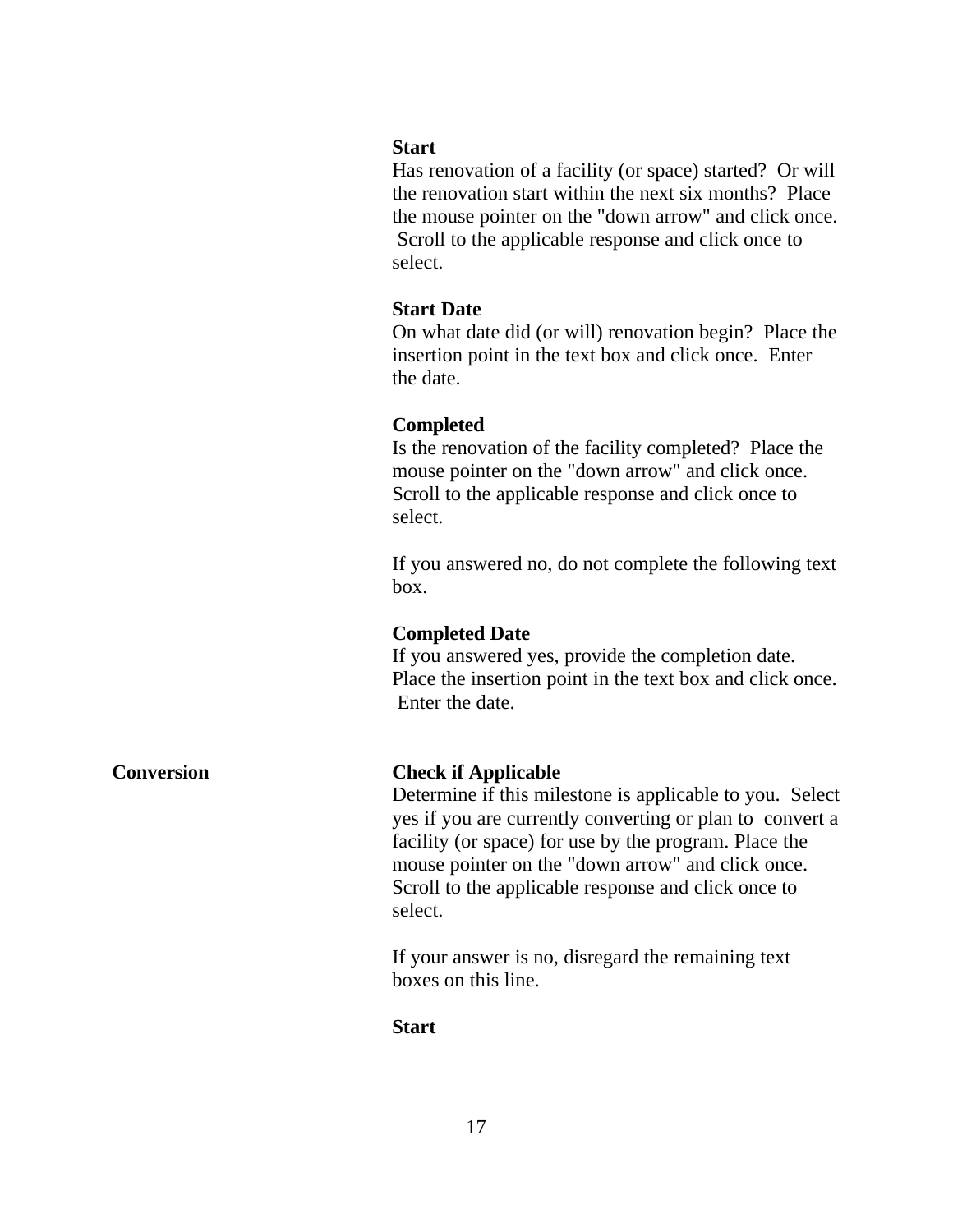**Start**
Has renovation of a facility (or space) started? Or will the renovation start within the next six months? Place the mouse pointer on the "down arrow" and click once. Scroll to the applicable response and click once to select.

**Start Date**
On what date did (or will) renovation begin? Place the insertion point in the text box and click once. Enter the date.

**Completed**
Is the renovation of the facility completed? Place the mouse pointer on the "down arrow" and click once. Scroll to the applicable response and click once to select.

If you answered no, do not complete the following text box.

**Completed Date**
If you answered yes, provide the completion date. Place the insertion point in the text box and click once. Enter the date.

**Conversion**

**Check if Applicable**
Determine if this milestone is applicable to you. Select yes if you are currently converting or plan to convert a facility (or space) for use by the program. Place the mouse pointer on the "down arrow" and click once. Scroll to the applicable response and click once to select.

If your answer is no, disregard the remaining text boxes on this line.

**Start**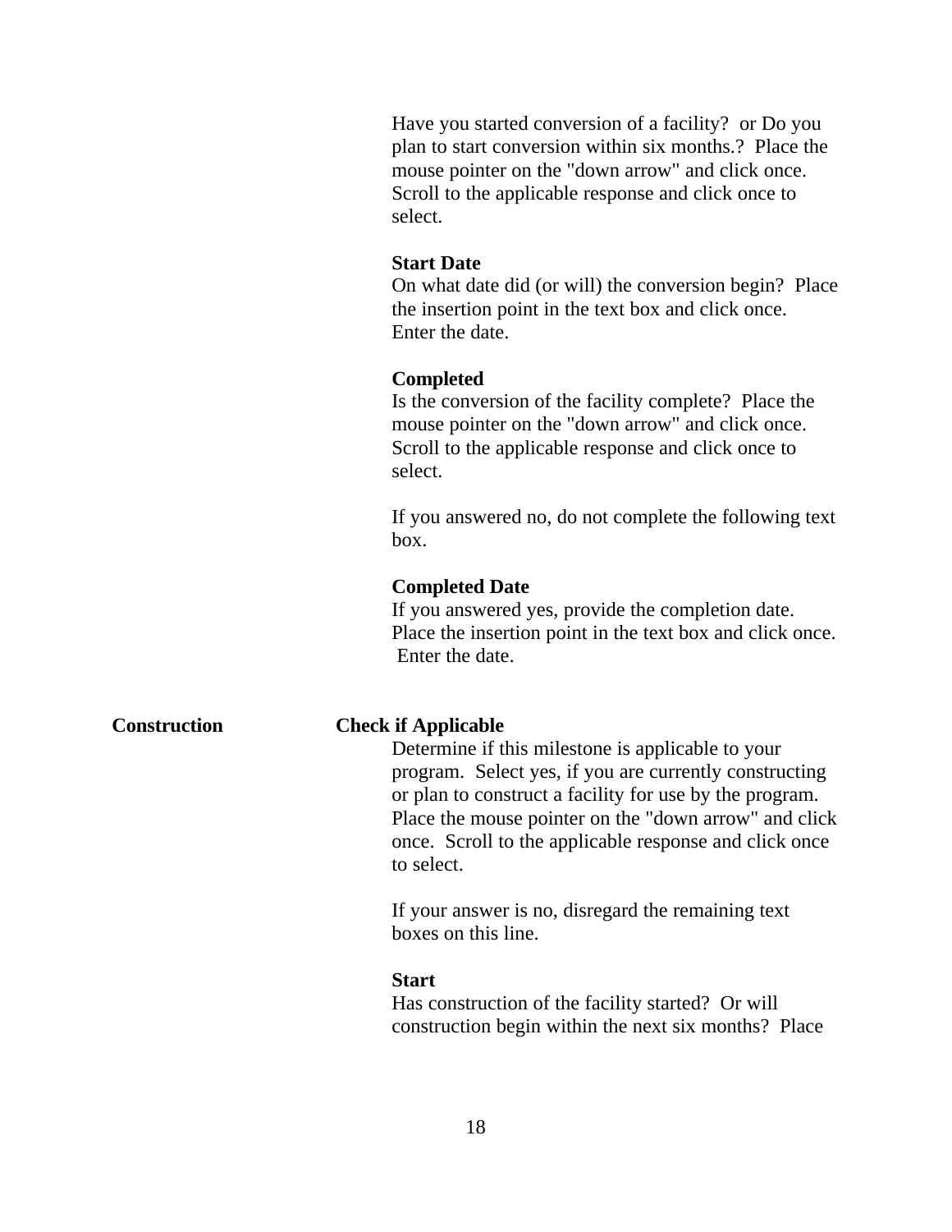Have you started conversion of a facility?  or Do you plan to start conversion within six months.?  Place the mouse pointer on the "down arrow" and click once.  Scroll to the applicable response and click once to select.

**Start Date**
On what date did (or will) the conversion begin?  Place the insertion point in the text box and click once.  Enter the date.

**Completed**
Is the conversion of the facility complete?  Place the mouse pointer on the "down arrow" and click once.  Scroll to the applicable response and click once to select.

If you answered no, do not complete the following text box.

**Completed Date**
If you answered yes, provide the completion date.  Place the insertion point in the text box and click once.  Enter the date.

**Construction**

**Check if Applicable**
Determine if this milestone is applicable to your program.  Select yes, if you are currently constructing or plan to construct a facility for use by the program.  Place the mouse pointer on the "down arrow" and click once.  Scroll to the applicable response and click once to select.

If your answer is no, disregard the remaining text boxes on this line.

**Start**
Has construction of the facility started?  Or will construction begin within the next six months?  Place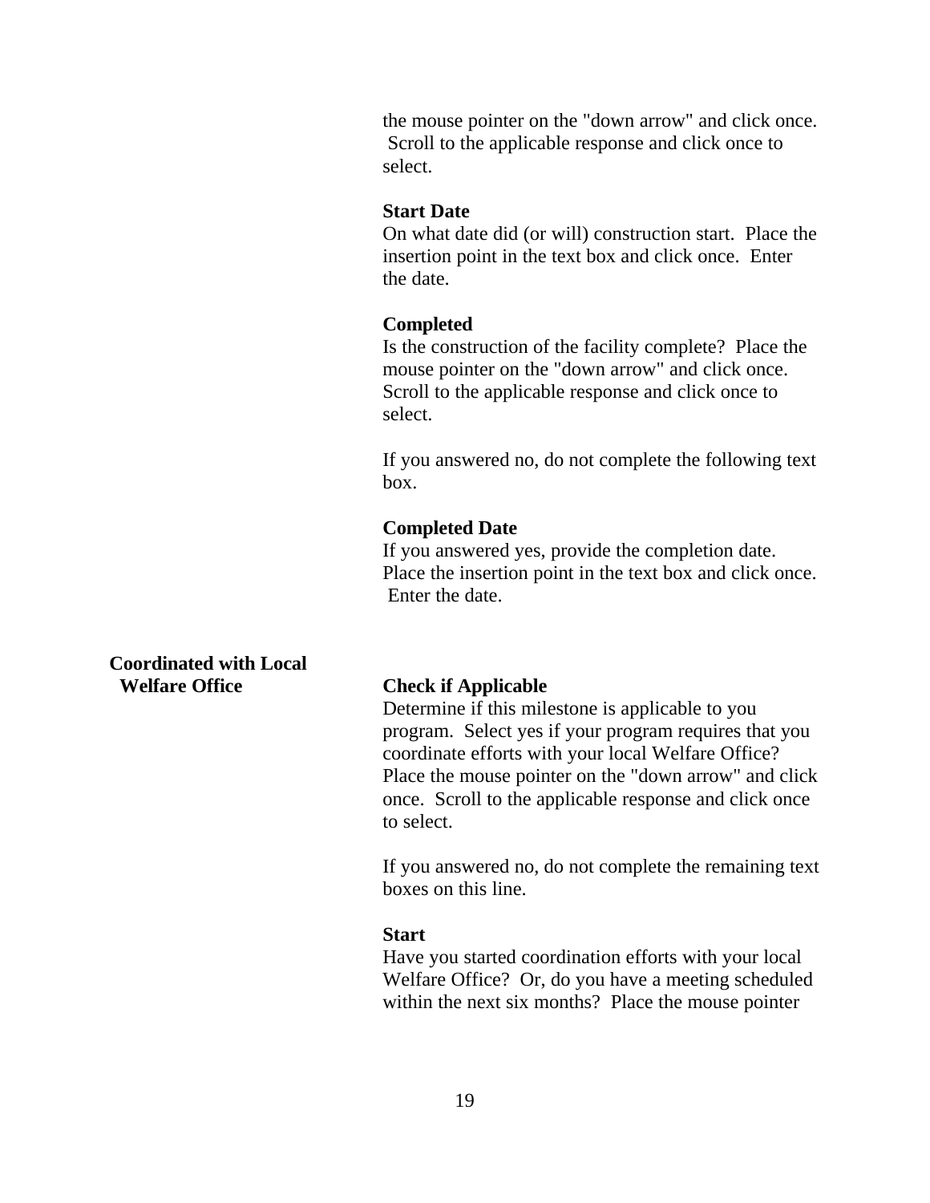the mouse pointer on the "down arrow" and click once. Scroll to the applicable response and click once to select.

**Start Date**
On what date did (or will) construction start. Place the insertion point in the text box and click once. Enter the date.

**Completed**
Is the construction of the facility complete? Place the mouse pointer on the "down arrow" and click once. Scroll to the applicable response and click once to select.

If you answered no, do not complete the following text box.

**Completed Date**
If you answered yes, provide the completion date. Place the insertion point in the text box and click once. Enter the date.

**Coordinated with Local Welfare Office**

**Check if Applicable**
Determine if this milestone is applicable to you program. Select yes if your program requires that you coordinate efforts with your local Welfare Office? Place the mouse pointer on the "down arrow" and click once. Scroll to the applicable response and click once to select.

If you answered no, do not complete the remaining text boxes on this line.

**Start**
Have you started coordination efforts with your local Welfare Office? Or, do you have a meeting scheduled within the next six months? Place the mouse pointer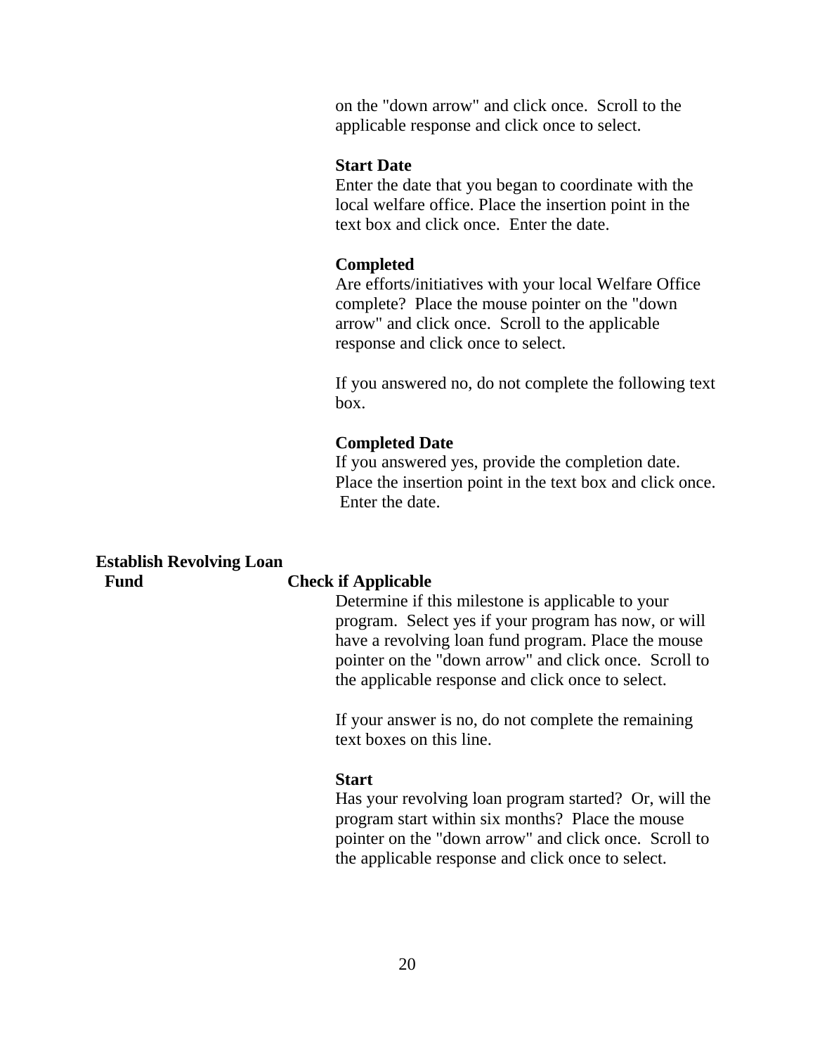on the "down arrow" and click once. Scroll to the applicable response and click once to select.

**Start Date**
Enter the date that you began to coordinate with the local welfare office. Place the insertion point in the text box and click once. Enter the date.

**Completed**
Are efforts/initiatives with your local Welfare Office complete? Place the mouse pointer on the "down arrow" and click once. Scroll to the applicable response and click once to select.

If you answered no, do not complete the following text box.

**Completed Date**
If you answered yes, provide the completion date. Place the insertion point in the text box and click once. Enter the date.

**Establish Revolving Loan Fund**

**Check if Applicable**
Determine if this milestone is applicable to your program. Select yes if your program has now, or will have a revolving loan fund program. Place the mouse pointer on the "down arrow" and click once. Scroll to the applicable response and click once to select.

If your answer is no, do not complete the remaining text boxes on this line.

**Start**
Has your revolving loan program started? Or, will the program start within six months? Place the mouse pointer on the "down arrow" and click once. Scroll to the applicable response and click once to select.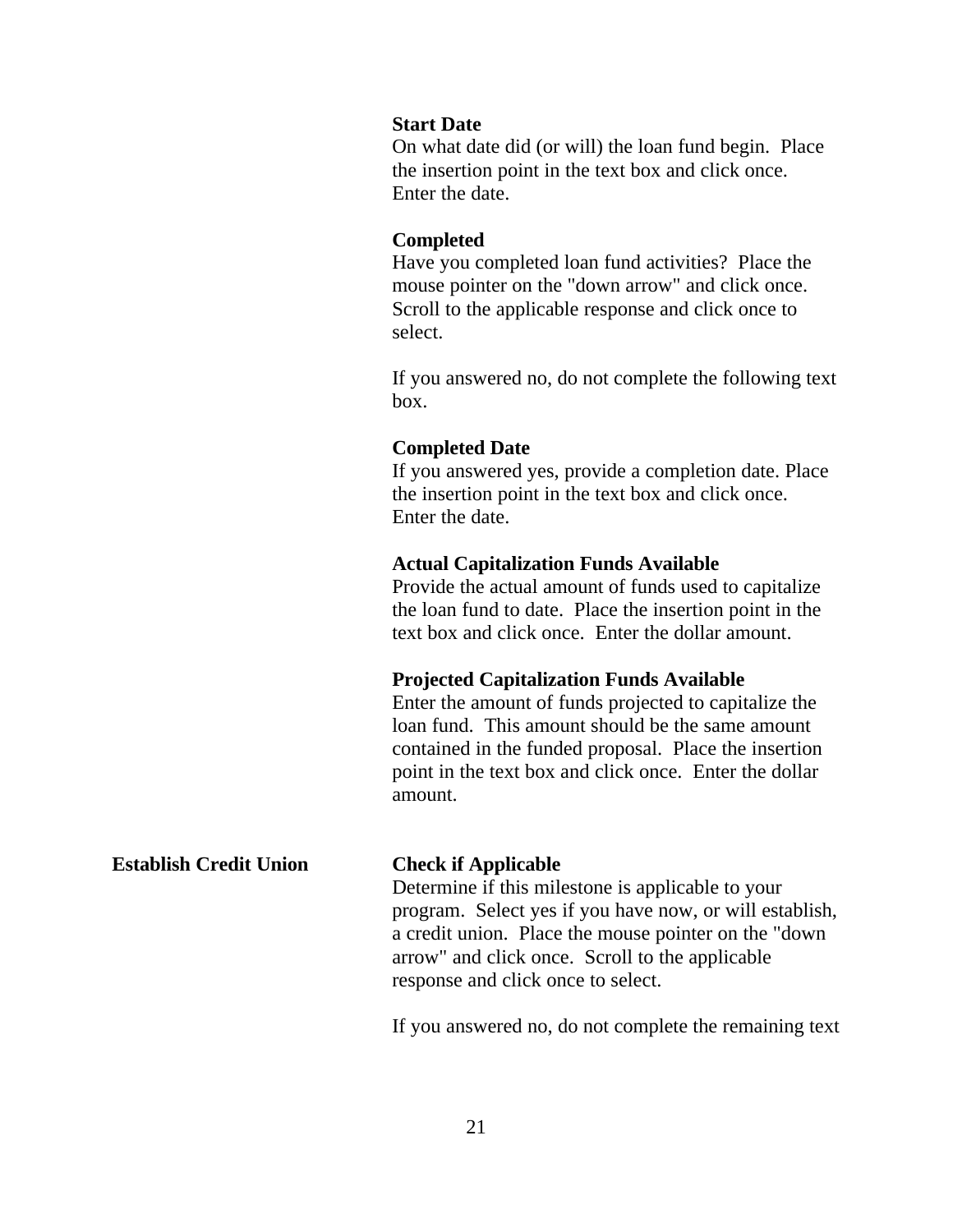**Start Date**
On what date did (or will) the loan fund begin. Place the insertion point in the text box and click once. Enter the date.

**Completed**
Have you completed loan fund activities? Place the mouse pointer on the "down arrow" and click once. Scroll to the applicable response and click once to select.

If you answered no, do not complete the following text box.

**Completed Date**
If you answered yes, provide a completion date. Place the insertion point in the text box and click once. Enter the date.

**Actual Capitalization Funds Available**
Provide the actual amount of funds used to capitalize the loan fund to date. Place the insertion point in the text box and click once. Enter the dollar amount.

**Projected Capitalization Funds Available**
Enter the amount of funds projected to capitalize the loan fund. This amount should be the same amount contained in the funded proposal. Place the insertion point in the text box and click once. Enter the dollar amount.

**Establish Credit Union**

**Check if Applicable**
Determine if this milestone is applicable to your program. Select yes if you have now, or will establish, a credit union. Place the mouse pointer on the "down arrow" and click once. Scroll to the applicable response and click once to select.

If you answered no, do not complete the remaining text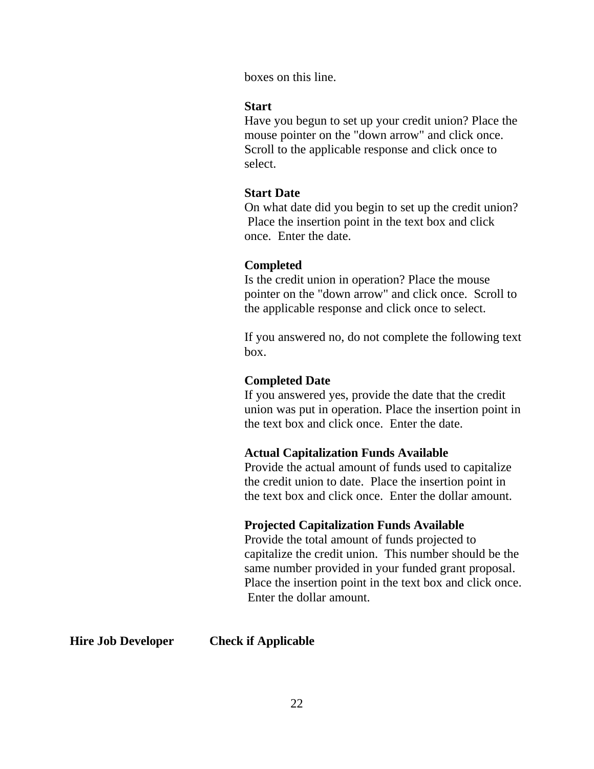boxes on this line.

**Start**
Have you begun to set up your credit union? Place the mouse pointer on the "down arrow" and click once. Scroll to the applicable response and click once to select.

**Start Date**
On what date did you begin to set up the credit union? Place the insertion point in the text box and click once. Enter the date.

**Completed**
Is the credit union in operation? Place the mouse pointer on the "down arrow" and click once. Scroll to the applicable response and click once to select.

If you answered no, do not complete the following text box.

**Completed Date**
If you answered yes, provide the date that the credit union was put in operation. Place the insertion point in the text box and click once. Enter the date.

**Actual Capitalization Funds Available**
Provide the actual amount of funds used to capitalize the credit union to date. Place the insertion point in the text box and click once. Enter the dollar amount.

**Projected Capitalization Funds Available**
Provide the total amount of funds projected to capitalize the credit union. This number should be the same number provided in your funded grant proposal. Place the insertion point in the text box and click once. Enter the dollar amount.

**Hire Job Developer** **Check if Applicable**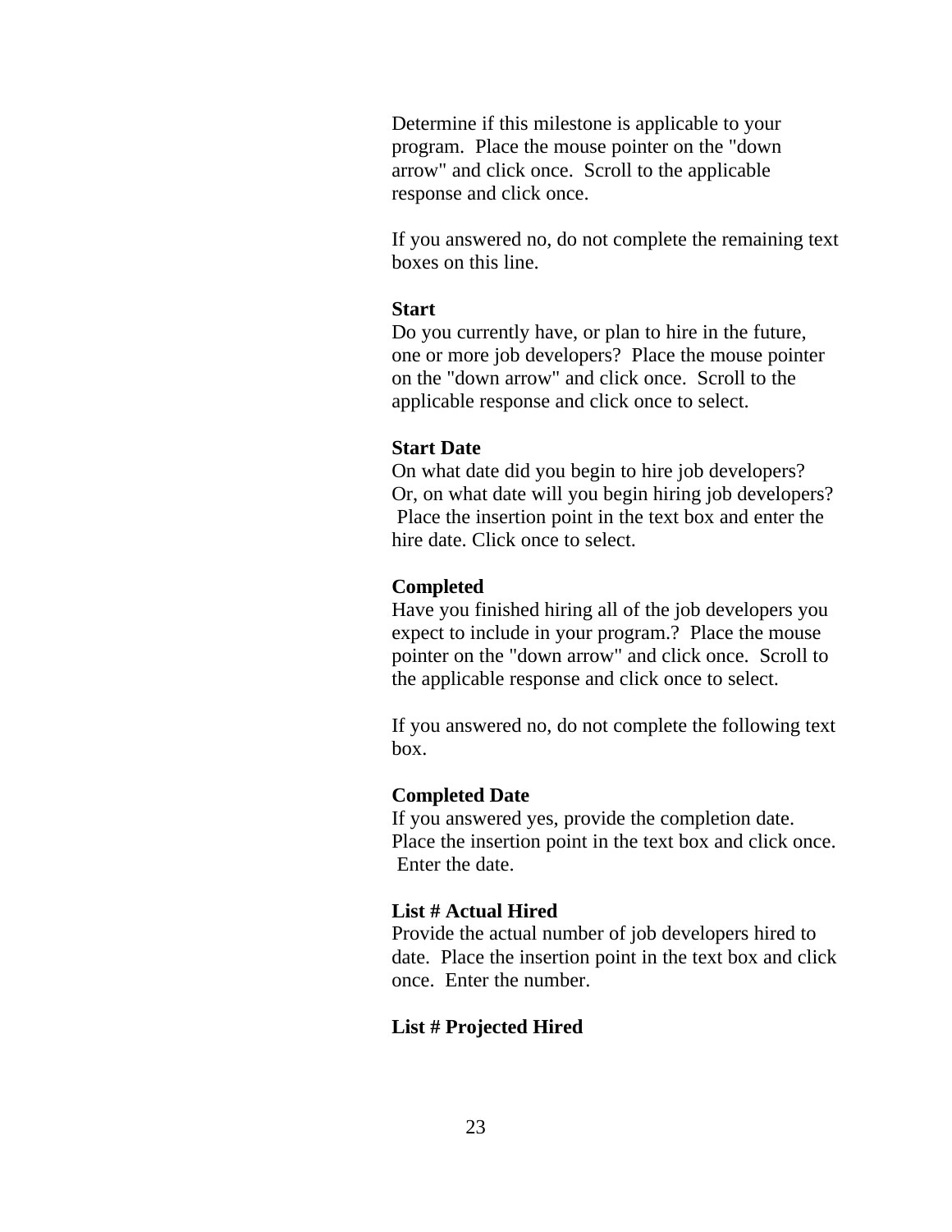Determine if this milestone is applicable to your program. Place the mouse pointer on the "down arrow" and click once. Scroll to the applicable response and click once.

If you answered no, do not complete the remaining text boxes on this line.

**Start**
Do you currently have, or plan to hire in the future, one or more job developers? Place the mouse pointer on the "down arrow" and click once. Scroll to the applicable response and click once to select.

**Start Date**
On what date did you begin to hire job developers? Or, on what date will you begin hiring job developers? Place the insertion point in the text box and enter the hire date. Click once to select.

**Completed**
Have you finished hiring all of the job developers you expect to include in your program.? Place the mouse pointer on the "down arrow" and click once. Scroll to the applicable response and click once to select.

If you answered no, do not complete the following text box.

**Completed Date**
If you answered yes, provide the completion date. Place the insertion point in the text box and click once. Enter the date.

**List # Actual Hired**
Provide the actual number of job developers hired to date. Place the insertion point in the text box and click once. Enter the number.

**List # Projected Hired**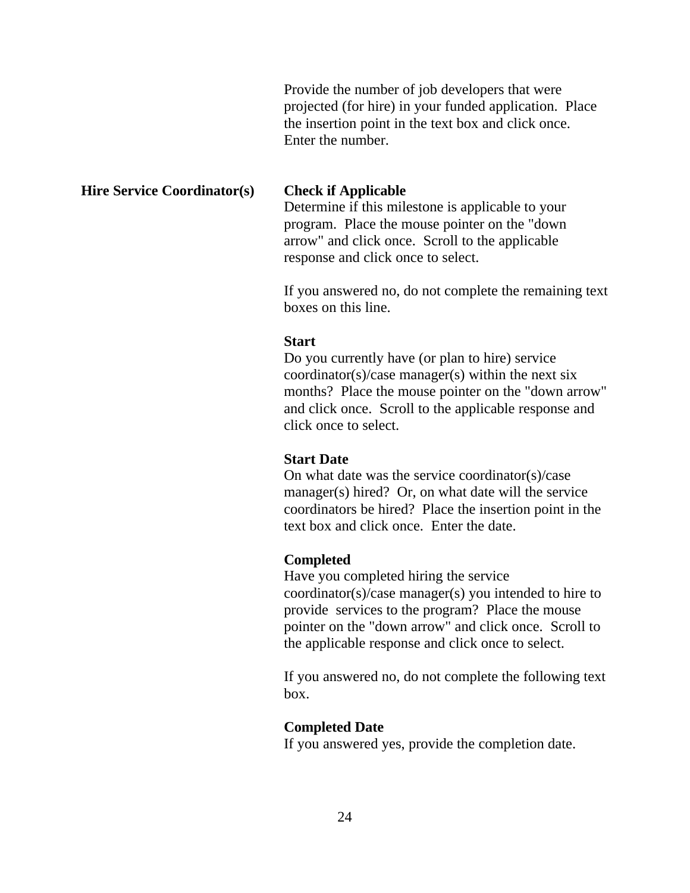Provide the number of job developers that were projected (for hire) in your funded application. Place the insertion point in the text box and click once. Enter the number.

**Hire Service Coordinator(s)**

**Check if Applicable**
Determine if this milestone is applicable to your program. Place the mouse pointer on the "down arrow" and click once. Scroll to the applicable response and click once to select.

If you answered no, do not complete the remaining text boxes on this line.

**Start**
Do you currently have (or plan to hire) service coordinator(s)/case manager(s) within the next six months? Place the mouse pointer on the "down arrow" and click once. Scroll to the applicable response and click once to select.

**Start Date**
On what date was the service coordinator(s)/case manager(s) hired? Or, on what date will the service coordinators be hired? Place the insertion point in the text box and click once. Enter the date.

**Completed**
Have you completed hiring the service coordinator(s)/case manager(s) you intended to hire to provide services to the program? Place the mouse pointer on the "down arrow" and click once. Scroll to the applicable response and click once to select.

If you answered no, do not complete the following text box.

**Completed Date**
If you answered yes, provide the completion date.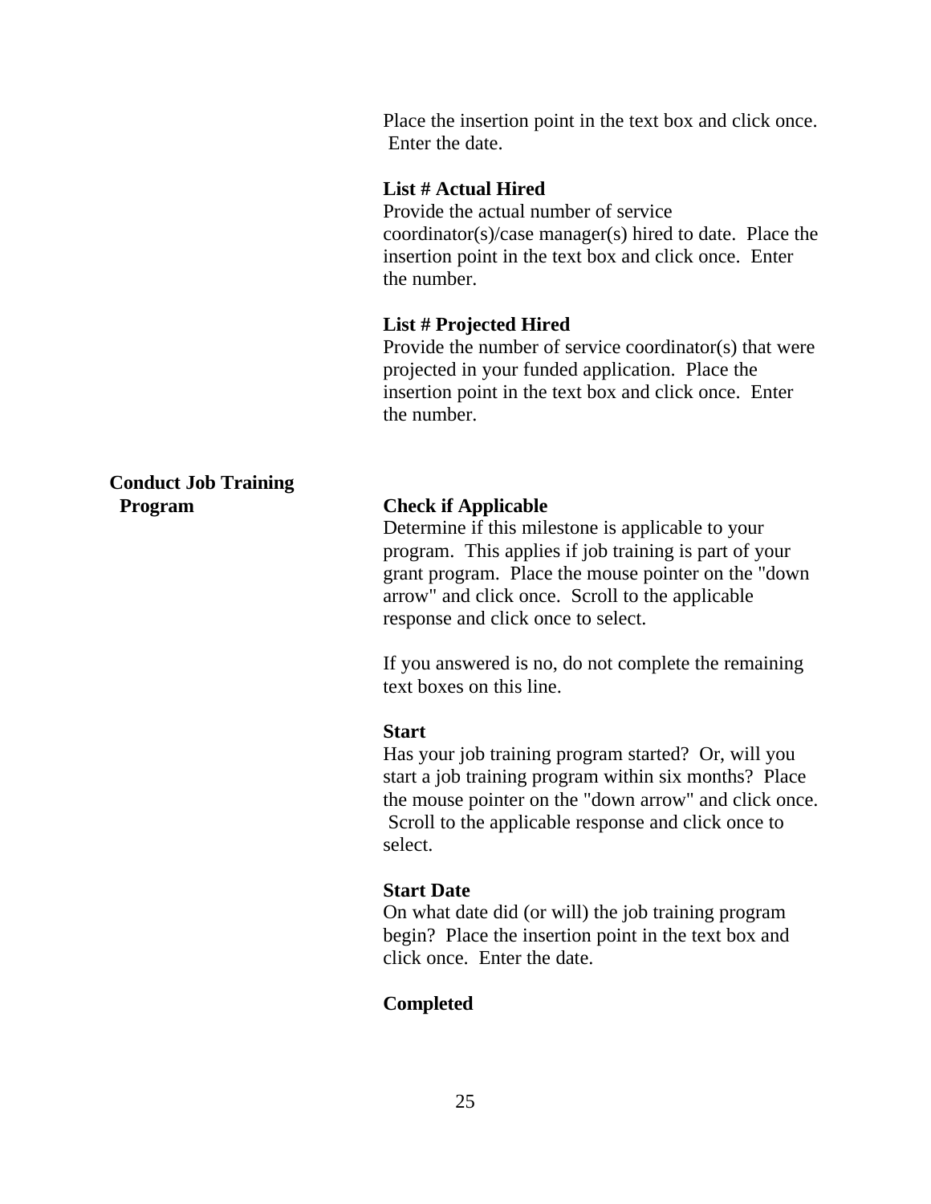Place the insertion point in the text box and click once. Enter the date.

**List # Actual Hired**
Provide the actual number of service coordinator(s)/case manager(s) hired to date. Place the insertion point in the text box and click once. Enter the number.

**List # Projected Hired**
Provide the number of service coordinator(s) that were projected in your funded application. Place the insertion point in the text box and click once. Enter the number.

**Conduct Job Training Program**

**Check if Applicable**
Determine if this milestone is applicable to your program. This applies if job training is part of your grant program. Place the mouse pointer on the "down arrow" and click once. Scroll to the applicable response and click once to select.

If you answered is no, do not complete the remaining text boxes on this line.

**Start**
Has your job training program started? Or, will you start a job training program within six months? Place the mouse pointer on the "down arrow" and click once. Scroll to the applicable response and click once to select.

**Start Date**
On what date did (or will) the job training program begin? Place the insertion point in the text box and click once. Enter the date.

**Completed**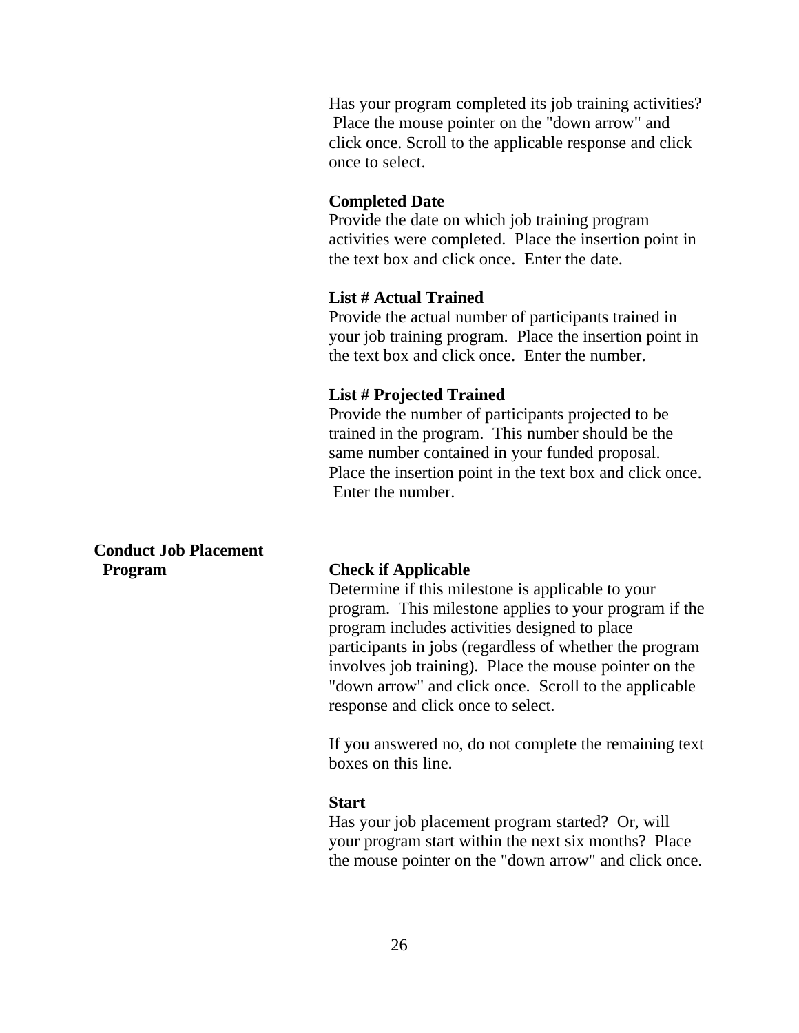Has your program completed its job training activities? Place the mouse pointer on the "down arrow" and click once. Scroll to the applicable response and click once to select.

**Completed Date**
Provide the date on which job training program activities were completed. Place the insertion point in the text box and click once. Enter the date.

**List # Actual Trained**
Provide the actual number of participants trained in your job training program. Place the insertion point in the text box and click once. Enter the number.

**List # Projected Trained**
Provide the number of participants projected to be trained in the program. This number should be the same number contained in your funded proposal. Place the insertion point in the text box and click once. Enter the number.

**Conduct Job Placement Program**

**Check if Applicable**
Determine if this milestone is applicable to your program. This milestone applies to your program if the program includes activities designed to place participants in jobs (regardless of whether the program involves job training). Place the mouse pointer on the "down arrow" and click once. Scroll to the applicable response and click once to select.

If you answered no, do not complete the remaining text boxes on this line.

**Start**
Has your job placement program started? Or, will your program start within the next six months? Place the mouse pointer on the "down arrow" and click once.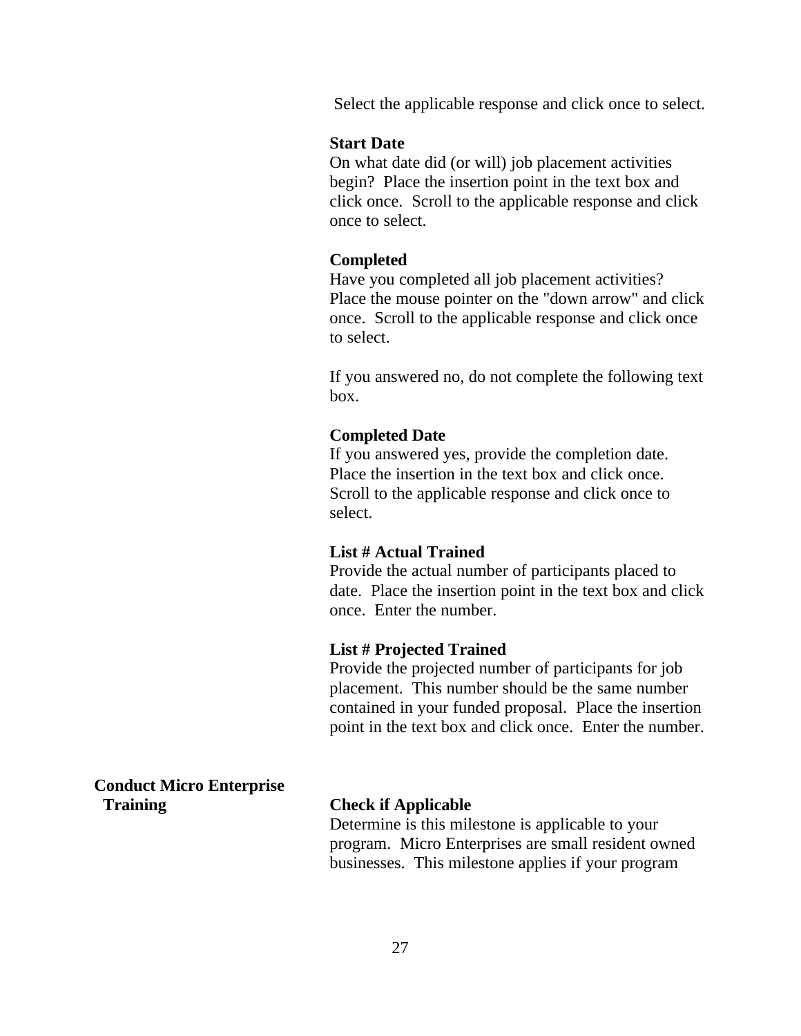Select the applicable response and click once to select.

**Start Date**
On what date did (or will) job placement activities begin? Place the insertion point in the text box and click once. Scroll to the applicable response and click once to select.

**Completed**
Have you completed all job placement activities? Place the mouse pointer on the "down arrow" and click once. Scroll to the applicable response and click once to select.

If you answered no, do not complete the following text box.

**Completed Date**
If you answered yes, provide the completion date. Place the insertion in the text box and click once. Scroll to the applicable response and click once to select.

**List # Actual Trained**
Provide the actual number of participants placed to date. Place the insertion point in the text box and click once. Enter the number.

**List # Projected Trained**
Provide the projected number of participants for job placement. This number should be the same number contained in your funded proposal. Place the insertion point in the text box and click once. Enter the number.

**Conduct Micro Enterprise Training**

**Check if Applicable**
Determine is this milestone is applicable to your program. Micro Enterprises are small resident owned businesses. This milestone applies if your program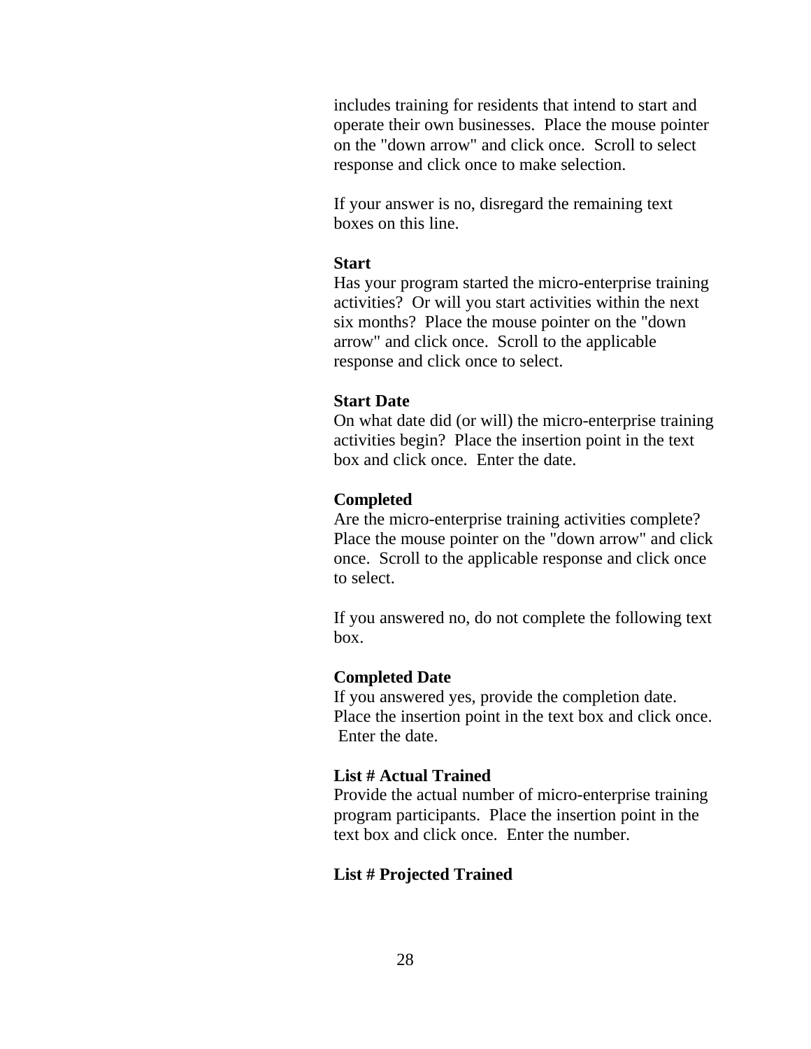includes training for residents that intend to start and operate their own businesses.  Place the mouse pointer on the "down arrow" and click once.  Scroll to select response and click once to make selection.

If your answer is no, disregard the remaining text boxes on this line.

**Start**
Has your program started the micro-enterprise training activities?  Or will you start activities within the next six months?  Place the mouse pointer on the "down arrow" and click once.  Scroll to the applicable response and click once to select.

**Start Date**
On what date did (or will) the micro-enterprise training activities begin?  Place the insertion point in the text box and click once.  Enter the date.

**Completed**
Are the micro-enterprise training activities complete? Place the mouse pointer on the "down arrow" and click once.  Scroll to the applicable response and click once to select.

If you answered no, do not complete the following text box.

**Completed Date**
If you answered yes, provide the completion date. Place the insertion point in the text box and click once. Enter the date.

**List # Actual Trained**
Provide the actual number of micro-enterprise training program participants.  Place the insertion point in the text box and click once.  Enter the number.

**List # Projected Trained**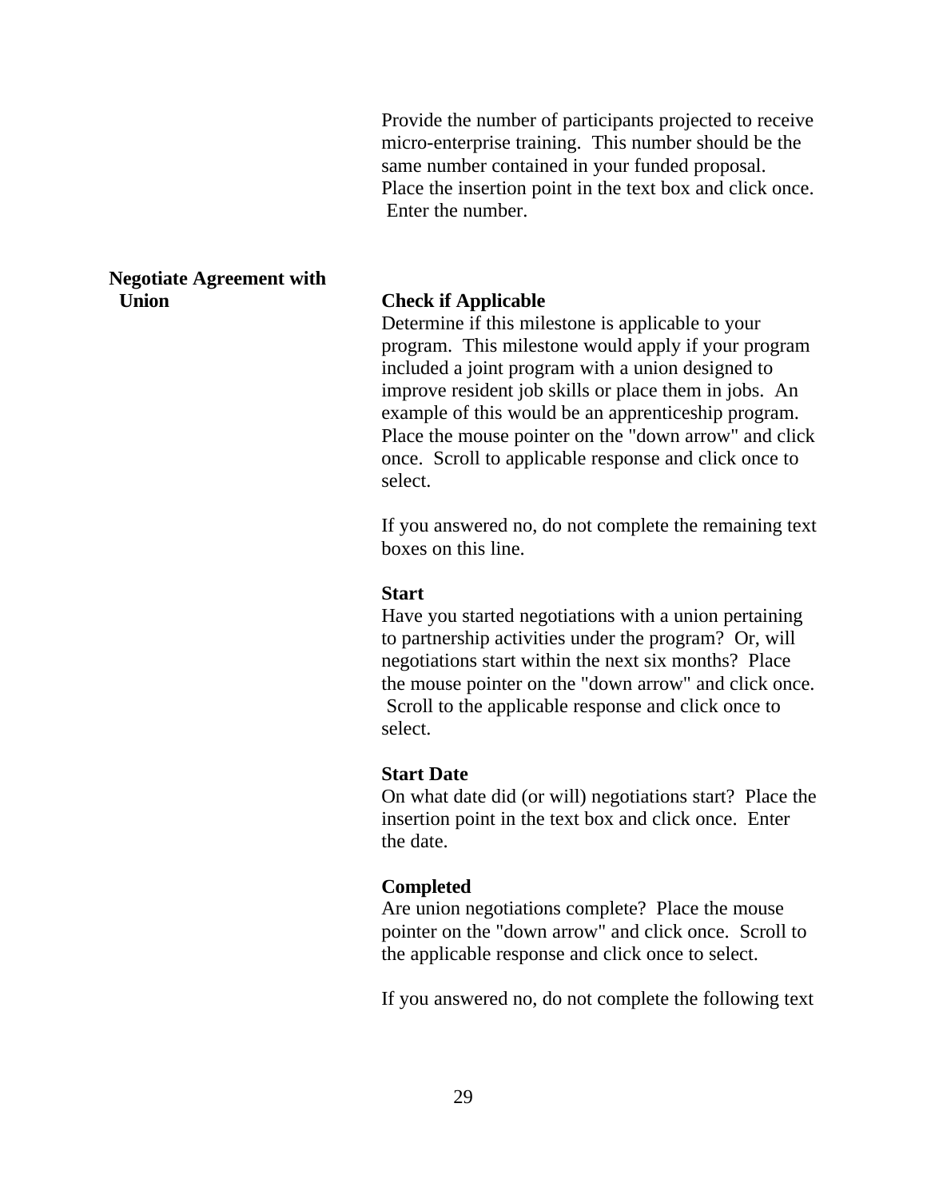Provide the number of participants projected to receive micro-enterprise training. This number should be the same number contained in your funded proposal. Place the insertion point in the text box and click once. Enter the number.

**Negotiate Agreement with Union**

**Check if Applicable**
Determine if this milestone is applicable to your program. This milestone would apply if your program included a joint program with a union designed to improve resident job skills or place them in jobs. An example of this would be an apprenticeship program. Place the mouse pointer on the "down arrow" and click once. Scroll to applicable response and click once to select.

If you answered no, do not complete the remaining text boxes on this line.

**Start**
Have you started negotiations with a union pertaining to partnership activities under the program? Or, will negotiations start within the next six months? Place the mouse pointer on the "down arrow" and click once. Scroll to the applicable response and click once to select.

**Start Date**
On what date did (or will) negotiations start? Place the insertion point in the text box and click once. Enter the date.

**Completed**
Are union negotiations complete? Place the mouse pointer on the "down arrow" and click once. Scroll to the applicable response and click once to select.

If you answered no, do not complete the following text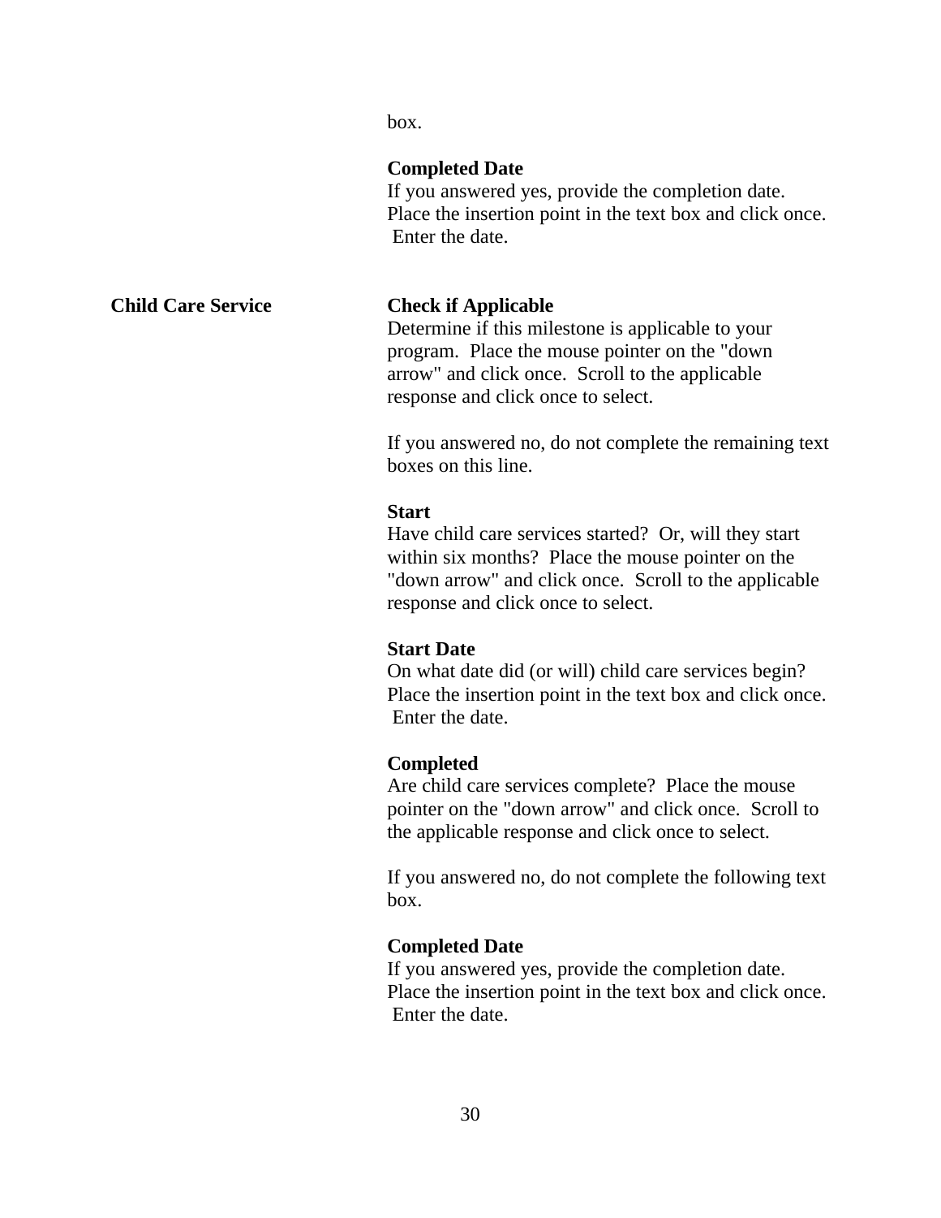box.

**Completed Date**
If you answered yes, provide the completion date. Place the insertion point in the text box and click once. Enter the date.

**Child Care Service**

**Check if Applicable**
Determine if this milestone is applicable to your program. Place the mouse pointer on the "down arrow" and click once. Scroll to the applicable response and click once to select.

If you answered no, do not complete the remaining text boxes on this line.

**Start**
Have child care services started? Or, will they start within six months? Place the mouse pointer on the "down arrow" and click once. Scroll to the applicable response and click once to select.

**Start Date**
On what date did (or will) child care services begin? Place the insertion point in the text box and click once. Enter the date.

**Completed**
Are child care services complete? Place the mouse pointer on the "down arrow" and click once. Scroll to the applicable response and click once to select.

If you answered no, do not complete the following text box.

**Completed Date**
If you answered yes, provide the completion date. Place the insertion point in the text box and click once. Enter the date.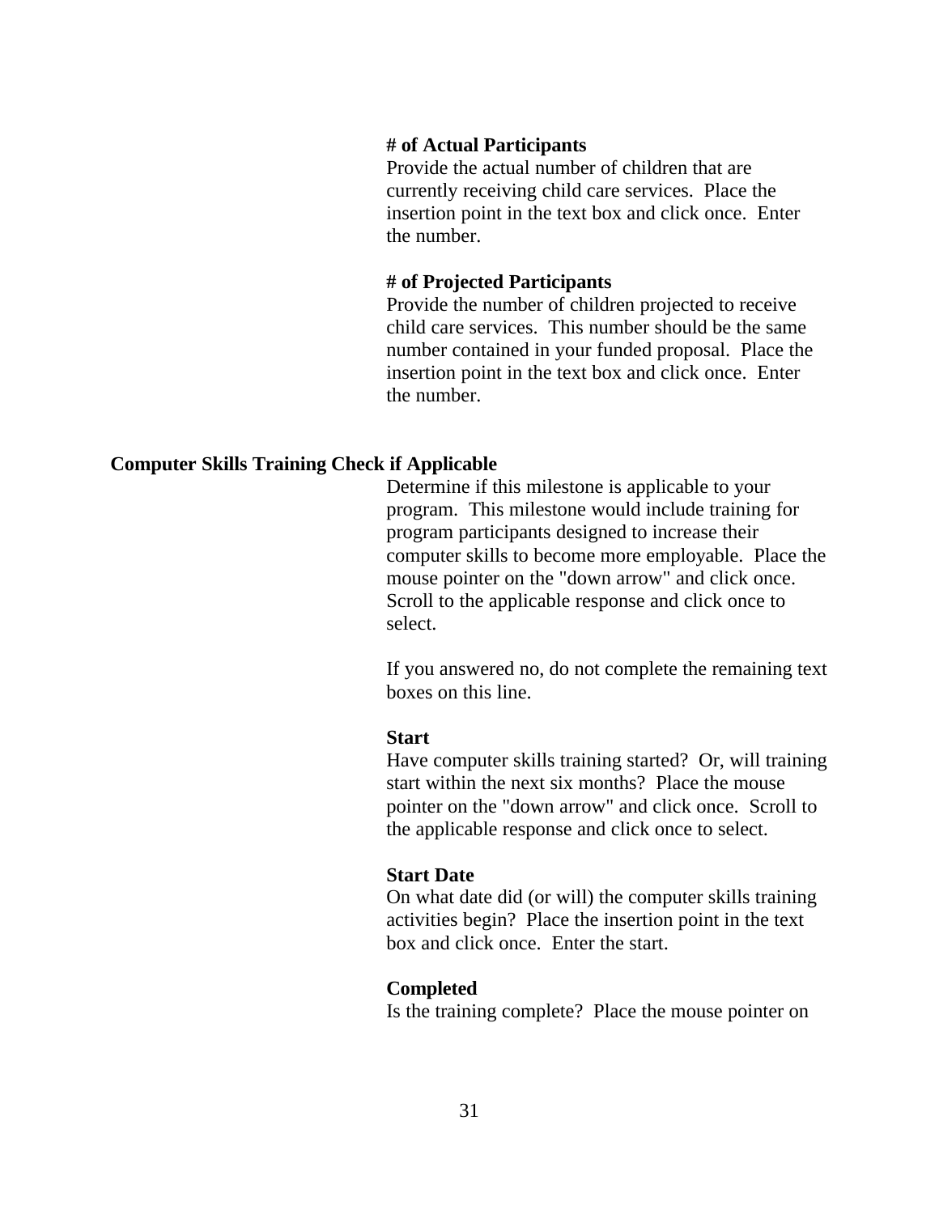**# of Actual Participants**
Provide the actual number of children that are currently receiving child care services. Place the insertion point in the text box and click once. Enter the number.

**# of Projected Participants**
Provide the number of children projected to receive child care services. This number should be the same number contained in your funded proposal. Place the insertion point in the text box and click once. Enter the number.

**Computer Skills Training Check if Applicable**

Determine if this milestone is applicable to your program. This milestone would include training for program participants designed to increase their computer skills to become more employable. Place the mouse pointer on the "down arrow" and click once. Scroll to the applicable response and click once to select.

If you answered no, do not complete the remaining text boxes on this line.

**Start**
Have computer skills training started? Or, will training start within the next six months? Place the mouse pointer on the "down arrow" and click once. Scroll to the applicable response and click once to select.

**Start Date**
On what date did (or will) the computer skills training activities begin? Place the insertion point in the text box and click once. Enter the start.

**Completed**
Is the training complete? Place the mouse pointer on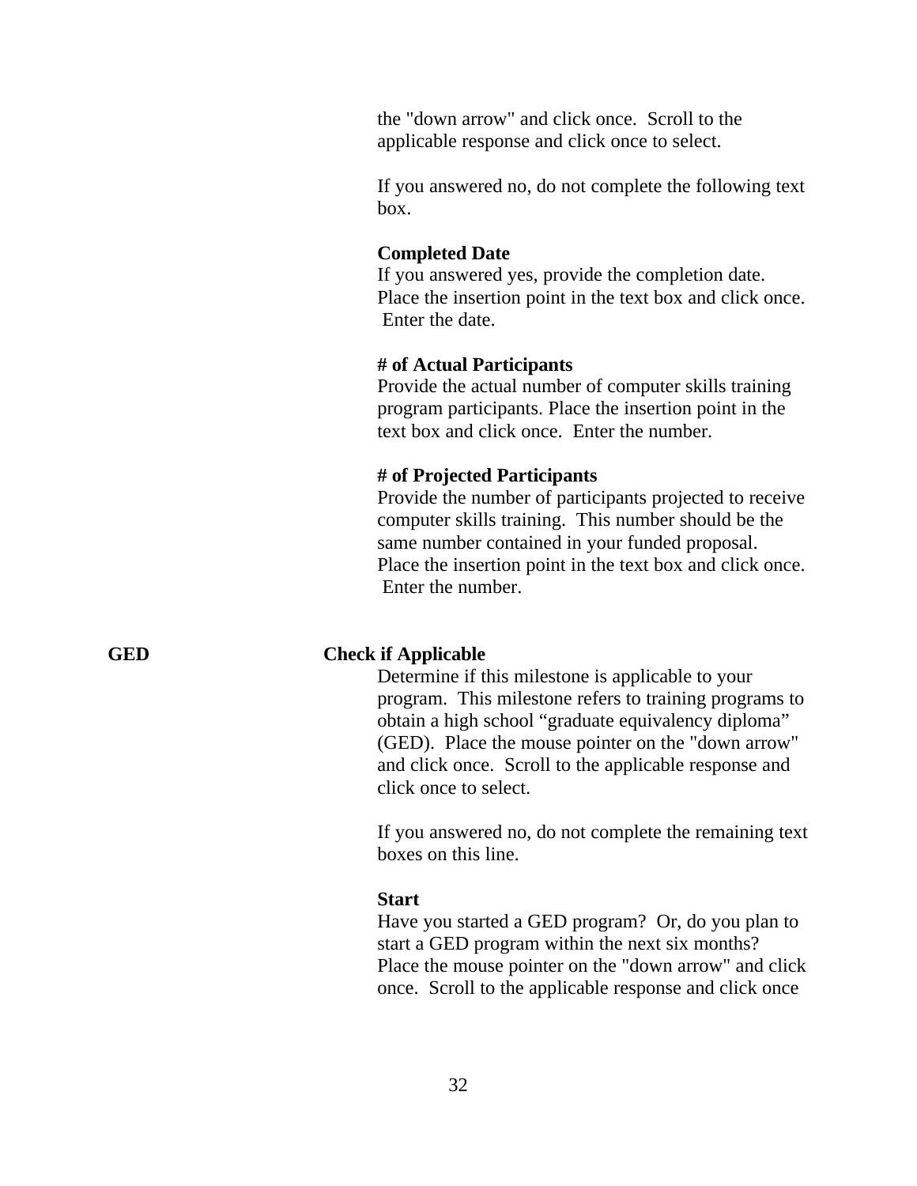the "down arrow" and click once.  Scroll to the applicable response and click once to select.

If you answered no, do not complete the following text box.

**Completed Date**
If you answered yes, provide the completion date. Place the insertion point in the text box and click once. Enter the date.

**# of Actual Participants**
Provide the actual number of computer skills training program participants. Place the insertion point in the text box and click once.  Enter the number.

**# of Projected Participants**
Provide the number of participants projected to receive computer skills training.  This number should be the same number contained in your funded proposal. Place the insertion point in the text box and click once. Enter the number.

**GED** — **Check if Applicable**

Determine if this milestone is applicable to your program.  This milestone refers to training programs to obtain a high school "graduate equivalency diploma" (GED).  Place the mouse pointer on the "down arrow" and click once.  Scroll to the applicable response and click once to select.

If you answered no, do not complete the remaining text boxes on this line.

**Start**
Have you started a GED program?  Or, do you plan to start a GED program within the next six months? Place the mouse pointer on the "down arrow" and click once.  Scroll to the applicable response and click once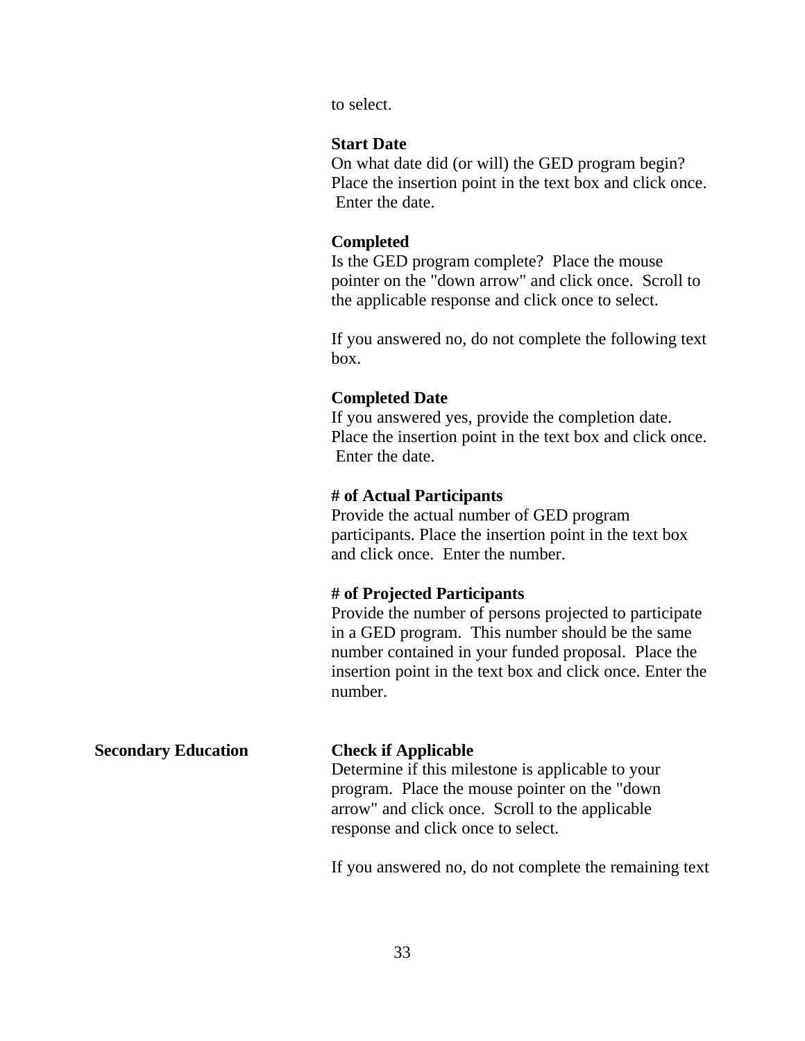to select.

**Start Date**
On what date did (or will) the GED program begin? Place the insertion point in the text box and click once. Enter the date.

**Completed**
Is the GED program complete? Place the mouse pointer on the "down arrow" and click once. Scroll to the applicable response and click once to select.

If you answered no, do not complete the following text box.

**Completed Date**
If you answered yes, provide the completion date. Place the insertion point in the text box and click once. Enter the date.

**# of Actual Participants**
Provide the actual number of GED program participants. Place the insertion point in the text box and click once. Enter the number.

**# of Projected Participants**
Provide the number of persons projected to participate in a GED program. This number should be the same number contained in your funded proposal. Place the insertion point in the text box and click once. Enter the number.

**Secondary Education**

**Check if Applicable**
Determine if this milestone is applicable to your program. Place the mouse pointer on the "down arrow" and click once. Scroll to the applicable response and click once to select.

If you answered no, do not complete the remaining text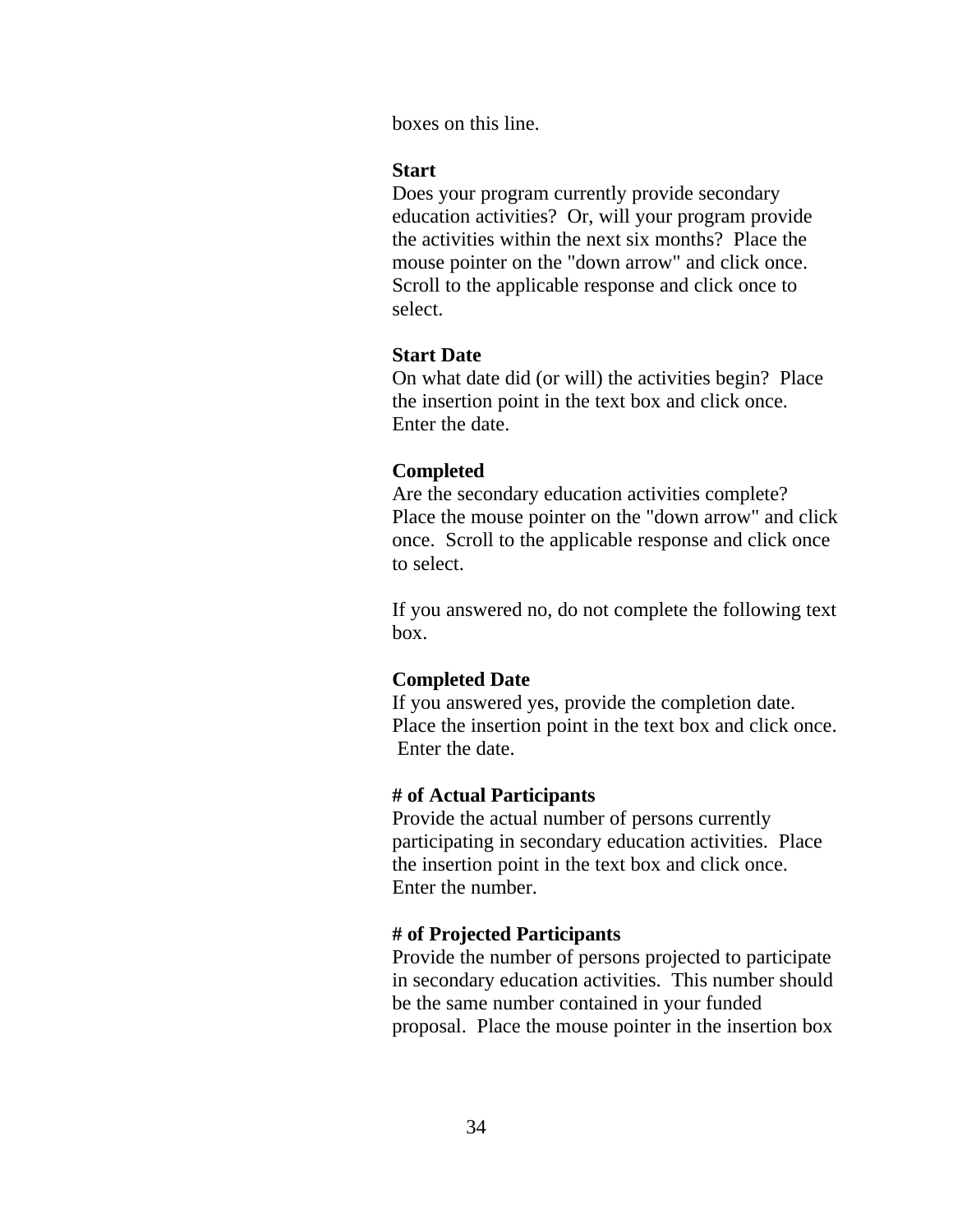boxes on this line.

**Start**
Does your program currently provide secondary education activities? Or, will your program provide the activities within the next six months? Place the mouse pointer on the "down arrow" and click once. Scroll to the applicable response and click once to select.

**Start Date**
On what date did (or will) the activities begin? Place the insertion point in the text box and click once. Enter the date.

**Completed**
Are the secondary education activities complete? Place the mouse pointer on the "down arrow" and click once. Scroll to the applicable response and click once to select.

If you answered no, do not complete the following text box.

**Completed Date**
If you answered yes, provide the completion date. Place the insertion point in the text box and click once. Enter the date.

**# of Actual Participants**
Provide the actual number of persons currently participating in secondary education activities. Place the insertion point in the text box and click once. Enter the number.

**# of Projected Participants**
Provide the number of persons projected to participate in secondary education activities. This number should be the same number contained in your funded proposal. Place the mouse pointer in the insertion box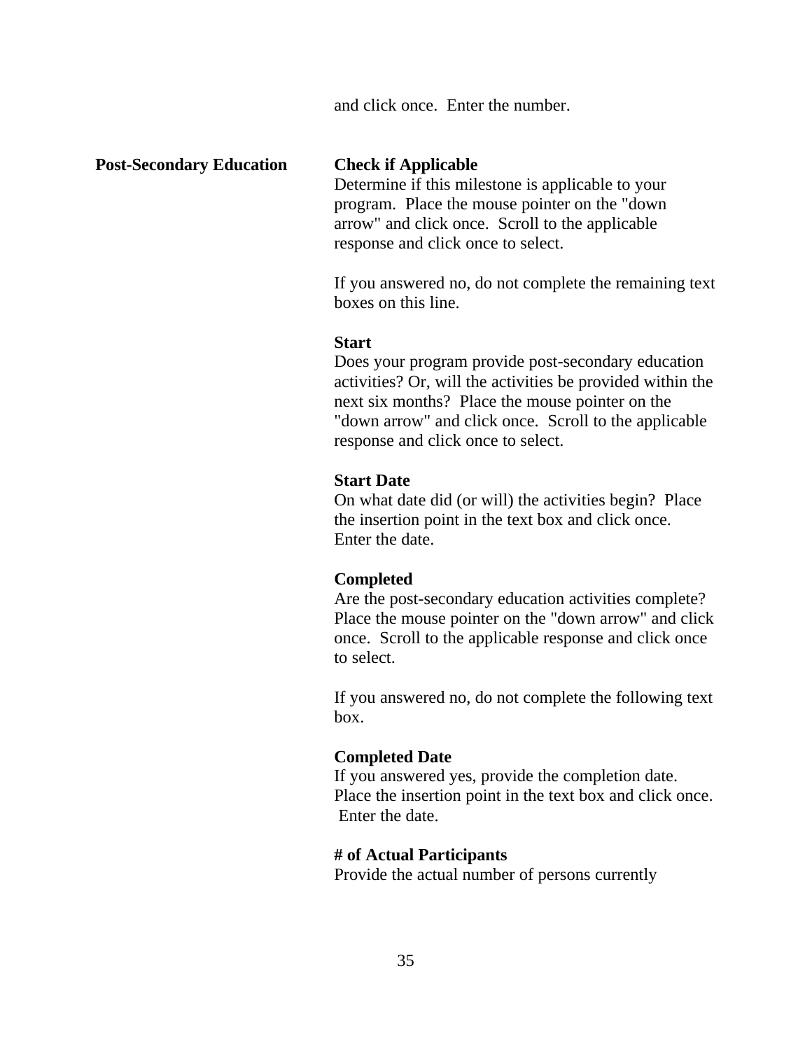and click once. Enter the number.

**Post-Secondary Education**

**Check if Applicable**
Determine if this milestone is applicable to your program. Place the mouse pointer on the "down arrow" and click once. Scroll to the applicable response and click once to select.

If you answered no, do not complete the remaining text boxes on this line.

**Start**
Does your program provide post-secondary education activities? Or, will the activities be provided within the next six months? Place the mouse pointer on the "down arrow" and click once. Scroll to the applicable response and click once to select.

**Start Date**
On what date did (or will) the activities begin? Place the insertion point in the text box and click once. Enter the date.

**Completed**
Are the post-secondary education activities complete? Place the mouse pointer on the "down arrow" and click once. Scroll to the applicable response and click once to select.

If you answered no, do not complete the following text box.

**Completed Date**
If you answered yes, provide the completion date. Place the insertion point in the text box and click once. Enter the date.

**# of Actual Participants**
Provide the actual number of persons currently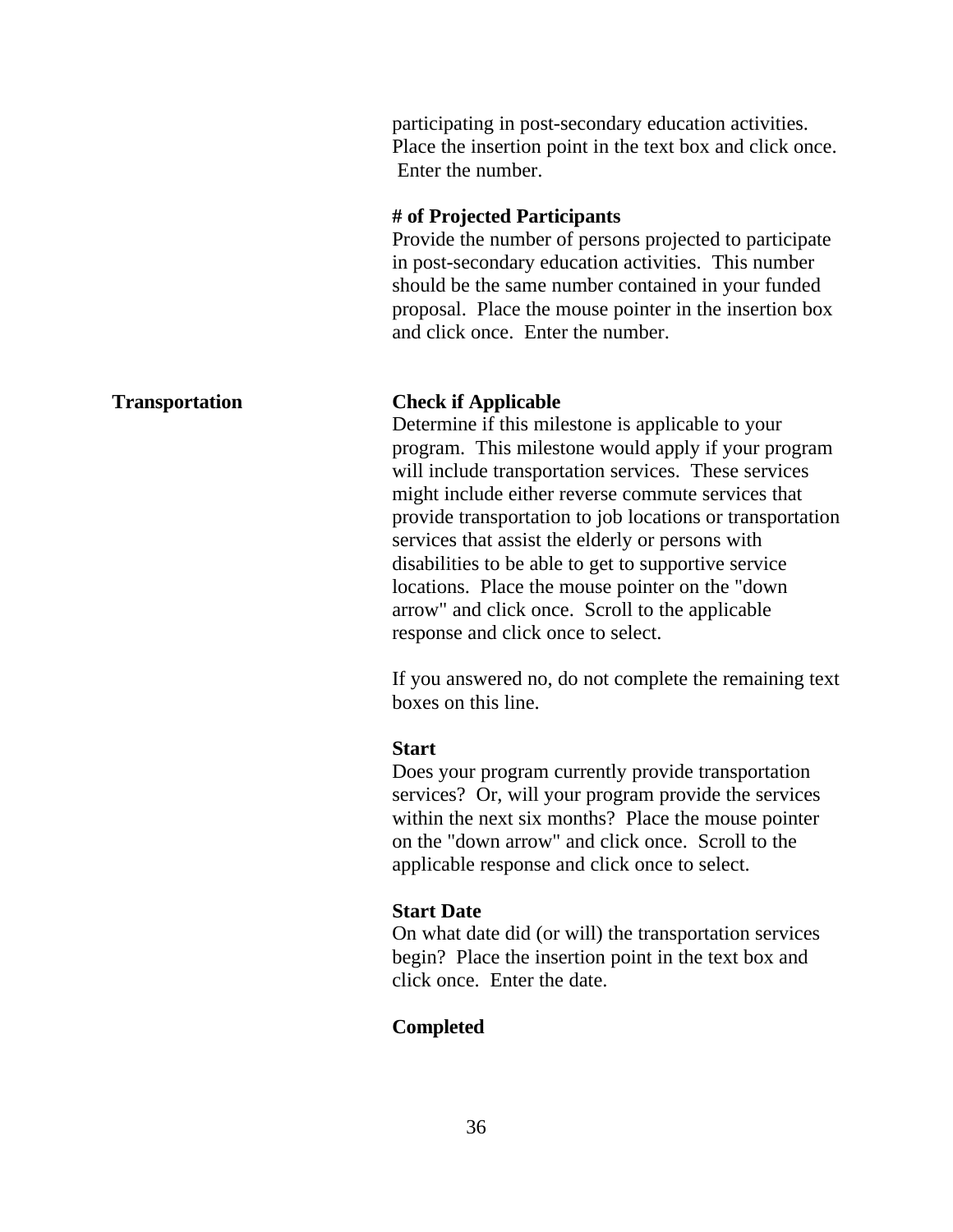participating in post-secondary education activities. Place the insertion point in the text box and click once. Enter the number.

**# of Projected Participants**
Provide the number of persons projected to participate in post-secondary education activities. This number should be the same number contained in your funded proposal. Place the mouse pointer in the insertion box and click once. Enter the number.

**Transportation**

**Check if Applicable**
Determine if this milestone is applicable to your program. This milestone would apply if your program will include transportation services. These services might include either reverse commute services that provide transportation to job locations or transportation services that assist the elderly or persons with disabilities to be able to get to supportive service locations. Place the mouse pointer on the "down arrow" and click once. Scroll to the applicable response and click once to select.

If you answered no, do not complete the remaining text boxes on this line.

**Start**
Does your program currently provide transportation services? Or, will your program provide the services within the next six months? Place the mouse pointer on the "down arrow" and click once. Scroll to the applicable response and click once to select.

**Start Date**
On what date did (or will) the transportation services begin? Place the insertion point in the text box and click once. Enter the date.

**Completed**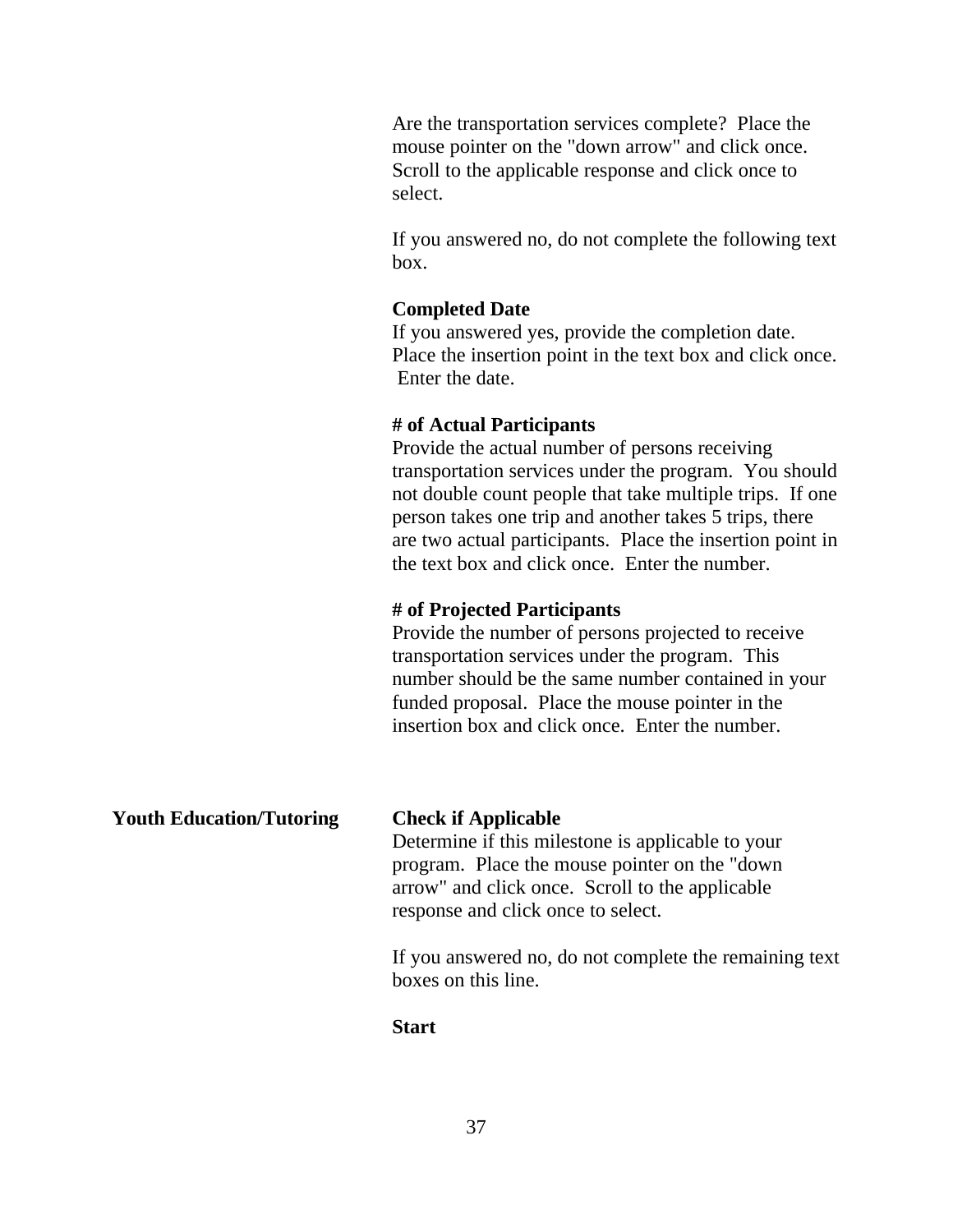Are the transportation services complete? Place the mouse pointer on the "down arrow" and click once. Scroll to the applicable response and click once to select.

If you answered no, do not complete the following text box.

**Completed Date**
If you answered yes, provide the completion date. Place the insertion point in the text box and click once. Enter the date.

**# of Actual Participants**
Provide the actual number of persons receiving transportation services under the program. You should not double count people that take multiple trips. If one person takes one trip and another takes 5 trips, there are two actual participants. Place the insertion point in the text box and click once. Enter the number.

**# of Projected Participants**
Provide the number of persons projected to receive transportation services under the program. This number should be the same number contained in your funded proposal. Place the mouse pointer in the insertion box and click once. Enter the number.

**Youth Education/Tutoring**

**Check if Applicable**
Determine if this milestone is applicable to your program. Place the mouse pointer on the "down arrow" and click once. Scroll to the applicable response and click once to select.

If you answered no, do not complete the remaining text boxes on this line.

**Start**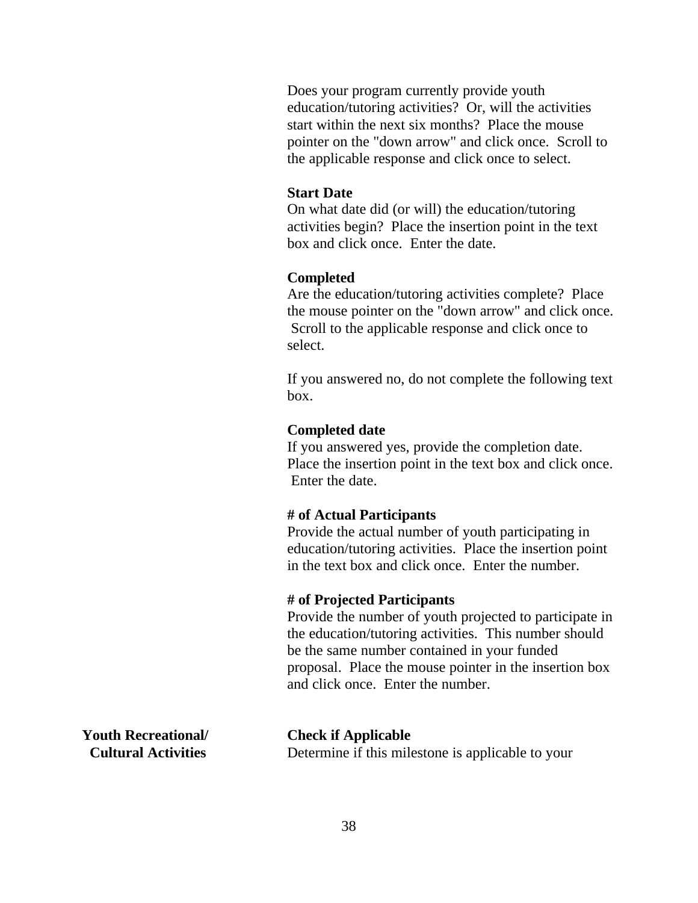Does your program currently provide youth education/tutoring activities? Or, will the activities start within the next six months? Place the mouse pointer on the "down arrow" and click once. Scroll to the applicable response and click once to select.

**Start Date**
On what date did (or will) the education/tutoring activities begin? Place the insertion point in the text box and click once. Enter the date.

**Completed**
Are the education/tutoring activities complete? Place the mouse pointer on the "down arrow" and click once. Scroll to the applicable response and click once to select.

If you answered no, do not complete the following text box.

**Completed date**
If you answered yes, provide the completion date. Place the insertion point in the text box and click once. Enter the date.

**# of Actual Participants**
Provide the actual number of youth participating in education/tutoring activities. Place the insertion point in the text box and click once. Enter the number.

**# of Projected Participants**
Provide the number of youth projected to participate in the education/tutoring activities. This number should be the same number contained in your funded proposal. Place the mouse pointer in the insertion box and click once. Enter the number.

**Youth Recreational/ Cultural Activities**

**Check if Applicable**
Determine if this milestone is applicable to your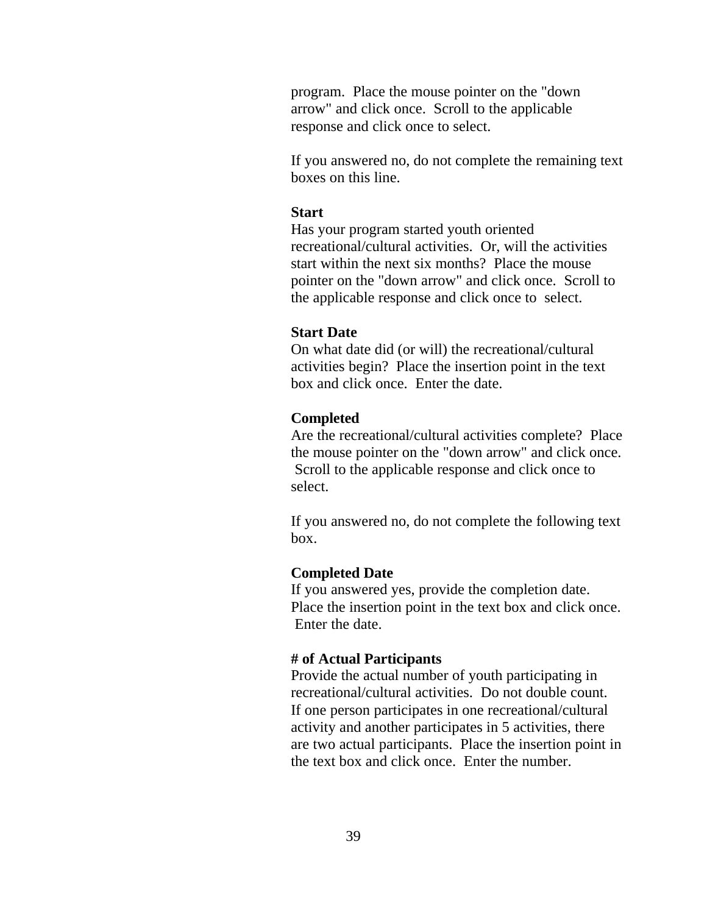program. Place the mouse pointer on the "down arrow" and click once. Scroll to the applicable response and click once to select.

If you answered no, do not complete the remaining text boxes on this line.

**Start**
Has your program started youth oriented recreational/cultural activities. Or, will the activities start within the next six months? Place the mouse pointer on the "down arrow" and click once. Scroll to the applicable response and click once to select.

**Start Date**
On what date did (or will) the recreational/cultural activities begin? Place the insertion point in the text box and click once. Enter the date.

**Completed**
Are the recreational/cultural activities complete? Place the mouse pointer on the "down arrow" and click once. Scroll to the applicable response and click once to select.

If you answered no, do not complete the following text box.

**Completed Date**
If you answered yes, provide the completion date. Place the insertion point in the text box and click once. Enter the date.

**# of Actual Participants**
Provide the actual number of youth participating in recreational/cultural activities. Do not double count. If one person participates in one recreational/cultural activity and another participates in 5 activities, there are two actual participants. Place the insertion point in the text box and click once. Enter the number.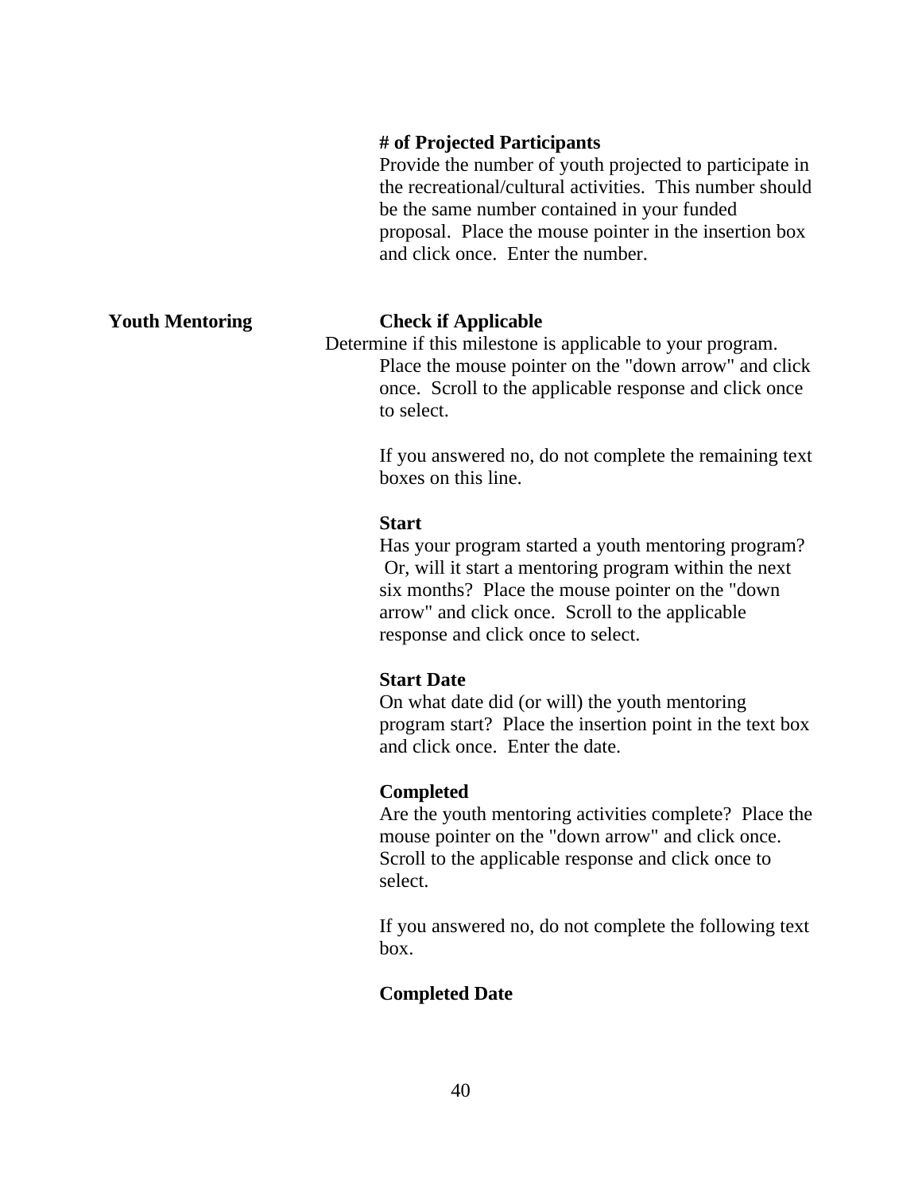**# of Projected Participants**
Provide the number of youth projected to participate in the recreational/cultural activities. This number should be the same number contained in your funded proposal. Place the mouse pointer in the insertion box and click once. Enter the number.

**Youth Mentoring**

**Check if Applicable**
Determine if this milestone is applicable to your program. Place the mouse pointer on the "down arrow" and click once. Scroll to the applicable response and click once to select.

If you answered no, do not complete the remaining text boxes on this line.

**Start**
Has your program started a youth mentoring program? Or, will it start a mentoring program within the next six months? Place the mouse pointer on the "down arrow" and click once. Scroll to the applicable response and click once to select.

**Start Date**
On what date did (or will) the youth mentoring program start? Place the insertion point in the text box and click once. Enter the date.

**Completed**
Are the youth mentoring activities complete? Place the mouse pointer on the "down arrow" and click once. Scroll to the applicable response and click once to select.

If you answered no, do not complete the following text box.

**Completed Date**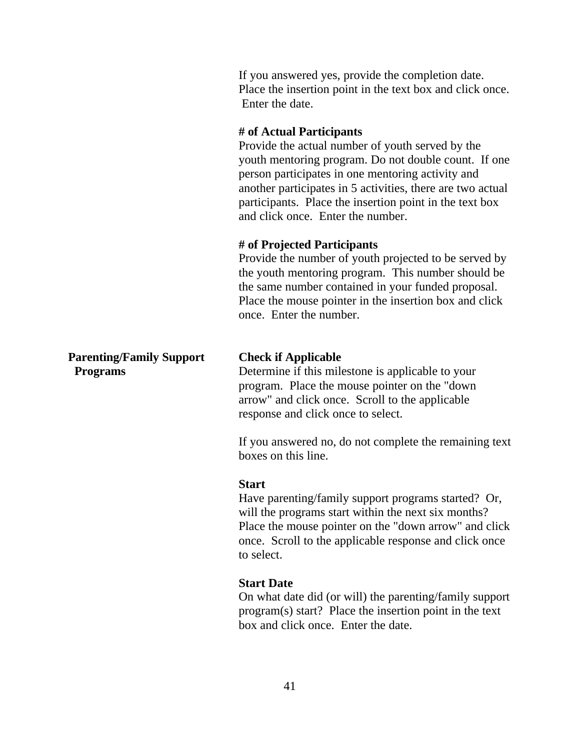If you answered yes, provide the completion date. Place the insertion point in the text box and click once. Enter the date.

**# of Actual Participants**
Provide the actual number of youth served by the youth mentoring program. Do not double count. If one person participates in one mentoring activity and another participates in 5 activities, there are two actual participants. Place the insertion point in the text box and click once. Enter the number.

**# of Projected Participants**
Provide the number of youth projected to be served by the youth mentoring program. This number should be the same number contained in your funded proposal. Place the mouse pointer in the insertion box and click once. Enter the number.

**Parenting/Family Support Programs**

**Check if Applicable**
Determine if this milestone is applicable to your program. Place the mouse pointer on the "down arrow" and click once. Scroll to the applicable response and click once to select.

If you answered no, do not complete the remaining text boxes on this line.

**Start**
Have parenting/family support programs started? Or, will the programs start within the next six months? Place the mouse pointer on the "down arrow" and click once. Scroll to the applicable response and click once to select.

**Start Date**
On what date did (or will) the parenting/family support program(s) start? Place the insertion point in the text box and click once. Enter the date.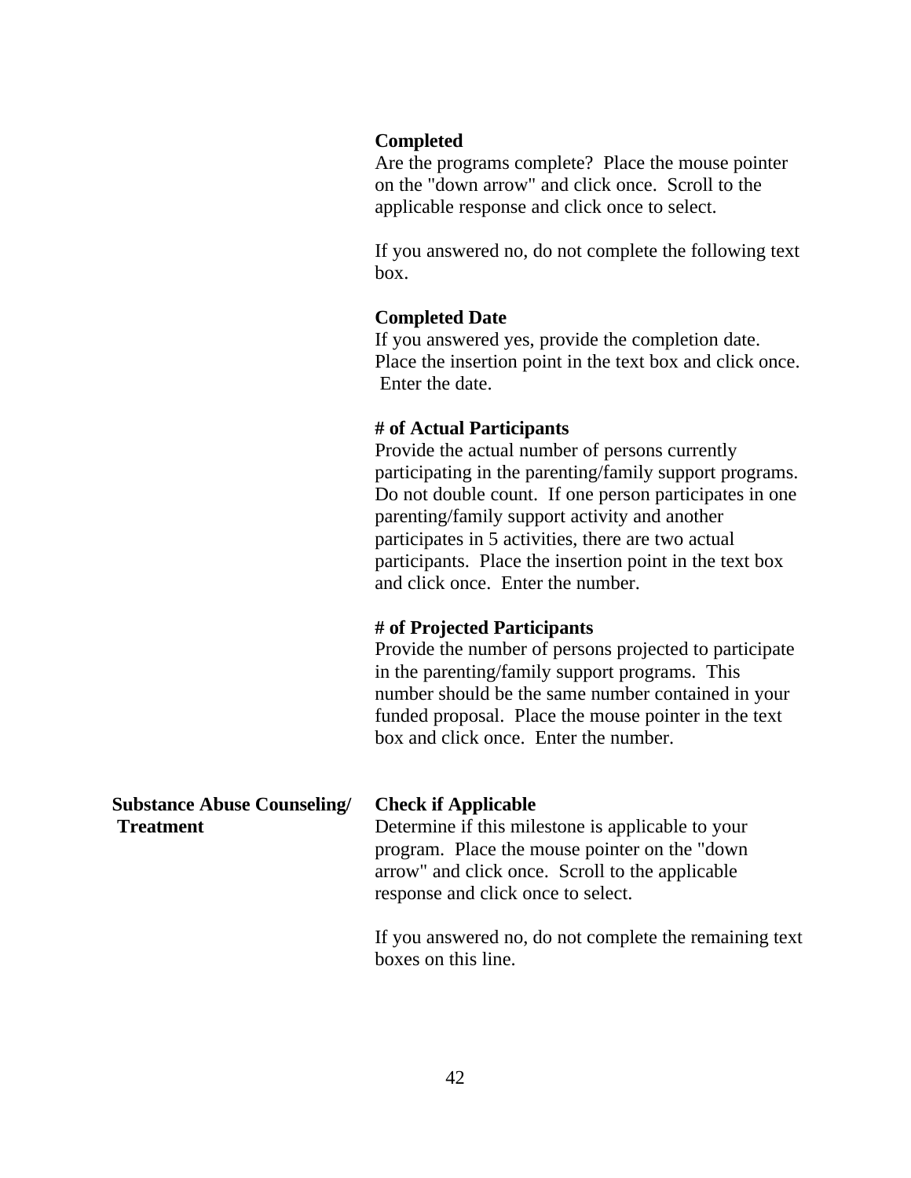**Completed**
Are the programs complete? Place the mouse pointer on the "down arrow" and click once. Scroll to the applicable response and click once to select.

If you answered no, do not complete the following text box.

**Completed Date**
If you answered yes, provide the completion date. Place the insertion point in the text box and click once. Enter the date.

**# of Actual Participants**
Provide the actual number of persons currently participating in the parenting/family support programs. Do not double count. If one person participates in one parenting/family support activity and another participates in 5 activities, there are two actual participants. Place the insertion point in the text box and click once. Enter the number.

**# of Projected Participants**
Provide the number of persons projected to participate in the parenting/family support programs. This number should be the same number contained in your funded proposal. Place the mouse pointer in the text box and click once. Enter the number.

**Substance Abuse Counseling/ Treatment**

**Check if Applicable**
Determine if this milestone is applicable to your program. Place the mouse pointer on the "down arrow" and click once. Scroll to the applicable response and click once to select.

If you answered no, do not complete the remaining text boxes on this line.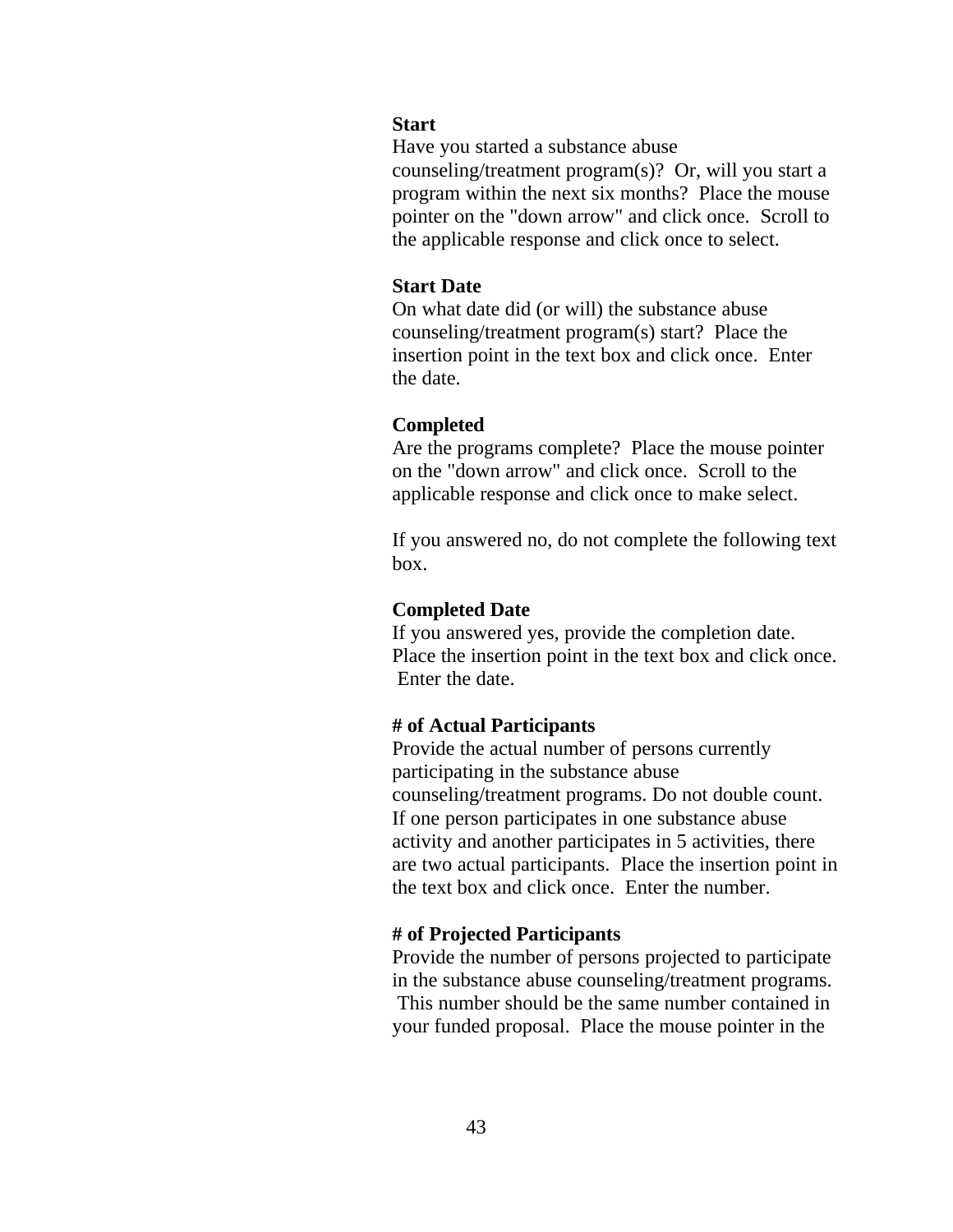**Start**
Have you started a substance abuse counseling/treatment program(s)? Or, will you start a program within the next six months? Place the mouse pointer on the "down arrow" and click once. Scroll to the applicable response and click once to select.

**Start Date**
On what date did (or will) the substance abuse counseling/treatment program(s) start? Place the insertion point in the text box and click once. Enter the date.

**Completed**
Are the programs complete? Place the mouse pointer on the "down arrow" and click once. Scroll to the applicable response and click once to make select.

If you answered no, do not complete the following text box.

**Completed Date**
If you answered yes, provide the completion date. Place the insertion point in the text box and click once. Enter the date.

**# of Actual Participants**
Provide the actual number of persons currently participating in the substance abuse counseling/treatment programs. Do not double count. If one person participates in one substance abuse activity and another participates in 5 activities, there are two actual participants. Place the insertion point in the text box and click once. Enter the number.

**# of Projected Participants**
Provide the number of persons projected to participate in the substance abuse counseling/treatment programs. This number should be the same number contained in your funded proposal. Place the mouse pointer in the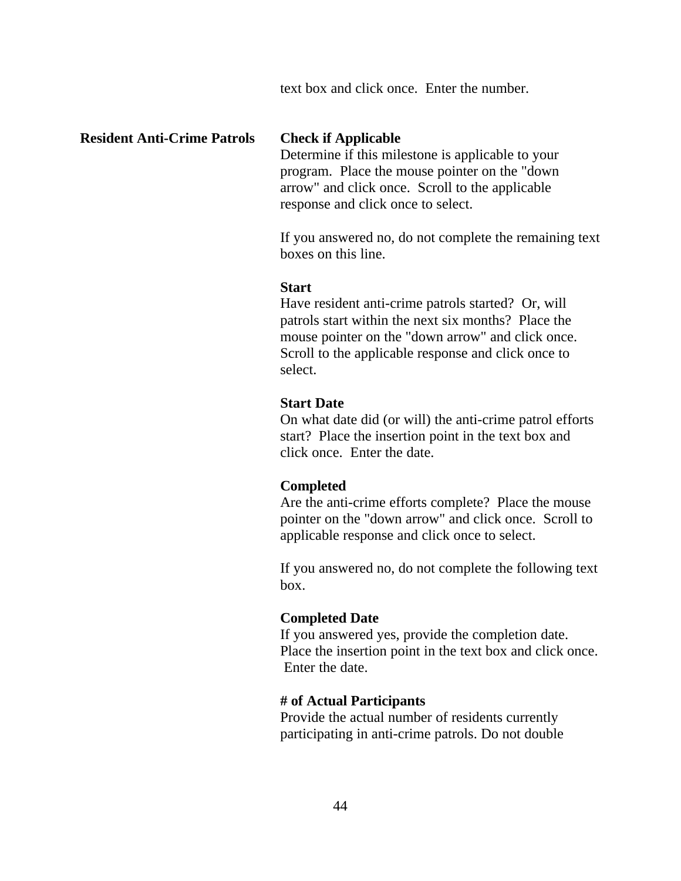text box and click once.  Enter the number.

**Resident Anti-Crime Patrols**

**Check if Applicable**
Determine if this milestone is applicable to your program.  Place the mouse pointer on the "down arrow" and click once.  Scroll to the applicable response and click once to select.

If you answered no, do not complete the remaining text boxes on this line.

**Start**
Have resident anti-crime patrols started?  Or, will patrols start within the next six months?  Place the mouse pointer on the "down arrow" and click once.  Scroll to the applicable response and click once to select.

**Start Date**
On what date did (or will) the anti-crime patrol efforts start?  Place the insertion point in the text box and click once.  Enter the date.

**Completed**
Are the anti-crime efforts complete?  Place the mouse pointer on the "down arrow" and click once.  Scroll to applicable response and click once to select.

If you answered no, do not complete the following text box.

**Completed Date**
If you answered yes, provide the completion date.  Place the insertion point in the text box and click once.  Enter the date.

**# of Actual Participants**
Provide the actual number of residents currently participating in anti-crime patrols. Do not double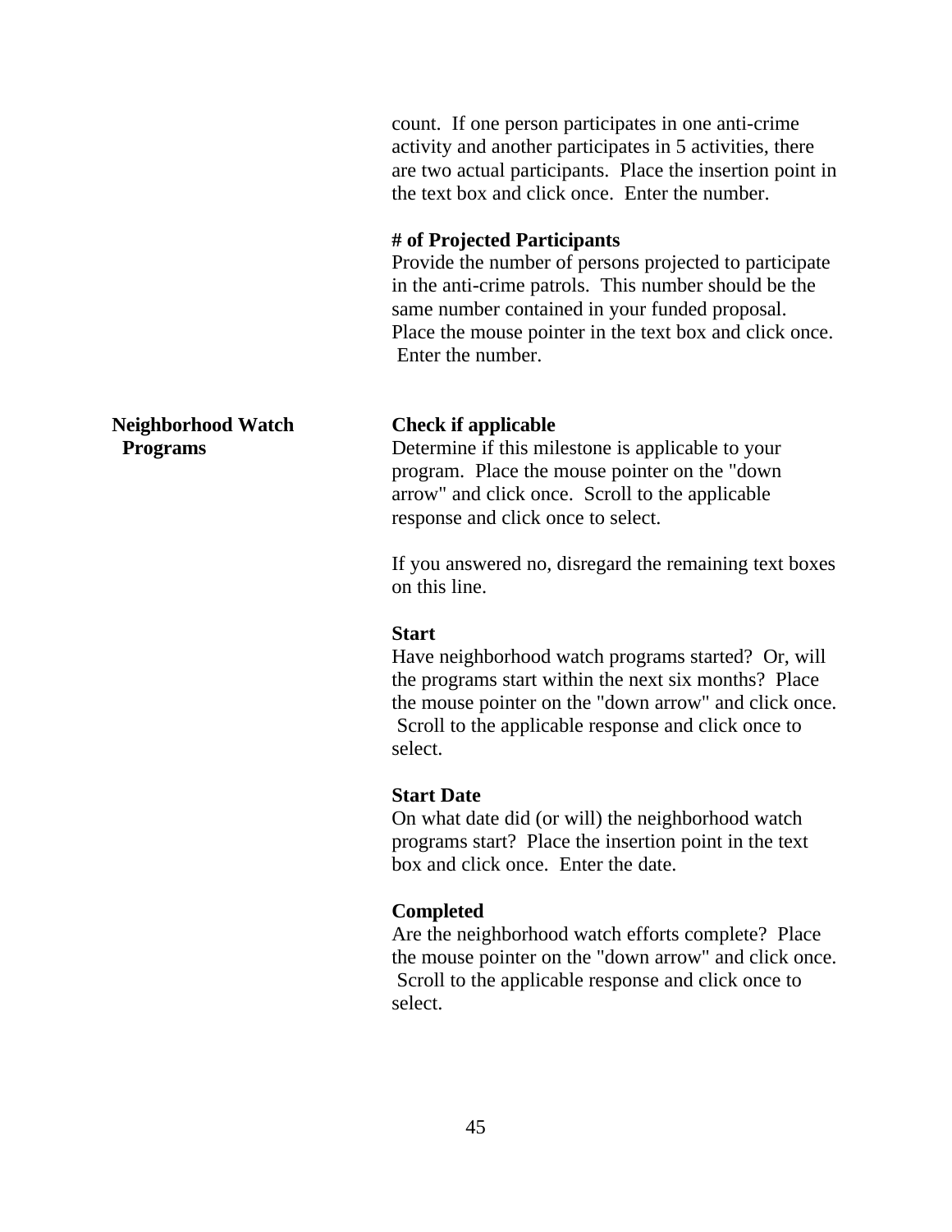count. If one person participates in one anti-crime activity and another participates in 5 activities, there are two actual participants. Place the insertion point in the text box and click once. Enter the number.

**# of Projected Participants**
Provide the number of persons projected to participate in the anti-crime patrols. This number should be the same number contained in your funded proposal. Place the mouse pointer in the text box and click once. Enter the number.

**Neighborhood Watch Programs**

**Check if applicable**
Determine if this milestone is applicable to your program. Place the mouse pointer on the "down arrow" and click once. Scroll to the applicable response and click once to select.

If you answered no, disregard the remaining text boxes on this line.

**Start**
Have neighborhood watch programs started? Or, will the programs start within the next six months? Place the mouse pointer on the "down arrow" and click once. Scroll to the applicable response and click once to select.

**Start Date**
On what date did (or will) the neighborhood watch programs start? Place the insertion point in the text box and click once. Enter the date.

**Completed**
Are the neighborhood watch efforts complete? Place the mouse pointer on the "down arrow" and click once. Scroll to the applicable response and click once to select.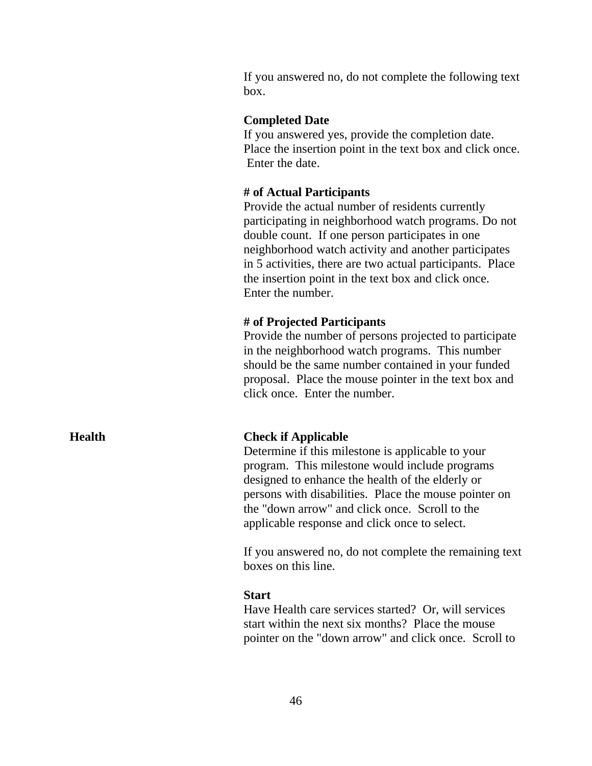If you answered no, do not complete the following text box.

**Completed Date**
If you answered yes, provide the completion date. Place the insertion point in the text box and click once. Enter the date.

**# of Actual Participants**
Provide the actual number of residents currently participating in neighborhood watch programs. Do not double count. If one person participates in one neighborhood watch activity and another participates in 5 activities, there are two actual participants. Place the insertion point in the text box and click once. Enter the number.

**# of Projected Participants**
Provide the number of persons projected to participate in the neighborhood watch programs. This number should be the same number contained in your funded proposal. Place the mouse pointer in the text box and click once. Enter the number.

**Health**

**Check if Applicable**
Determine if this milestone is applicable to your program. This milestone would include programs designed to enhance the health of the elderly or persons with disabilities. Place the mouse pointer on the "down arrow" and click once. Scroll to the applicable response and click once to select.

If you answered no, do not complete the remaining text boxes on this line.

**Start**
Have Health care services started? Or, will services start within the next six months? Place the mouse pointer on the "down arrow" and click once. Scroll to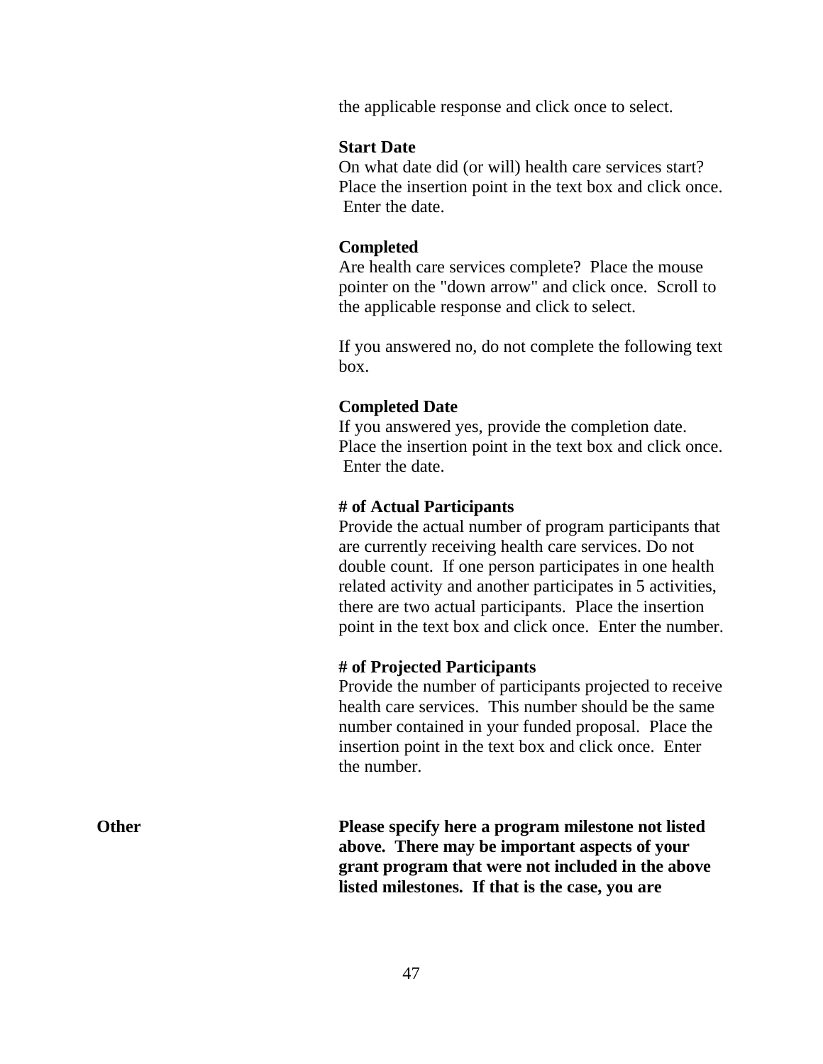the applicable response and click once to select.

**Start Date**
On what date did (or will) health care services start? Place the insertion point in the text box and click once. Enter the date.

**Completed**
Are health care services complete? Place the mouse pointer on the "down arrow" and click once. Scroll to the applicable response and click to select.

If you answered no, do not complete the following text box.

**Completed Date**
If you answered yes, provide the completion date. Place the insertion point in the text box and click once. Enter the date.

**# of Actual Participants**
Provide the actual number of program participants that are currently receiving health care services. Do not double count. If one person participates in one health related activity and another participates in 5 activities, there are two actual participants. Place the insertion point in the text box and click once. Enter the number.

**# of Projected Participants**
Provide the number of participants projected to receive health care services. This number should be the same number contained in your funded proposal. Place the insertion point in the text box and click once. Enter the number.

**Other**

**Please specify here a program milestone not listed above. There may be important aspects of your grant program that were not included in the above listed milestones. If that is the case, you are**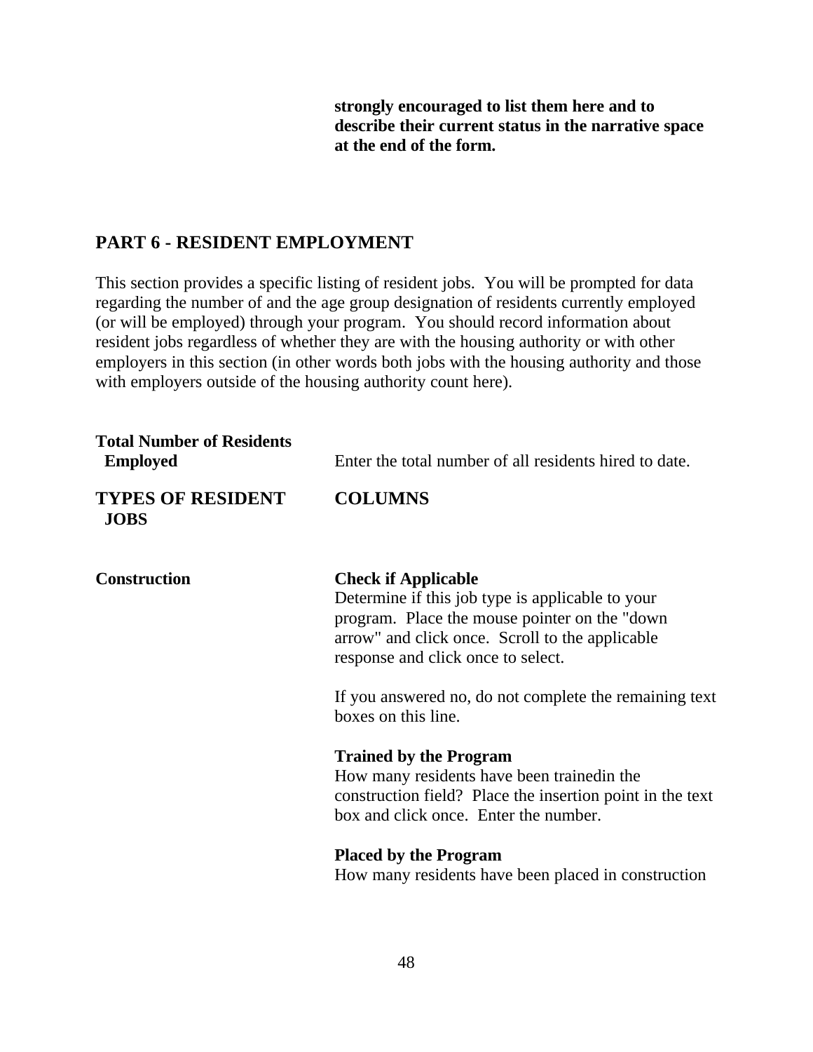**strongly encouraged to list them here and to describe their current status in the narrative space at the end of the form.**

## PART 6 - RESIDENT EMPLOYMENT

This section provides a specific listing of resident jobs. You will be prompted for data regarding the number of and the age group designation of residents currently employed (or will be employed) through your program. You should record information about resident jobs regardless of whether they are with the housing authority or with other employers in this section (in other words both jobs with the housing authority and those with employers outside of the housing authority count here).

**Total Number of Residents Employed** — Enter the total number of all residents hired to date.

**TYPES OF RESIDENT JOBS** — **COLUMNS**

**Construction**

**Check if Applicable**
Determine if this job type is applicable to your program. Place the mouse pointer on the "down arrow" and click once. Scroll to the applicable response and click once to select.

If you answered no, do not complete the remaining text boxes on this line.

**Trained by the Program**
How many residents have been trainedin the construction field? Place the insertion point in the text box and click once. Enter the number.

**Placed by the Program**
How many residents have been placed in construction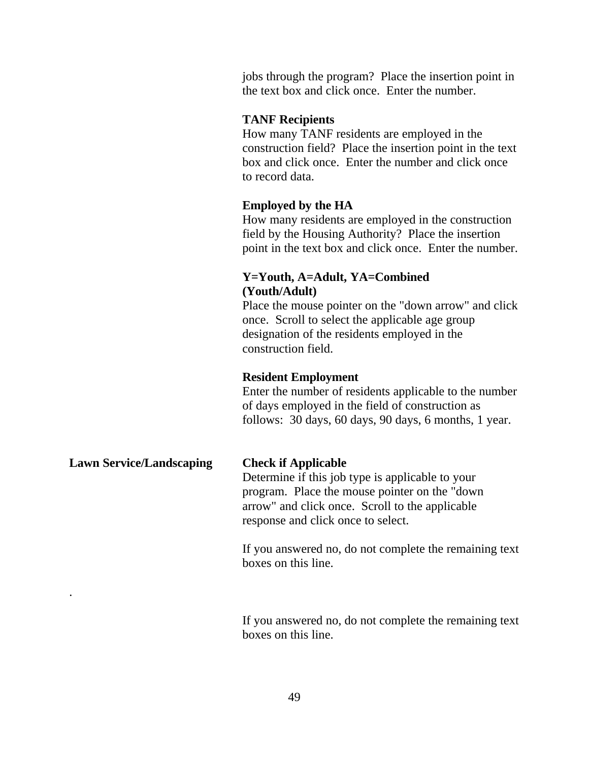jobs through the program? Place the insertion point in the text box and click once. Enter the number.

**TANF Recipients**
How many TANF residents are employed in the construction field? Place the insertion point in the text box and click once. Enter the number and click once to record data.

**Employed by the HA**
How many residents are employed in the construction field by the Housing Authority? Place the insertion point in the text box and click once. Enter the number.

**Y=Youth, A=Adult, YA=Combined (Youth/Adult)**
Place the mouse pointer on the "down arrow" and click once. Scroll to select the applicable age group designation of the residents employed in the construction field.

**Resident Employment**
Enter the number of residents applicable to the number of days employed in the field of construction as follows: 30 days, 60 days, 90 days, 6 months, 1 year.

**Lawn Service/Landscaping**

**Check if Applicable**
Determine if this job type is applicable to your program. Place the mouse pointer on the "down arrow" and click once. Scroll to the applicable response and click once to select.

If you answered no, do not complete the remaining text boxes on this line.

.

If you answered no, do not complete the remaining text boxes on this line.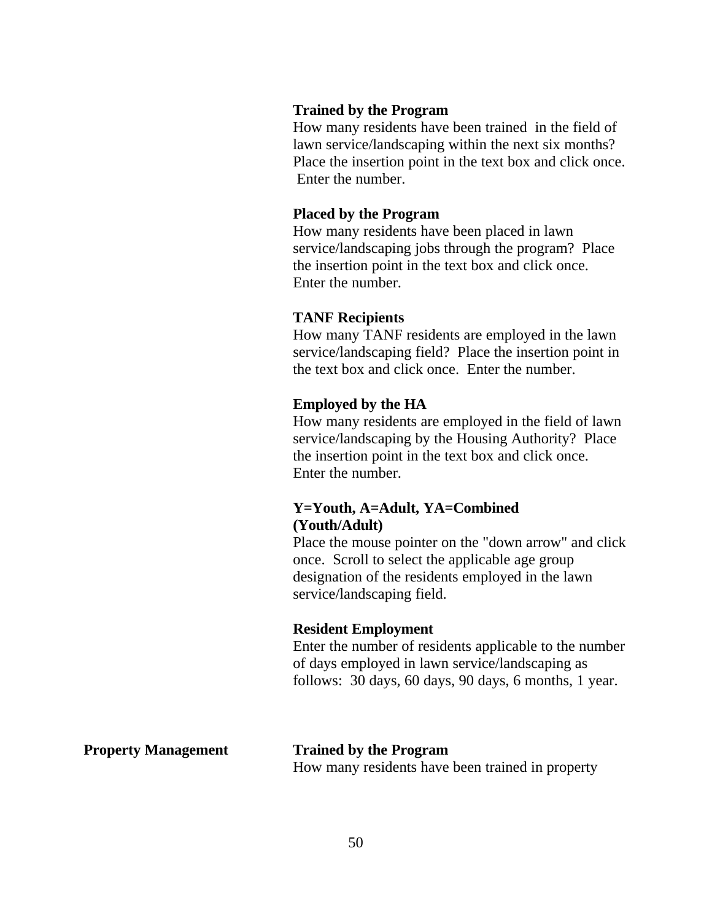**Trained by the Program**
How many residents have been trained in the field of lawn service/landscaping within the next six months? Place the insertion point in the text box and click once. Enter the number.

**Placed by the Program**
How many residents have been placed in lawn service/landscaping jobs through the program? Place the insertion point in the text box and click once. Enter the number.

**TANF Recipients**
How many TANF residents are employed in the lawn service/landscaping field? Place the insertion point in the text box and click once. Enter the number.

**Employed by the HA**
How many residents are employed in the field of lawn service/landscaping by the Housing Authority? Place the insertion point in the text box and click once. Enter the number.

**Y=Youth, A=Adult, YA=Combined (Youth/Adult)**
Place the mouse pointer on the "down arrow" and click once. Scroll to select the applicable age group designation of the residents employed in the lawn service/landscaping field.

**Resident Employment**
Enter the number of residents applicable to the number of days employed in lawn service/landscaping as follows: 30 days, 60 days, 90 days, 6 months, 1 year.

**Property Management**

**Trained by the Program**
How many residents have been trained in property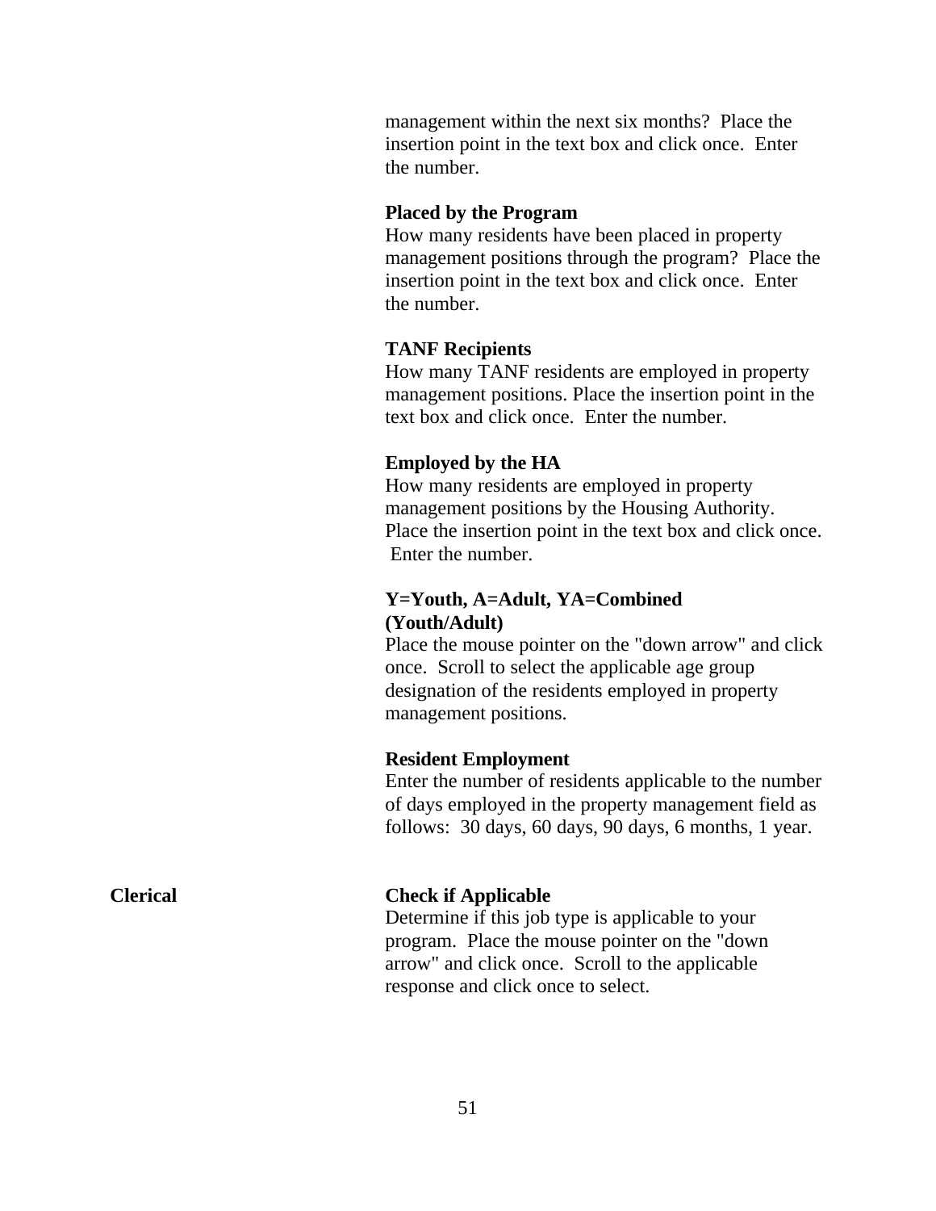management within the next six months? Place the insertion point in the text box and click once. Enter the number.

**Placed by the Program**
How many residents have been placed in property management positions through the program? Place the insertion point in the text box and click once. Enter the number.

**TANF Recipients**
How many TANF residents are employed in property management positions. Place the insertion point in the text box and click once. Enter the number.

**Employed by the HA**
How many residents are employed in property management positions by the Housing Authority. Place the insertion point in the text box and click once. Enter the number.

**Y=Youth, A=Adult, YA=Combined (Youth/Adult)**
Place the mouse pointer on the "down arrow" and click once. Scroll to select the applicable age group designation of the residents employed in property management positions.

**Resident Employment**
Enter the number of residents applicable to the number of days employed in the property management field as follows: 30 days, 60 days, 90 days, 6 months, 1 year.

**Clerical**

**Check if Applicable**
Determine if this job type is applicable to your program. Place the mouse pointer on the "down arrow" and click once. Scroll to the applicable response and click once to select.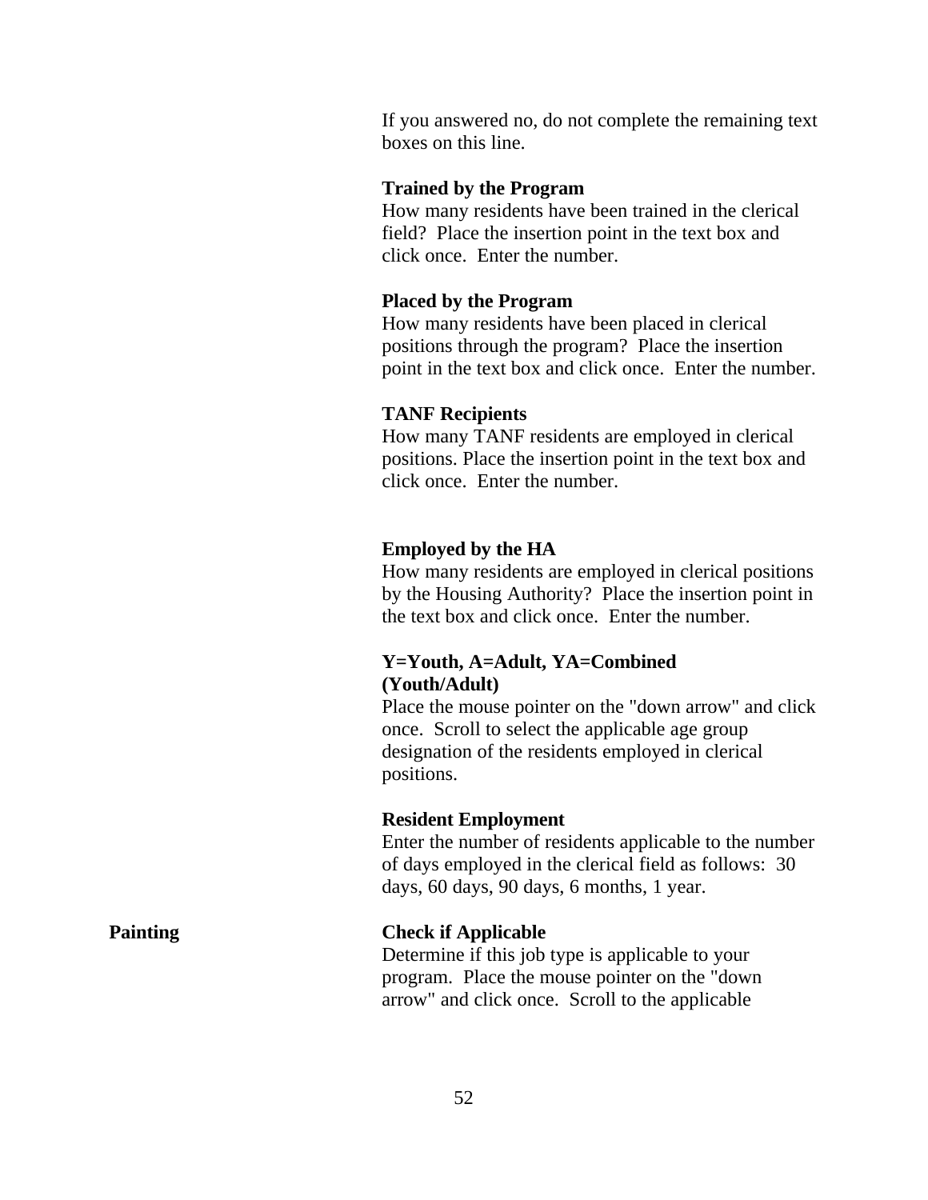If you answered no, do not complete the remaining text boxes on this line.

**Trained by the Program**
How many residents have been trained in the clerical field? Place the insertion point in the text box and click once. Enter the number.

**Placed by the Program**
How many residents have been placed in clerical positions through the program? Place the insertion point in the text box and click once. Enter the number.

**TANF Recipients**
How many TANF residents are employed in clerical positions. Place the insertion point in the text box and click once. Enter the number.

**Employed by the HA**
How many residents are employed in clerical positions by the Housing Authority? Place the insertion point in the text box and click once. Enter the number.

**Y=Youth, A=Adult, YA=Combined (Youth/Adult)**
Place the mouse pointer on the "down arrow" and click once. Scroll to select the applicable age group designation of the residents employed in clerical positions.

**Resident Employment**
Enter the number of residents applicable to the number of days employed in the clerical field as follows: 30 days, 60 days, 90 days, 6 months, 1 year.

**Painting**

**Check if Applicable**
Determine if this job type is applicable to your program. Place the mouse pointer on the "down arrow" and click once. Scroll to the applicable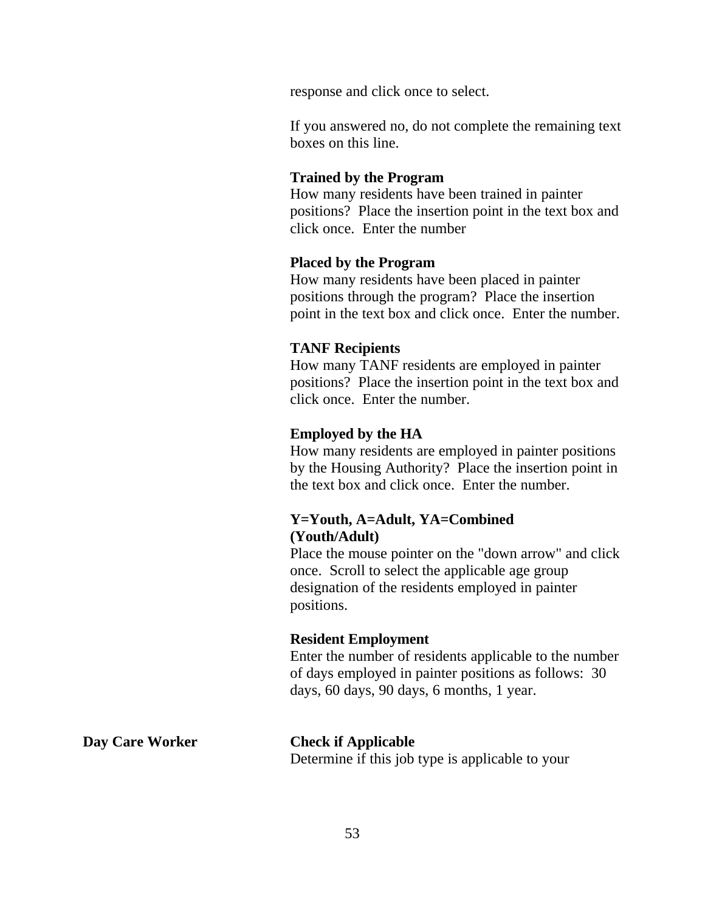response and click once to select.

If you answered no, do not complete the remaining text boxes on this line.

**Trained by the Program**
How many residents have been trained in painter positions?  Place the insertion point in the text box and click once.  Enter the number

**Placed by the Program**
How many residents have been placed in painter positions through the program?  Place the insertion point in the text box and click once.  Enter the number.

**TANF Recipients**
How many TANF residents are employed in painter positions?  Place the insertion point in the text box and click once.  Enter the number.

**Employed by the HA**
How many residents are employed in painter positions by the Housing Authority?  Place the insertion point in the text box and click once.  Enter the number.

**Y=Youth, A=Adult, YA=Combined (Youth/Adult)**
Place the mouse pointer on the "down arrow" and click once.  Scroll to select the applicable age group designation of the residents employed in painter positions.

**Resident Employment**
Enter the number of residents applicable to the number of days employed in painter positions as follows:  30 days, 60 days, 90 days, 6 months, 1 year.

**Day Care Worker**

**Check if Applicable**
Determine if this job type is applicable to your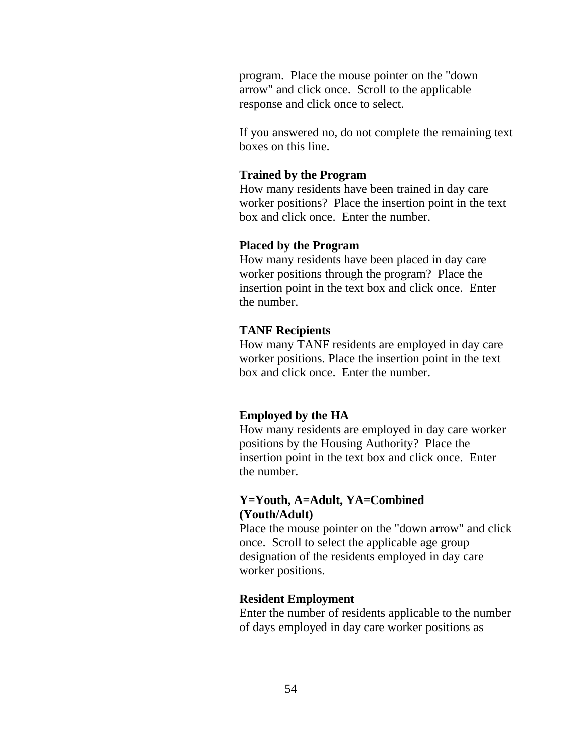program.  Place the mouse pointer on the "down arrow" and click once.  Scroll to the applicable response and click once to select.

If you answered no, do not complete the remaining text boxes on this line.

**Trained by the Program**
How many residents have been trained in day care worker positions?  Place the insertion point in the text box and click once.  Enter the number.

**Placed by the Program**
How many residents have been placed in day care worker positions through the program?  Place the insertion point in the text box and click once.  Enter the number.

**TANF Recipients**
How many TANF residents are employed in day care worker positions. Place the insertion point in the text box and click once.  Enter the number.

**Employed by the HA**
How many residents are employed in day care worker positions by the Housing Authority?  Place the insertion point in the text box and click once.  Enter the number.

**Y=Youth, A=Adult, YA=Combined (Youth/Adult)**
Place the mouse pointer on the "down arrow" and click once.  Scroll to select the applicable age group designation of the residents employed in day care worker positions.

**Resident Employment**
Enter the number of residents applicable to the number of days employed in day care worker positions as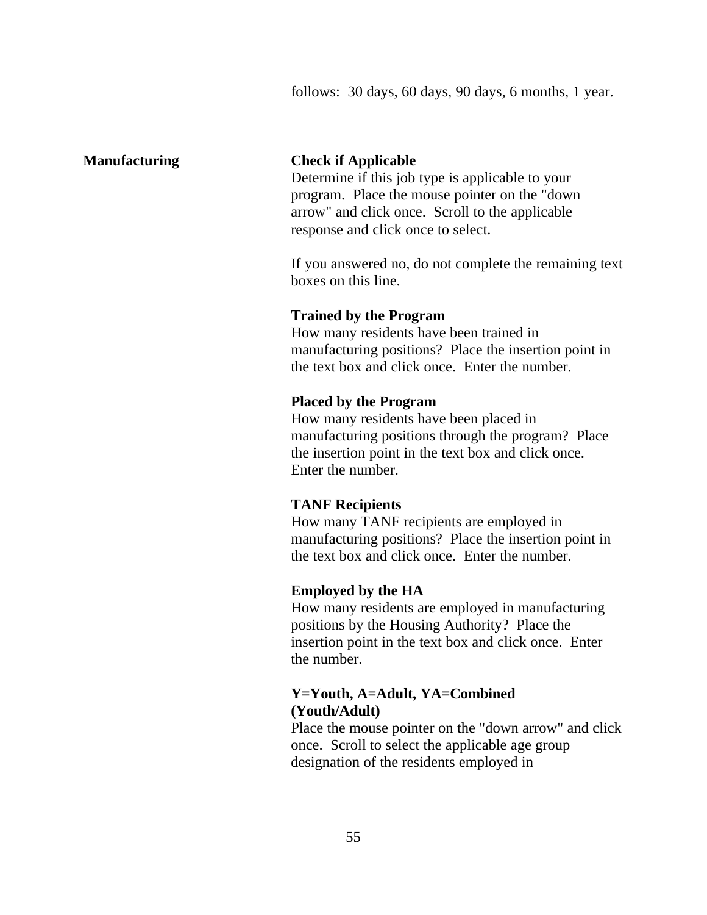follows: 30 days, 60 days, 90 days, 6 months, 1 year.

**Manufacturing**

**Check if Applicable**
Determine if this job type is applicable to your program. Place the mouse pointer on the "down arrow" and click once. Scroll to the applicable response and click once to select.

If you answered no, do not complete the remaining text boxes on this line.

**Trained by the Program**
How many residents have been trained in manufacturing positions? Place the insertion point in the text box and click once. Enter the number.

**Placed by the Program**
How many residents have been placed in manufacturing positions through the program? Place the insertion point in the text box and click once. Enter the number.

**TANF Recipients**
How many TANF recipients are employed in manufacturing positions? Place the insertion point in the text box and click once. Enter the number.

**Employed by the HA**
How many residents are employed in manufacturing positions by the Housing Authority? Place the insertion point in the text box and click once. Enter the number.

**Y=Youth, A=Adult, YA=Combined (Youth/Adult)**
Place the mouse pointer on the "down arrow" and click once. Scroll to select the applicable age group designation of the residents employed in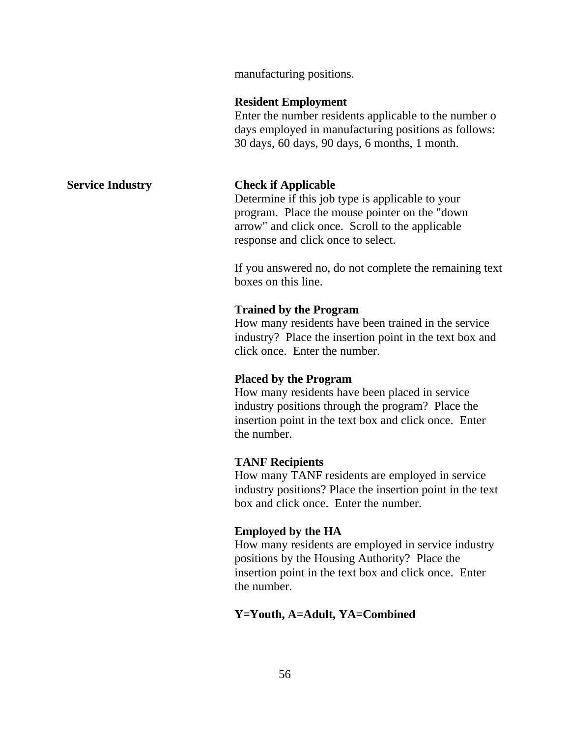manufacturing positions.

**Resident Employment**
Enter the number residents applicable to the number o days employed in manufacturing positions as follows: 30 days, 60 days, 90 days, 6 months, 1 month.

**Service Industry**

**Check if Applicable**
Determine if this job type is applicable to your program. Place the mouse pointer on the "down arrow" and click once. Scroll to the applicable response and click once to select.

If you answered no, do not complete the remaining text boxes on this line.

**Trained by the Program**
How many residents have been trained in the service industry? Place the insertion point in the text box and click once. Enter the number.

**Placed by the Program**
How many residents have been placed in service industry positions through the program? Place the insertion point in the text box and click once. Enter the number.

**TANF Recipients**
How many TANF residents are employed in service industry positions? Place the insertion point in the text box and click once. Enter the number.

**Employed by the HA**
How many residents are employed in service industry positions by the Housing Authority? Place the insertion point in the text box and click once. Enter the number.

**Y=Youth, A=Adult, YA=Combined**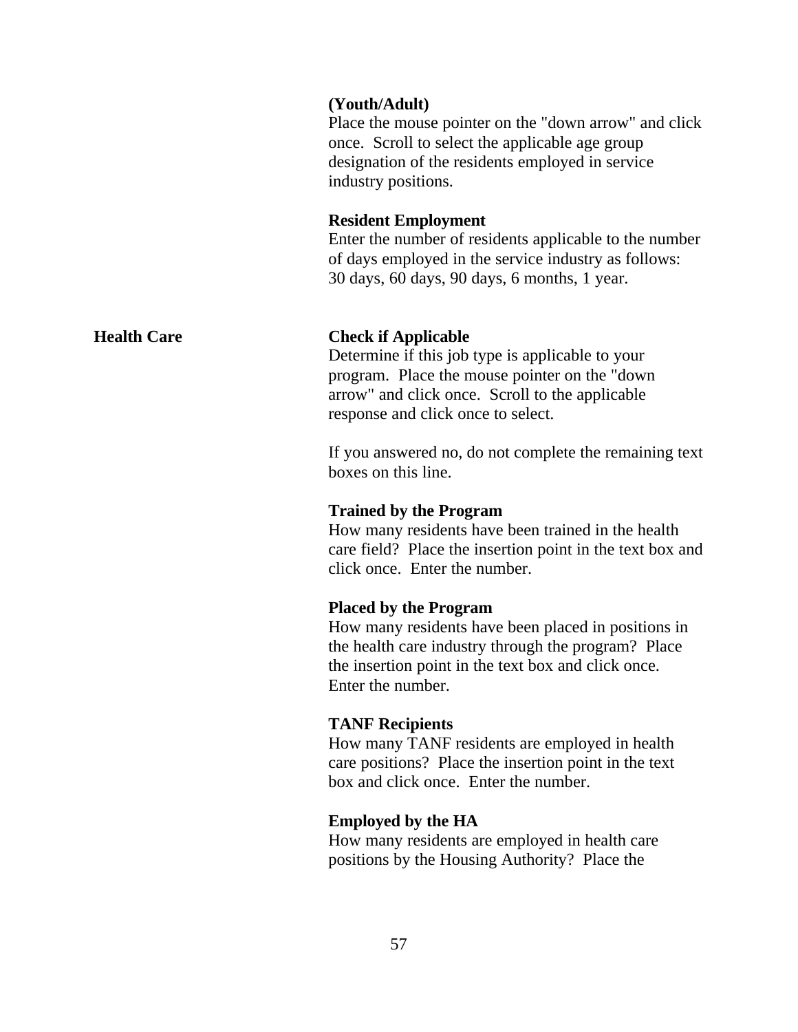**(Youth/Adult)**
Place the mouse pointer on the "down arrow" and click once. Scroll to select the applicable age group designation of the residents employed in service industry positions.

**Resident Employment**
Enter the number of residents applicable to the number of days employed in the service industry as follows: 30 days, 60 days, 90 days, 6 months, 1 year.

**Health Care**

**Check if Applicable**
Determine if this job type is applicable to your program. Place the mouse pointer on the "down arrow" and click once. Scroll to the applicable response and click once to select.

If you answered no, do not complete the remaining text boxes on this line.

**Trained by the Program**
How many residents have been trained in the health care field? Place the insertion point in the text box and click once. Enter the number.

**Placed by the Program**
How many residents have been placed in positions in the health care industry through the program? Place the insertion point in the text box and click once. Enter the number.

**TANF Recipients**
How many TANF residents are employed in health care positions? Place the insertion point in the text box and click once. Enter the number.

**Employed by the HA**
How many residents are employed in health care positions by the Housing Authority? Place the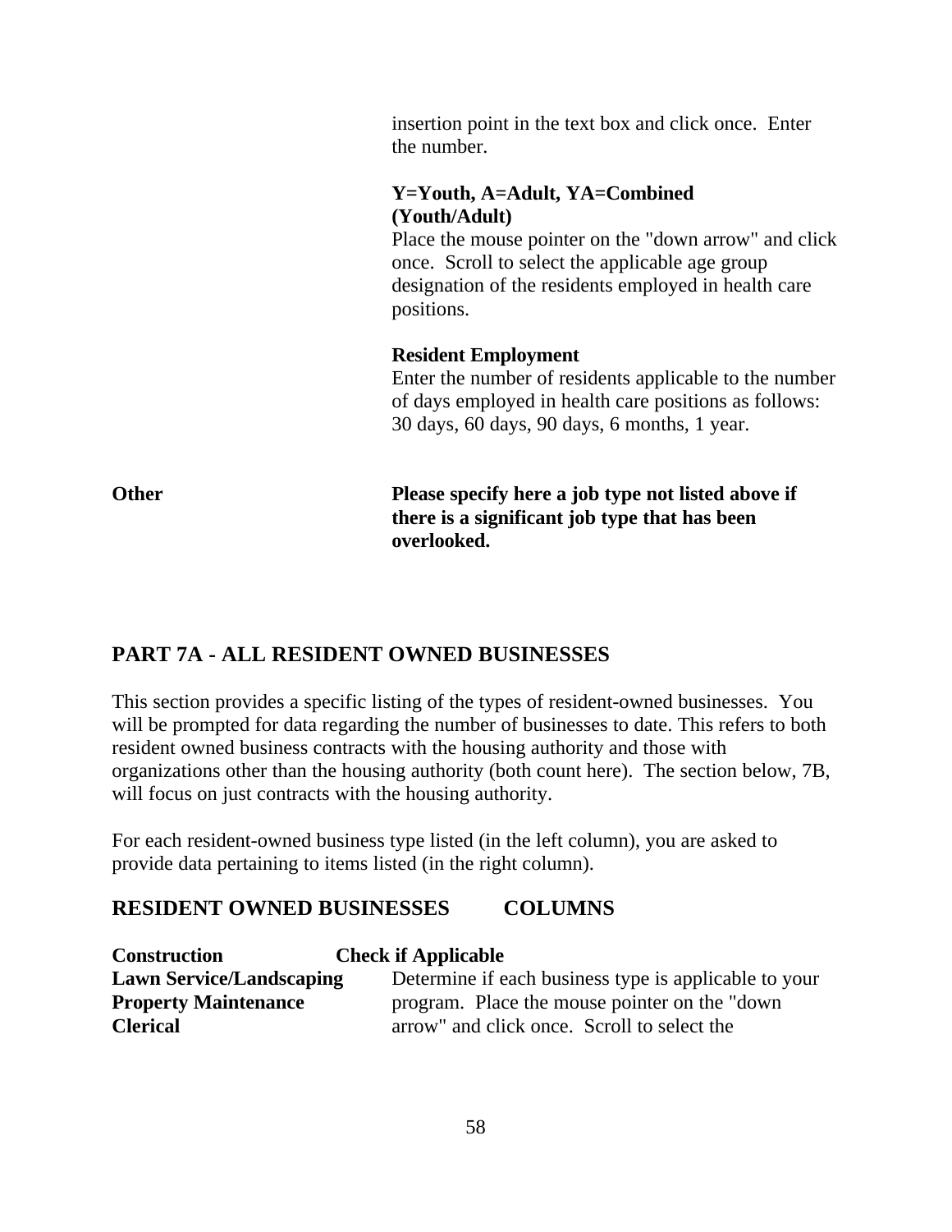insertion point in the text box and click once. Enter the number.

**Y=Youth, A=Adult, YA=Combined (Youth/Adult)**
Place the mouse pointer on the "down arrow" and click once. Scroll to select the applicable age group designation of the residents employed in health care positions.

**Resident Employment**
Enter the number of residents applicable to the number of days employed in health care positions as follows: 30 days, 60 days, 90 days, 6 months, 1 year.

**Other** — **Please specify here a job type not listed above if there is a significant job type that has been overlooked.**

## PART 7A - ALL RESIDENT OWNED BUSINESSES

This section provides a specific listing of the types of resident-owned businesses. You will be prompted for data regarding the number of businesses to date. This refers to both resident owned business contracts with the housing authority and those with organizations other than the housing authority (both count here). The section below, 7B, will focus on just contracts with the housing authority.

For each resident-owned business type listed (in the left column), you are asked to provide data pertaining to items listed (in the right column).

### RESIDENT OWNED BUSINESSES — COLUMNS

| RESIDENT OWNED BUSINESSES | COLUMNS |
|---|---|
| **Construction** | **Check if Applicable** |
| **Lawn Service/Landscaping** | Determine if each business type is applicable to your |
| **Property Maintenance** | program. Place the mouse pointer on the "down |
| **Clerical** | arrow" and click once. Scroll to select the |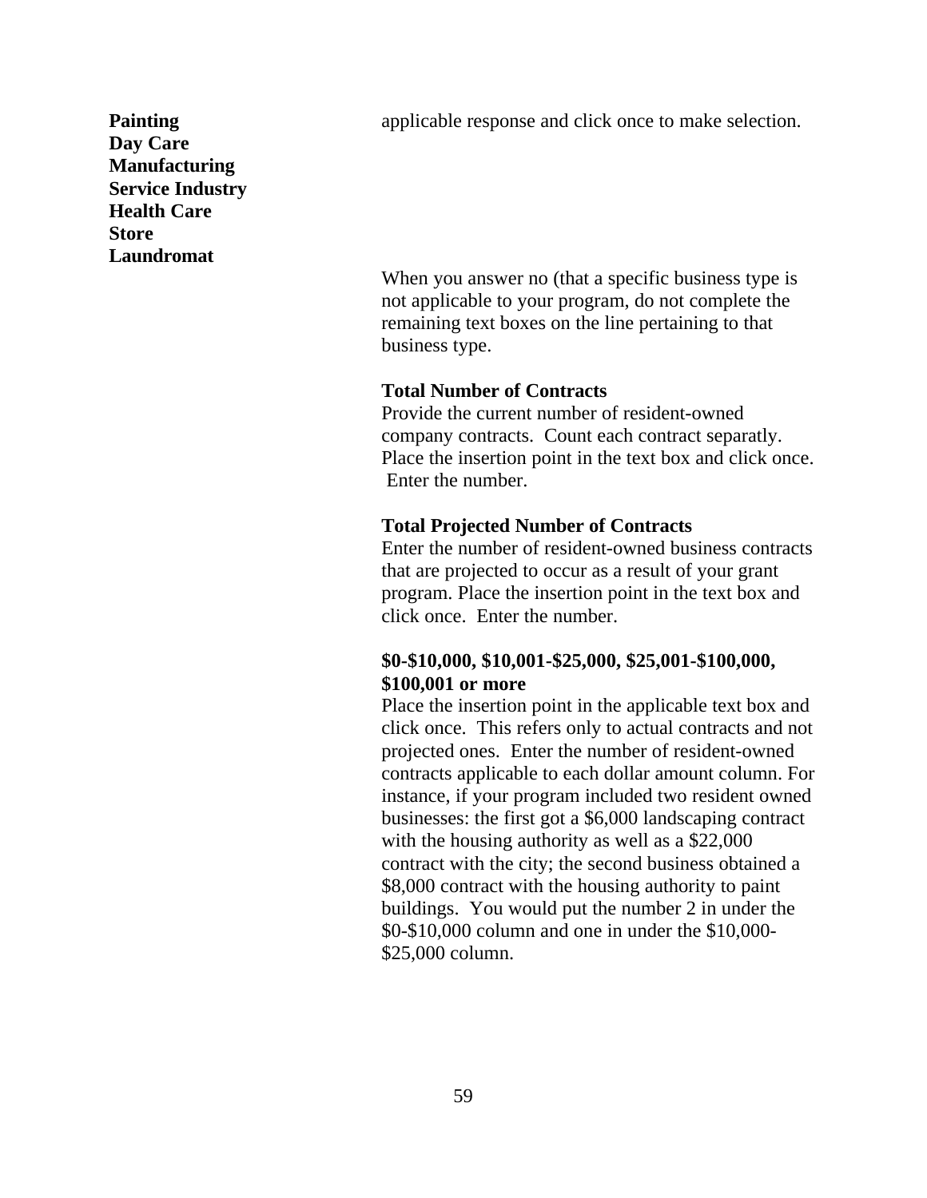**Painting**
**Day Care**
**Manufacturing**
**Service Industry**
**Health Care**
**Store**
**Laundromat**

applicable response and click once to make selection.

When you answer no (that a specific business type is not applicable to your program, do not complete the remaining text boxes on the line pertaining to that business type.

**Total Number of Contracts**

Provide the current number of resident-owned company contracts. Count each contract separatly. Place the insertion point in the text box and click once. Enter the number.

**Total Projected Number of Contracts**

Enter the number of resident-owned business contracts that are projected to occur as a result of your grant program. Place the insertion point in the text box and click once. Enter the number.

**$0-$10,000, $10,001-$25,000, $25,001-$100,000, $100,001 or more**

Place the insertion point in the applicable text box and click once. This refers only to actual contracts and not projected ones. Enter the number of resident-owned contracts applicable to each dollar amount column. For instance, if your program included two resident owned businesses: the first got a $6,000 landscaping contract with the housing authority as well as a $22,000 contract with the city; the second business obtained a $8,000 contract with the housing authority to paint buildings. You would put the number 2 in under the $0-$10,000 column and one in under the $10,000-$25,000 column.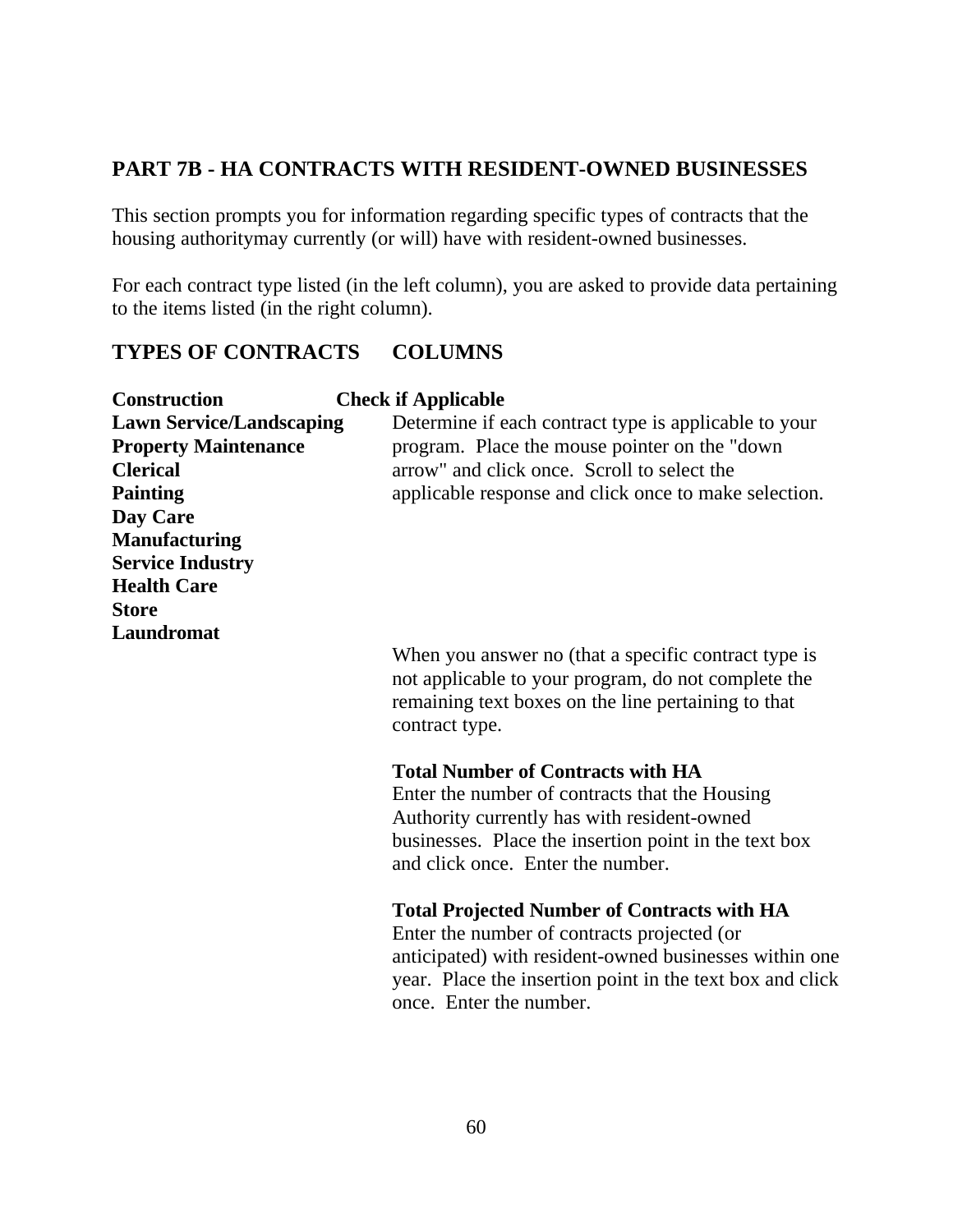## PART 7B - HA CONTRACTS WITH RESIDENT-OWNED BUSINESSES

This section prompts you for information regarding specific types of contracts that the housing authoritymay currently (or will) have with resident-owned businesses.

For each contract type listed (in the left column), you are asked to provide data pertaining to the items listed (in the right column).

| TYPES OF CONTRACTS | COLUMNS |
|---|---|
| **Construction**<br>**Lawn Service/Landscaping**<br>**Property Maintenance**<br>**Clerical**<br>**Painting**<br>**Day Care**<br>**Manufacturing**<br>**Service Industry**<br>**Health Care**<br>**Store**<br>**Laundromat** | **Check if Applicable**<br>Determine if each contract type is applicable to your program. Place the mouse pointer on the "down arrow" and click once. Scroll to select the applicable response and click once to make selection.<br><br>When you answer no (that a specific contract type is not applicable to your program, do not complete the remaining text boxes on the line pertaining to that contract type.<br><br>**Total Number of Contracts with HA**<br>Enter the number of contracts that the Housing Authority currently has with resident-owned businesses. Place the insertion point in the text box and click once. Enter the number.<br><br>**Total Projected Number of Contracts with HA**<br>Enter the number of contracts projected (or anticipated) with resident-owned businesses within one year. Place the insertion point in the text box and click once. Enter the number. |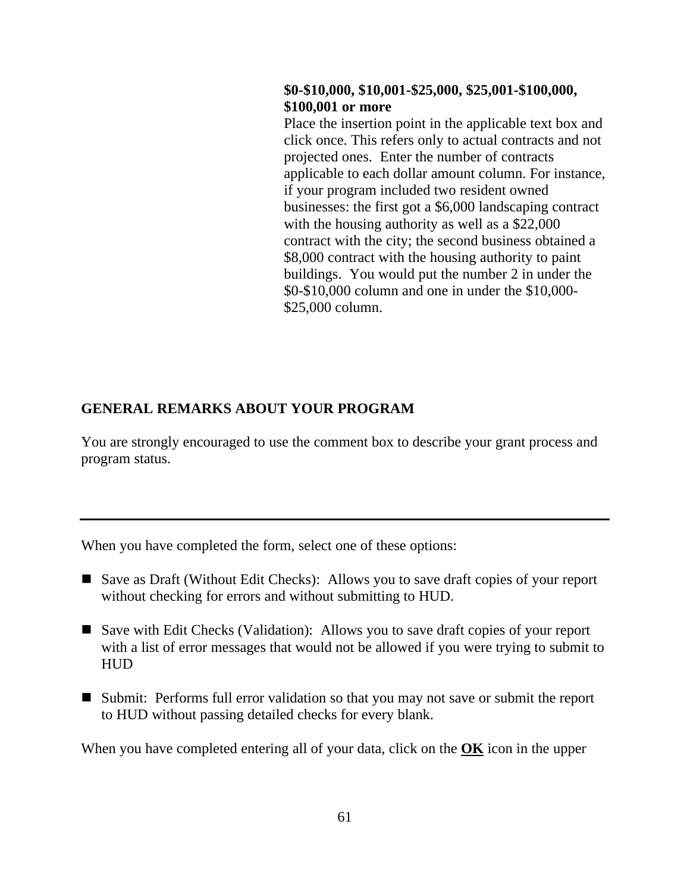**$0-$10,000, $10,001-$25,000, $25,001-$100,000, $100,001 or more**

Place the insertion point in the applicable text box and click once. This refers only to actual contracts and not projected ones. Enter the number of contracts applicable to each dollar amount column. For instance, if your program included two resident owned businesses: the first got a $6,000 landscaping contract with the housing authority as well as a $22,000 contract with the city; the second business obtained a $8,000 contract with the housing authority to paint buildings. You would put the number 2 in under the $0-$10,000 column and one in under the $10,000-$25,000 column.

## GENERAL REMARKS ABOUT YOUR PROGRAM

You are strongly encouraged to use the comment box to describe your grant process and program status.

---

When you have completed the form, select one of these options:

- Save as Draft (Without Edit Checks): Allows you to save draft copies of your report without checking for errors and without submitting to HUD.
- Save with Edit Checks (Validation): Allows you to save draft copies of your report with a list of error messages that would not be allowed if you were trying to submit to HUD
- Submit: Performs full error validation so that you may not save or submit the report to HUD without passing detailed checks for every blank.

When you have completed entering all of your data, click on the **OK** icon in the upper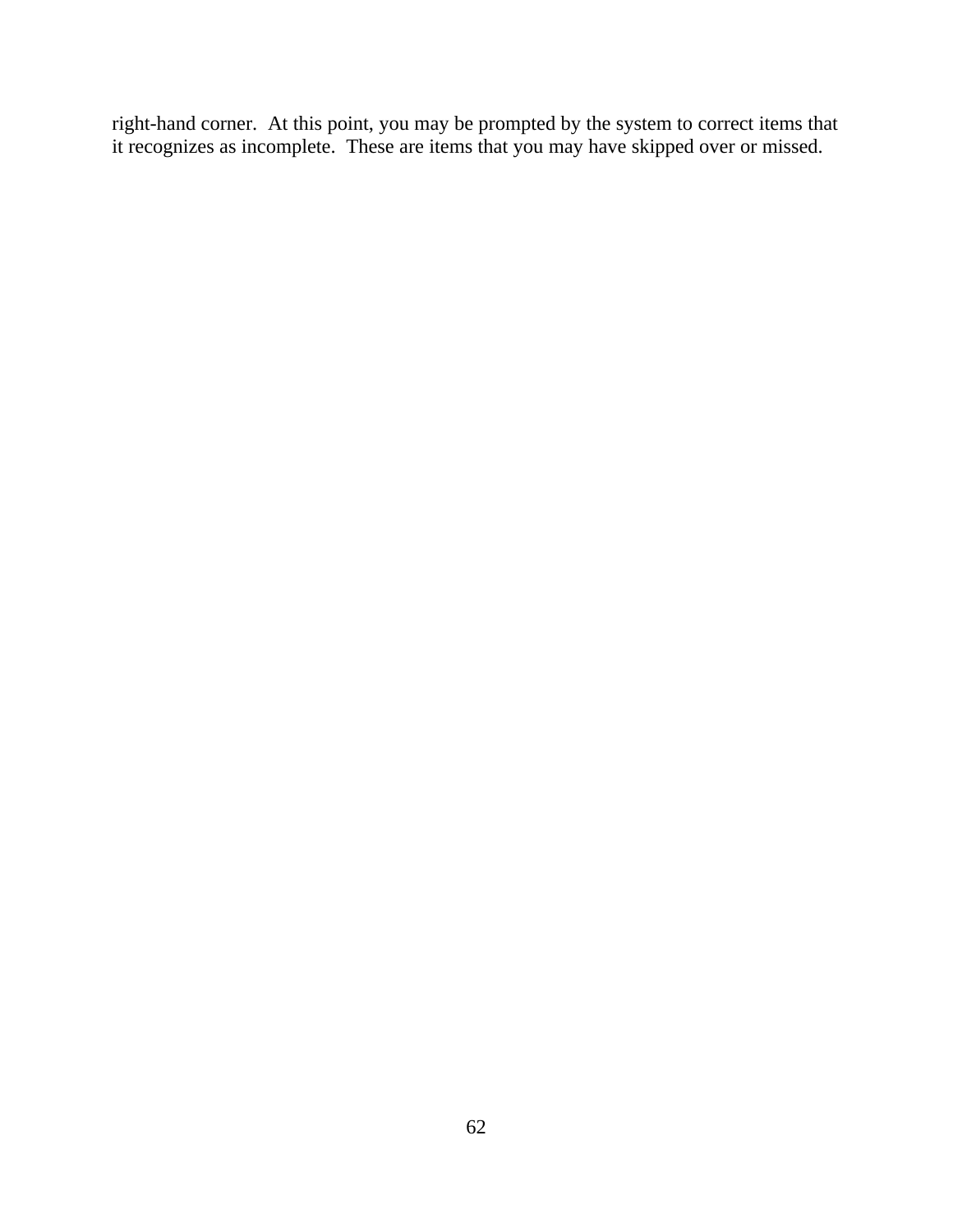right-hand corner. At this point, you may be prompted by the system to correct items that it recognizes as incomplete. These are items that you may have skipped over or missed.